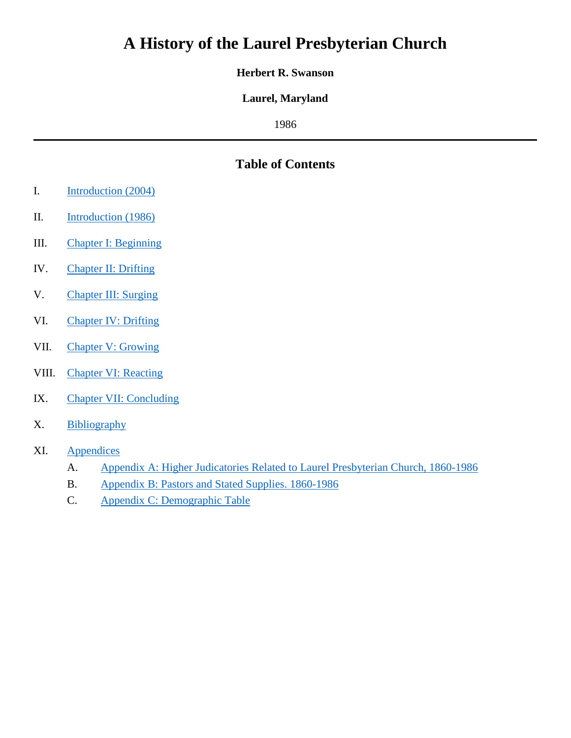# A History of the Laurel Presbyterian Church

**Herbert R. Swanson**

**Laurel, Maryland**

1986

---

## Table of Contents

I. Introduction (2004)

II. Introduction (1986)

III. Chapter I: Beginning

IV. Chapter II: Drifting

V. Chapter III: Surging

VI. Chapter IV: Drifting

VII. Chapter V: Growing

VIII. Chapter VI: Reacting

IX. Chapter VII: Concluding

X. Bibliography

XI. Appendices

  A. Appendix A: Higher Judicatories Related to Laurel Presbyterian Church, 1860-1986

  B. Appendix B: Pastors and Stated Supplies. 1860-1986

  C. Appendix C: Demographic Table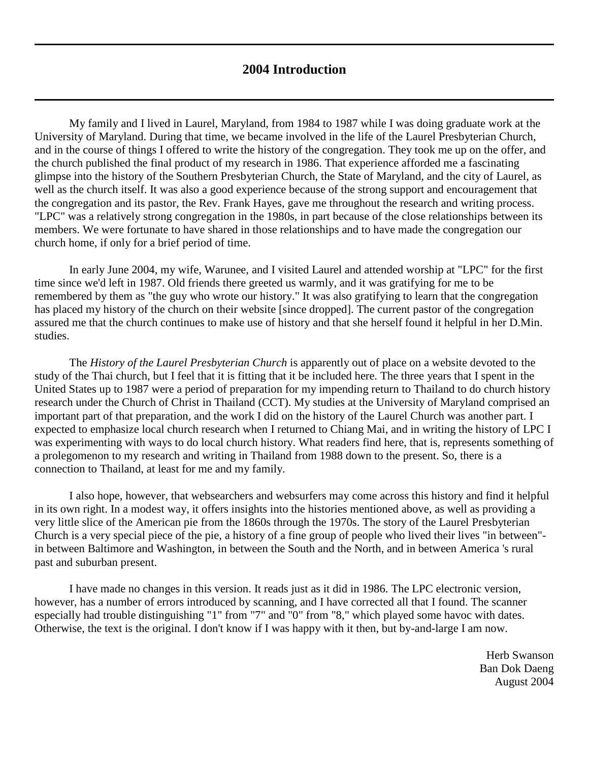## 2004 Introduction

My family and I lived in Laurel, Maryland, from 1984 to 1987 while I was doing graduate work at the University of Maryland. During that time, we became involved in the life of the Laurel Presbyterian Church, and in the course of things I offered to write the history of the congregation. They took me up on the offer, and the church published the final product of my research in 1986. That experience afforded me a fascinating glimpse into the history of the Southern Presbyterian Church, the State of Maryland, and the city of Laurel, as well as the church itself. It was also a good experience because of the strong support and encouragement that the congregation and its pastor, the Rev. Frank Hayes, gave me throughout the research and writing process. "LPC" was a relatively strong congregation in the 1980s, in part because of the close relationships between its members. We were fortunate to have shared in those relationships and to have made the congregation our church home, if only for a brief period of time.

In early June 2004, my wife, Warunee, and I visited Laurel and attended worship at "LPC" for the first time since we'd left in 1987. Old friends there greeted us warmly, and it was gratifying for me to be remembered by them as "the guy who wrote our history." It was also gratifying to learn that the congregation has placed my history of the church on their website [since dropped]. The current pastor of the congregation assured me that the church continues to make use of history and that she herself found it helpful in her D.Min. studies.

The *History of the Laurel Presbyterian Church* is apparently out of place on a website devoted to the study of the Thai church, but I feel that it is fitting that it be included here. The three years that I spent in the United States up to 1987 were a period of preparation for my impending return to Thailand to do church history research under the Church of Christ in Thailand (CCT). My studies at the University of Maryland comprised an important part of that preparation, and the work I did on the history of the Laurel Church was another part. I expected to emphasize local church research when I returned to Chiang Mai, and in writing the history of LPC I was experimenting with ways to do local church history. What readers find here, that is, represents something of a prolegomenon to my research and writing in Thailand from 1988 down to the present. So, there is a connection to Thailand, at least for me and my family.

I also hope, however, that websearchers and websurfers may come across this history and find it helpful in its own right. In a modest way, it offers insights into the histories mentioned above, as well as providing a very little slice of the American pie from the 1860s through the 1970s. The story of the Laurel Presbyterian Church is a very special piece of the pie, a history of a fine group of people who lived their lives "in between"-in between Baltimore and Washington, in between the South and the North, and in between America 's rural past and suburban present.

I have made no changes in this version. It reads just as it did in 1986. The LPC electronic version, however, has a number of errors introduced by scanning, and I have corrected all that I found. The scanner especially had trouble distinguishing "1" from "7" and "0" from "8," which played some havoc with dates. Otherwise, the text is the original. I don't know if I was happy with it then, but by-and-large I am now.

Herb Swanson
Ban Dok Daeng
August 2004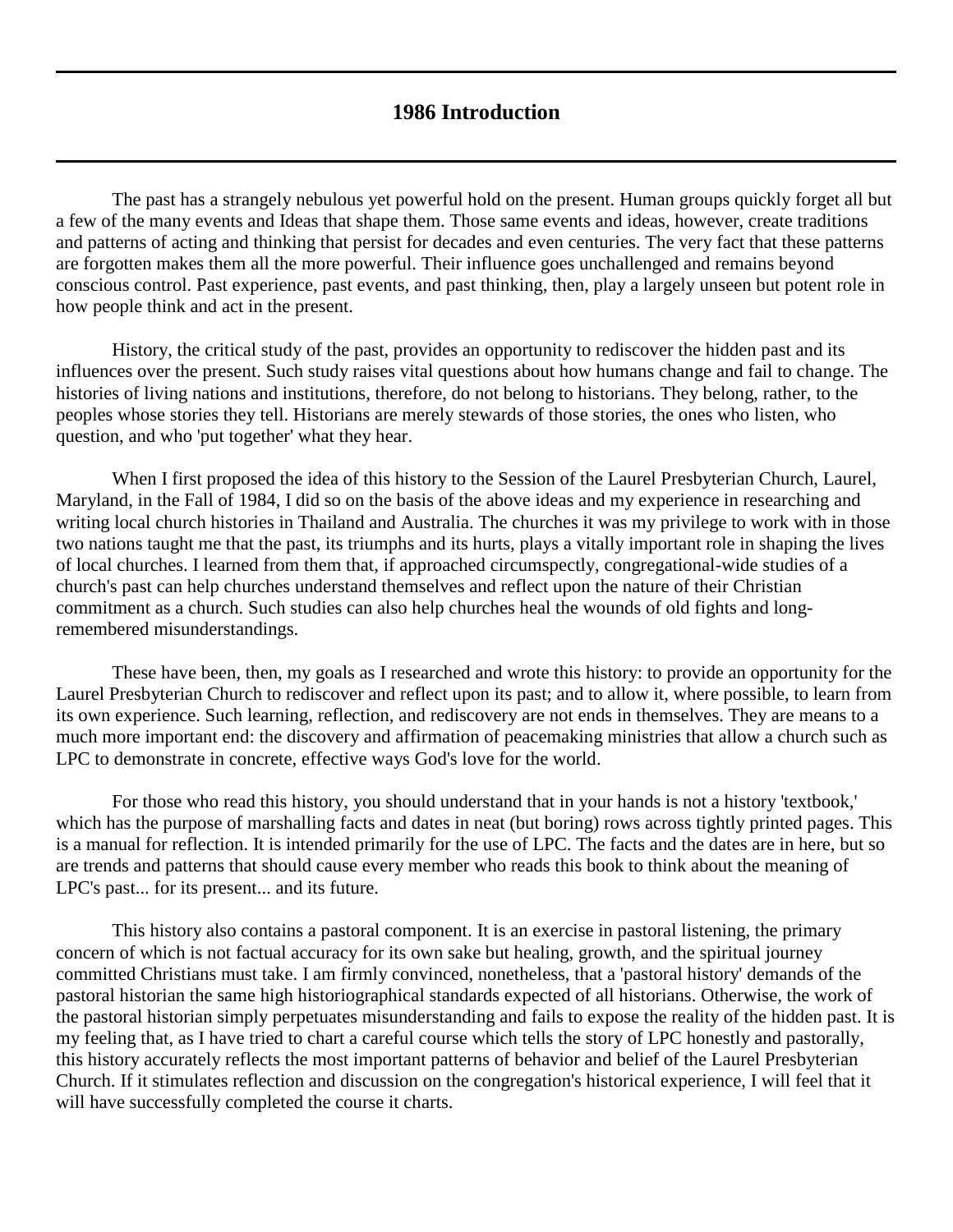# 1986 Introduction

The past has a strangely nebulous yet powerful hold on the present. Human groups quickly forget all but a few of the many events and Ideas that shape them. Those same events and ideas, however, create traditions and patterns of acting and thinking that persist for decades and even centuries. The very fact that these patterns are forgotten makes them all the more powerful. Their influence goes unchallenged and remains beyond conscious control. Past experience, past events, and past thinking, then, play a largely unseen but potent role in how people think and act in the present.

History, the critical study of the past, provides an opportunity to rediscover the hidden past and its influences over the present. Such study raises vital questions about how humans change and fail to change. The histories of living nations and institutions, therefore, do not belong to historians. They belong, rather, to the peoples whose stories they tell. Historians are merely stewards of those stories, the ones who listen, who question, and who 'put together' what they hear.

When I first proposed the idea of this history to the Session of the Laurel Presbyterian Church, Laurel, Maryland, in the Fall of 1984, I did so on the basis of the above ideas and my experience in researching and writing local church histories in Thailand and Australia. The churches it was my privilege to work with in those two nations taught me that the past, its triumphs and its hurts, plays a vitally important role in shaping the lives of local churches. I learned from them that, if approached circumspectly, congregational-wide studies of a church's past can help churches understand themselves and reflect upon the nature of their Christian commitment as a church. Such studies can also help churches heal the wounds of old fights and long-remembered misunderstandings.

These have been, then, my goals as I researched and wrote this history: to provide an opportunity for the Laurel Presbyterian Church to rediscover and reflect upon its past; and to allow it, where possible, to learn from its own experience. Such learning, reflection, and rediscovery are not ends in themselves. They are means to a much more important end: the discovery and affirmation of peacemaking ministries that allow a church such as LPC to demonstrate in concrete, effective ways God's love for the world.

For those who read this history, you should understand that in your hands is not a history 'textbook,' which has the purpose of marshalling facts and dates in neat (but boring) rows across tightly printed pages. This is a manual for reflection. It is intended primarily for the use of LPC. The facts and the dates are in here, but so are trends and patterns that should cause every member who reads this book to think about the meaning of LPC's past... for its present... and its future.

This history also contains a pastoral component. It is an exercise in pastoral listening, the primary concern of which is not factual accuracy for its own sake but healing, growth, and the spiritual journey committed Christians must take. I am firmly convinced, nonetheless, that a 'pastoral history' demands of the pastoral historian the same high historiographical standards expected of all historians. Otherwise, the work of the pastoral historian simply perpetuates misunderstanding and fails to expose the reality of the hidden past. It is my feeling that, as I have tried to chart a careful course which tells the story of LPC honestly and pastorally, this history accurately reflects the most important patterns of behavior and belief of the Laurel Presbyterian Church. If it stimulates reflection and discussion on the congregation's historical experience, I will feel that it will have successfully completed the course it charts.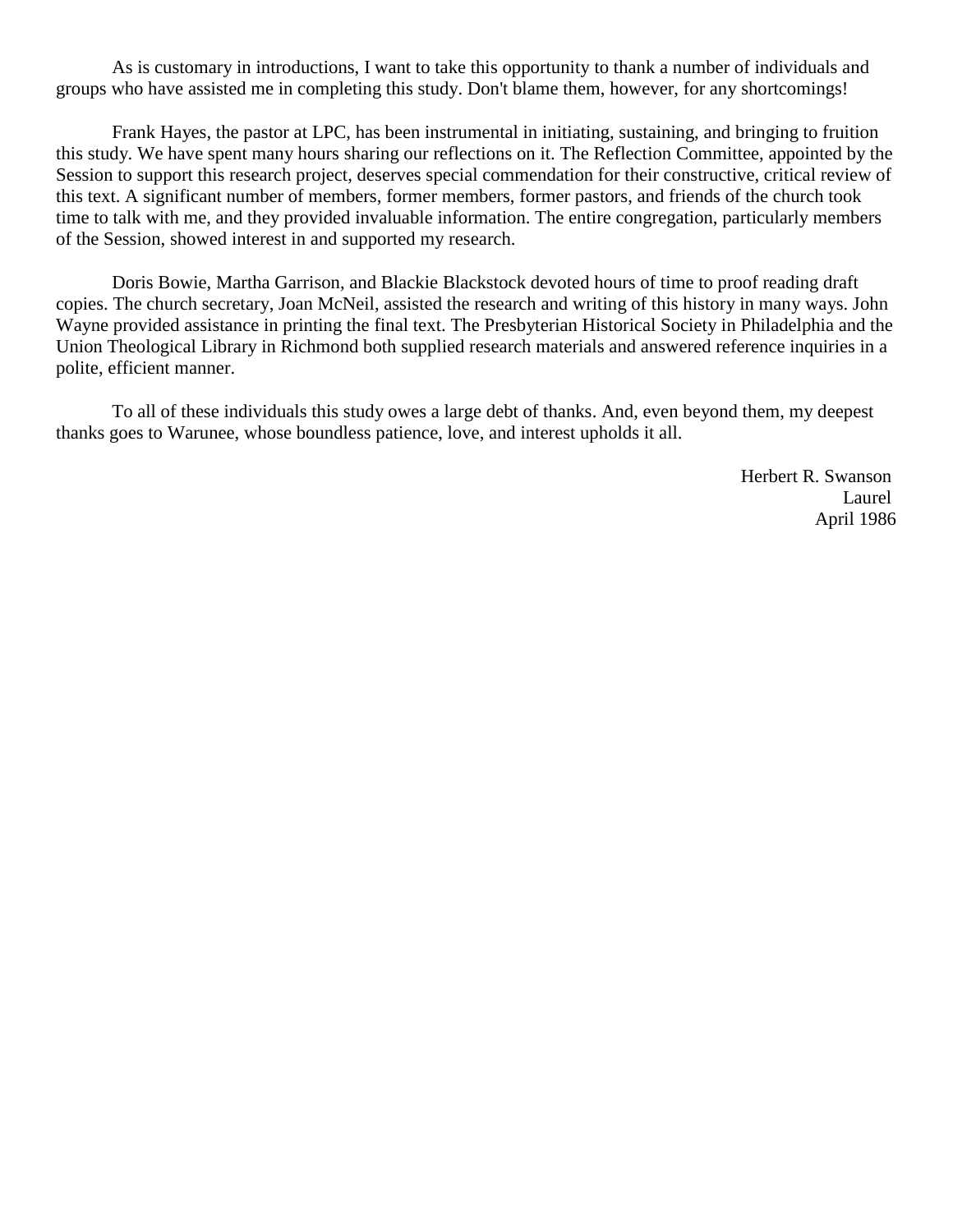As is customary in introductions, I want to take this opportunity to thank a number of individuals and groups who have assisted me in completing this study. Don't blame them, however, for any shortcomings!

Frank Hayes, the pastor at LPC, has been instrumental in initiating, sustaining, and bringing to fruition this study. We have spent many hours sharing our reflections on it. The Reflection Committee, appointed by the Session to support this research project, deserves special commendation for their constructive, critical review of this text. A significant number of members, former members, former pastors, and friends of the church took time to talk with me, and they provided invaluable information. The entire congregation, particularly members of the Session, showed interest in and supported my research.

Doris Bowie, Martha Garrison, and Blackie Blackstock devoted hours of time to proof reading draft copies. The church secretary, Joan McNeil, assisted the research and writing of this history in many ways. John Wayne provided assistance in printing the final text. The Presbyterian Historical Society in Philadelphia and the Union Theological Library in Richmond both supplied research materials and answered reference inquiries in a polite, efficient manner.

To all of these individuals this study owes a large debt of thanks. And, even beyond them, my deepest thanks goes to Warunee, whose boundless patience, love, and interest upholds it all.

Herbert R. Swanson
Laurel
April 1986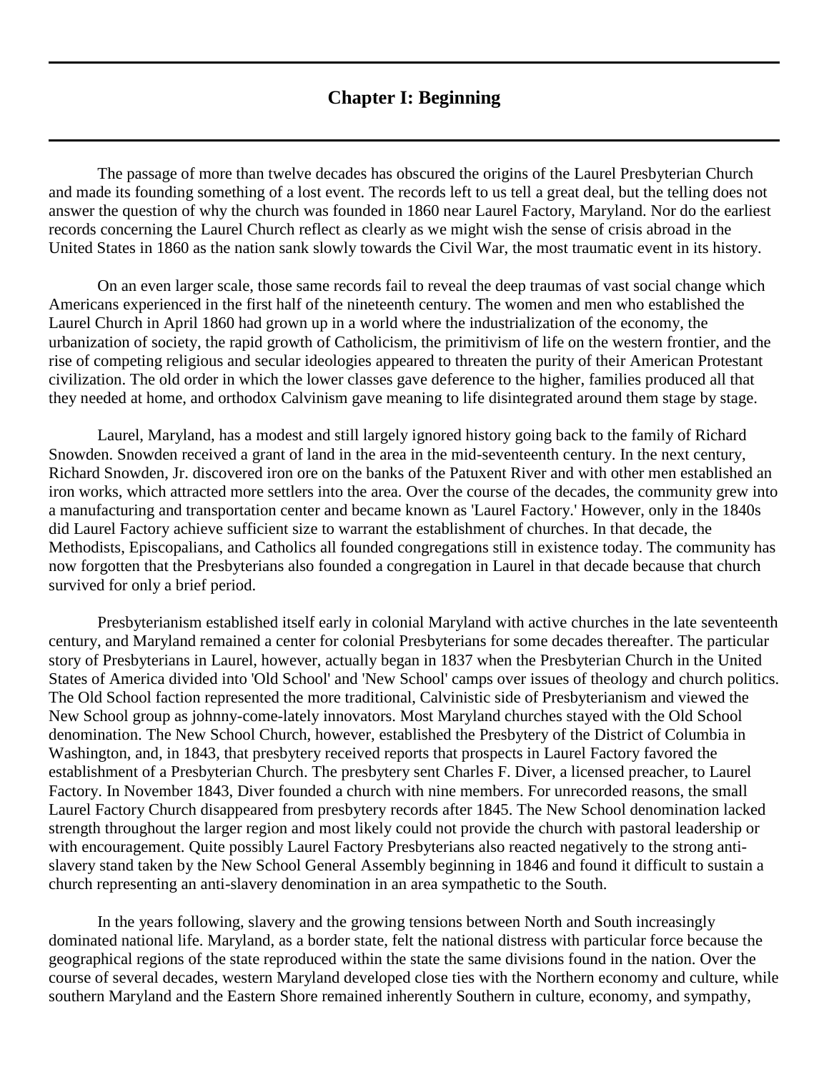# Chapter I: Beginning

The passage of more than twelve decades has obscured the origins of the Laurel Presbyterian Church and made its founding something of a lost event. The records left to us tell a great deal, but the telling does not answer the question of why the church was founded in 1860 near Laurel Factory, Maryland. Nor do the earliest records concerning the Laurel Church reflect as clearly as we might wish the sense of crisis abroad in the United States in 1860 as the nation sank slowly towards the Civil War, the most traumatic event in its history.

On an even larger scale, those same records fail to reveal the deep traumas of vast social change which Americans experienced in the first half of the nineteenth century. The women and men who established the Laurel Church in April 1860 had grown up in a world where the industrialization of the economy, the urbanization of society, the rapid growth of Catholicism, the primitivism of life on the western frontier, and the rise of competing religious and secular ideologies appeared to threaten the purity of their American Protestant civilization. The old order in which the lower classes gave deference to the higher, families produced all that they needed at home, and orthodox Calvinism gave meaning to life disintegrated around them stage by stage.

Laurel, Maryland, has a modest and still largely ignored history going back to the family of Richard Snowden. Snowden received a grant of land in the area in the mid-seventeenth century. In the next century, Richard Snowden, Jr. discovered iron ore on the banks of the Patuxent River and with other men established an iron works, which attracted more settlers into the area. Over the course of the decades, the community grew into a manufacturing and transportation center and became known as 'Laurel Factory.' However, only in the 1840s did Laurel Factory achieve sufficient size to warrant the establishment of churches. In that decade, the Methodists, Episcopalians, and Catholics all founded congregations still in existence today. The community has now forgotten that the Presbyterians also founded a congregation in Laurel in that decade because that church survived for only a brief period.

Presbyterianism established itself early in colonial Maryland with active churches in the late seventeenth century, and Maryland remained a center for colonial Presbyterians for some decades thereafter. The particular story of Presbyterians in Laurel, however, actually began in 1837 when the Presbyterian Church in the United States of America divided into 'Old School' and 'New School' camps over issues of theology and church politics. The Old School faction represented the more traditional, Calvinistic side of Presbyterianism and viewed the New School group as johnny-come-lately innovators. Most Maryland churches stayed with the Old School denomination. The New School Church, however, established the Presbytery of the District of Columbia in Washington, and, in 1843, that presbytery received reports that prospects in Laurel Factory favored the establishment of a Presbyterian Church. The presbytery sent Charles F. Diver, a licensed preacher, to Laurel Factory. In November 1843, Diver founded a church with nine members. For unrecorded reasons, the small Laurel Factory Church disappeared from presbytery records after 1845. The New School denomination lacked strength throughout the larger region and most likely could not provide the church with pastoral leadership or with encouragement. Quite possibly Laurel Factory Presbyterians also reacted negatively to the strong anti-slavery stand taken by the New School General Assembly beginning in 1846 and found it difficult to sustain a church representing an anti-slavery denomination in an area sympathetic to the South.

In the years following, slavery and the growing tensions between North and South increasingly dominated national life. Maryland, as a border state, felt the national distress with particular force because the geographical regions of the state reproduced within the state the same divisions found in the nation. Over the course of several decades, western Maryland developed close ties with the Northern economy and culture, while southern Maryland and the Eastern Shore remained inherently Southern in culture, economy, and sympathy,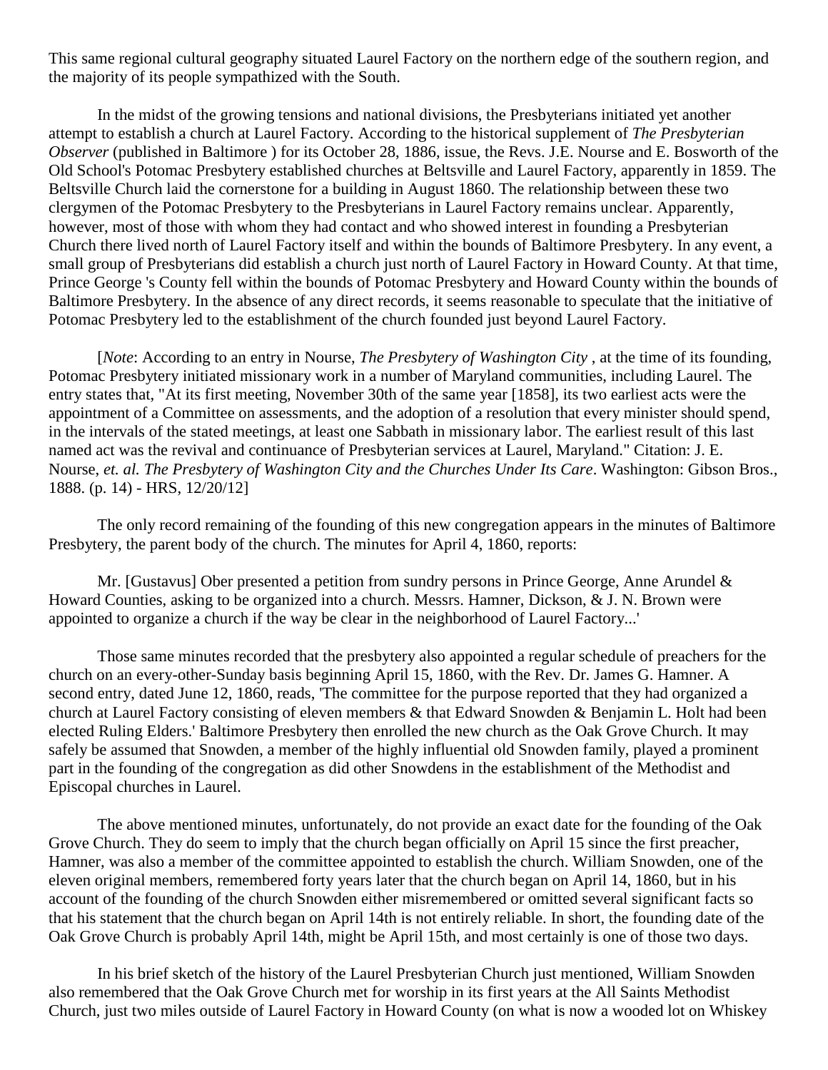This same regional cultural geography situated Laurel Factory on the northern edge of the southern region, and the majority of its people sympathized with the South.

In the midst of the growing tensions and national divisions, the Presbyterians initiated yet another attempt to establish a church at Laurel Factory. According to the historical supplement of *The Presbyterian Observer* (published in Baltimore ) for its October 28, 1886, issue, the Revs. J.E. Nourse and E. Bosworth of the Old School's Potomac Presbytery established churches at Beltsville and Laurel Factory, apparently in 1859. The Beltsville Church laid the cornerstone for a building in August 1860. The relationship between these two clergymen of the Potomac Presbytery to the Presbyterians in Laurel Factory remains unclear. Apparently, however, most of those with whom they had contact and who showed interest in founding a Presbyterian Church there lived north of Laurel Factory itself and within the bounds of Baltimore Presbytery. In any event, a small group of Presbyterians did establish a church just north of Laurel Factory in Howard County. At that time, Prince George 's County fell within the bounds of Potomac Presbytery and Howard County within the bounds of Baltimore Presbytery. In the absence of any direct records, it seems reasonable to speculate that the initiative of Potomac Presbytery led to the establishment of the church founded just beyond Laurel Factory.

[*Note*: According to an entry in Nourse, *The Presbytery of Washington City* , at the time of its founding, Potomac Presbytery initiated missionary work in a number of Maryland communities, including Laurel. The entry states that, "At its first meeting, November 30th of the same year [1858], its two earliest acts were the appointment of a Committee on assessments, and the adoption of a resolution that every minister should spend, in the intervals of the stated meetings, at least one Sabbath in missionary labor. The earliest result of this last named act was the revival and continuance of Presbyterian services at Laurel, Maryland." Citation: J. E. Nourse, *et. al. The Presbytery of Washington City and the Churches Under Its Care*. Washington: Gibson Bros., 1888. (p. 14) - HRS, 12/20/12]

The only record remaining of the founding of this new congregation appears in the minutes of Baltimore Presbytery, the parent body of the church. The minutes for April 4, 1860, reports:

Mr. [Gustavus] Ober presented a petition from sundry persons in Prince George, Anne Arundel & Howard Counties, asking to be organized into a church. Messrs. Hamner, Dickson, & J. N. Brown were appointed to organize a church if the way be clear in the neighborhood of Laurel Factory...'

Those same minutes recorded that the presbytery also appointed a regular schedule of preachers for the church on an every-other-Sunday basis beginning April 15, 1860, with the Rev. Dr. James G. Hamner. A second entry, dated June 12, 1860, reads, 'The committee for the purpose reported that they had organized a church at Laurel Factory consisting of eleven members & that Edward Snowden & Benjamin L. Holt had been elected Ruling Elders.' Baltimore Presbytery then enrolled the new church as the Oak Grove Church. It may safely be assumed that Snowden, a member of the highly influential old Snowden family, played a prominent part in the founding of the congregation as did other Snowdens in the establishment of the Methodist and Episcopal churches in Laurel.

The above mentioned minutes, unfortunately, do not provide an exact date for the founding of the Oak Grove Church. They do seem to imply that the church began officially on April 15 since the first preacher, Hamner, was also a member of the committee appointed to establish the church. William Snowden, one of the eleven original members, remembered forty years later that the church began on April 14, 1860, but in his account of the founding of the church Snowden either misremembered or omitted several significant facts so that his statement that the church began on April 14th is not entirely reliable. In short, the founding date of the Oak Grove Church is probably April 14th, might be April 15th, and most certainly is one of those two days.

In his brief sketch of the history of the Laurel Presbyterian Church just mentioned, William Snowden also remembered that the Oak Grove Church met for worship in its first years at the All Saints Methodist Church, just two miles outside of Laurel Factory in Howard County (on what is now a wooded lot on Whiskey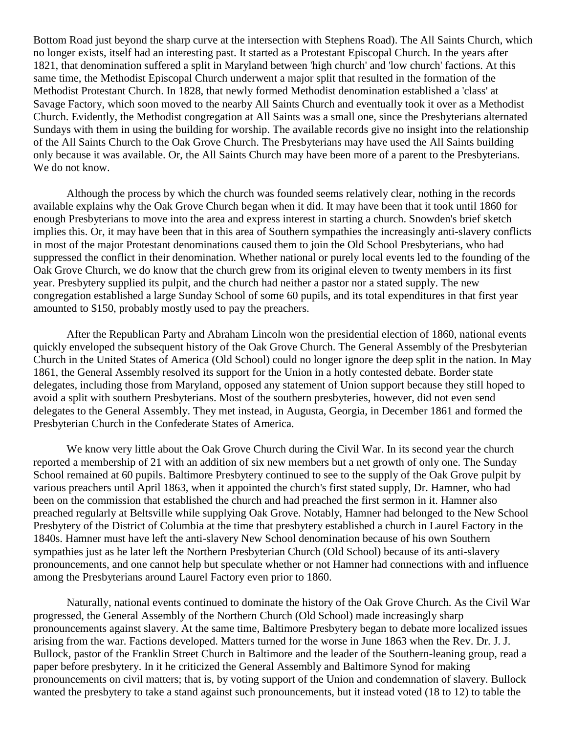Bottom Road just beyond the sharp curve at the intersection with Stephens Road). The All Saints Church, which no longer exists, itself had an interesting past. It started as a Protestant Episcopal Church. In the years after 1821, that denomination suffered a split in Maryland between 'high church' and 'low church' factions. At this same time, the Methodist Episcopal Church underwent a major split that resulted in the formation of the Methodist Protestant Church. In 1828, that newly formed Methodist denomination established a 'class' at Savage Factory, which soon moved to the nearby All Saints Church and eventually took it over as a Methodist Church. Evidently, the Methodist congregation at All Saints was a small one, since the Presbyterians alternated Sundays with them in using the building for worship. The available records give no insight into the relationship of the All Saints Church to the Oak Grove Church. The Presbyterians may have used the All Saints building only because it was available. Or, the All Saints Church may have been more of a parent to the Presbyterians. We do not know.

Although the process by which the church was founded seems relatively clear, nothing in the records available explains why the Oak Grove Church began when it did. It may have been that it took until 1860 for enough Presbyterians to move into the area and express interest in starting a church. Snowden's brief sketch implies this. Or, it may have been that in this area of Southern sympathies the increasingly anti-slavery conflicts in most of the major Protestant denominations caused them to join the Old School Presbyterians, who had suppressed the conflict in their denomination. Whether national or purely local events led to the founding of the Oak Grove Church, we do know that the church grew from its original eleven to twenty members in its first year. Presbytery supplied its pulpit, and the church had neither a pastor nor a stated supply. The new congregation established a large Sunday School of some 60 pupils, and its total expenditures in that first year amounted to $150, probably mostly used to pay the preachers.

After the Republican Party and Abraham Lincoln won the presidential election of 1860, national events quickly enveloped the subsequent history of the Oak Grove Church. The General Assembly of the Presbyterian Church in the United States of America (Old School) could no longer ignore the deep split in the nation. In May 1861, the General Assembly resolved its support for the Union in a hotly contested debate. Border state delegates, including those from Maryland, opposed any statement of Union support because they still hoped to avoid a split with southern Presbyterians. Most of the southern presbyteries, however, did not even send delegates to the General Assembly. They met instead, in Augusta, Georgia, in December 1861 and formed the Presbyterian Church in the Confederate States of America.

We know very little about the Oak Grove Church during the Civil War. In its second year the church reported a membership of 21 with an addition of six new members but a net growth of only one. The Sunday School remained at 60 pupils. Baltimore Presbytery continued to see to the supply of the Oak Grove pulpit by various preachers until April 1863, when it appointed the church's first stated supply, Dr. Hamner, who had been on the commission that established the church and had preached the first sermon in it. Hamner also preached regularly at Beltsville while supplying Oak Grove. Notably, Hamner had belonged to the New School Presbytery of the District of Columbia at the time that presbytery established a church in Laurel Factory in the 1840s. Hamner must have left the anti-slavery New School denomination because of his own Southern sympathies just as he later left the Northern Presbyterian Church (Old School) because of its anti-slavery pronouncements, and one cannot help but speculate whether or not Hamner had connections with and influence among the Presbyterians around Laurel Factory even prior to 1860.

Naturally, national events continued to dominate the history of the Oak Grove Church. As the Civil War progressed, the General Assembly of the Northern Church (Old School) made increasingly sharp pronouncements against slavery. At the same time, Baltimore Presbytery began to debate more localized issues arising from the war. Factions developed. Matters turned for the worse in June 1863 when the Rev. Dr. J. J. Bullock, pastor of the Franklin Street Church in Baltimore and the leader of the Southern-leaning group, read a paper before presbytery. In it he criticized the General Assembly and Baltimore Synod for making pronouncements on civil matters; that is, by voting support of the Union and condemnation of slavery. Bullock wanted the presbytery to take a stand against such pronouncements, but it instead voted (18 to 12) to table the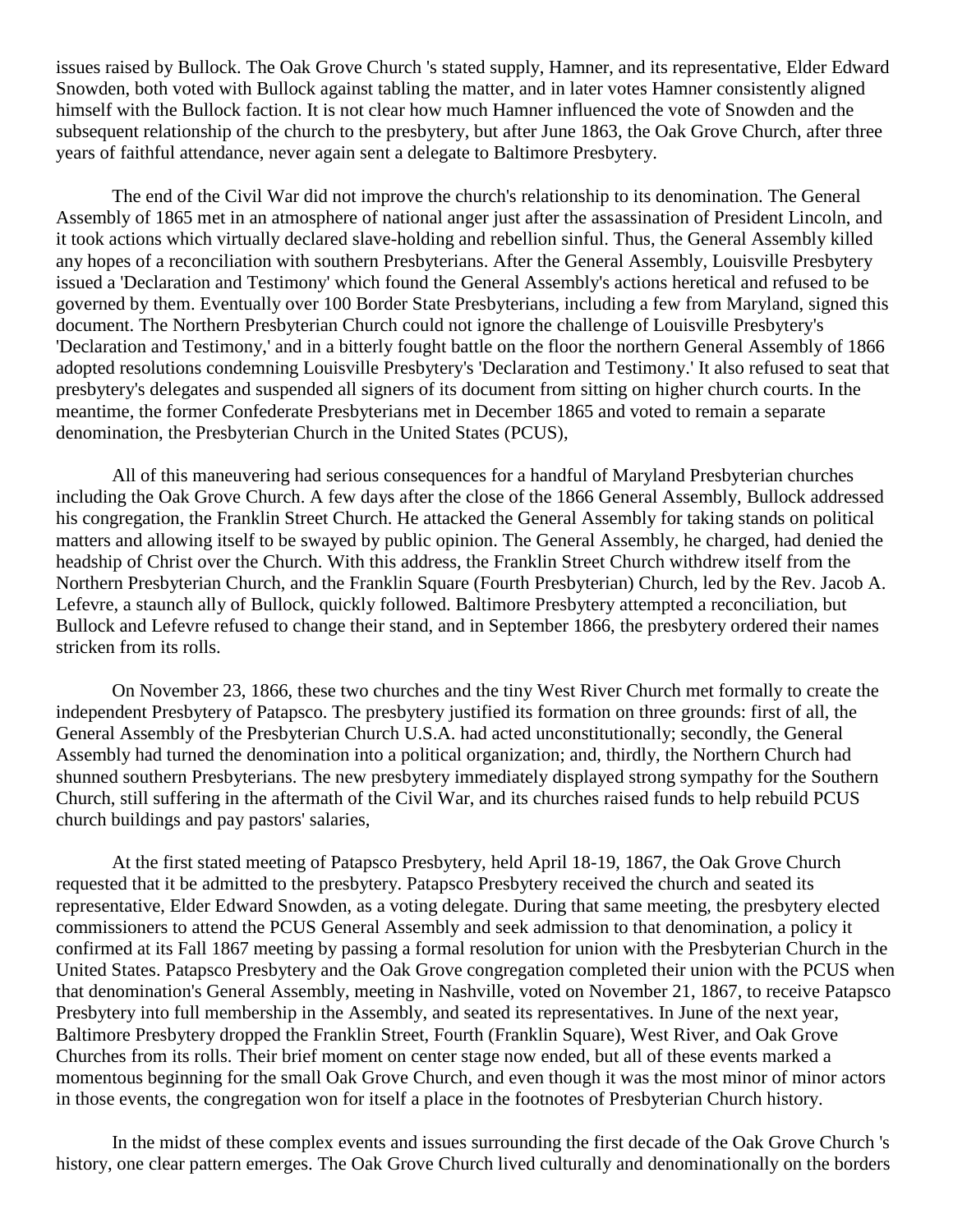issues raised by Bullock. The Oak Grove Church 's stated supply, Hamner, and its representative, Elder Edward Snowden, both voted with Bullock against tabling the matter, and in later votes Hamner consistently aligned himself with the Bullock faction. It is not clear how much Hamner influenced the vote of Snowden and the subsequent relationship of the church to the presbytery, but after June 1863, the Oak Grove Church, after three years of faithful attendance, never again sent a delegate to Baltimore Presbytery.

The end of the Civil War did not improve the church's relationship to its denomination. The General Assembly of 1865 met in an atmosphere of national anger just after the assassination of President Lincoln, and it took actions which virtually declared slave-holding and rebellion sinful. Thus, the General Assembly killed any hopes of a reconciliation with southern Presbyterians. After the General Assembly, Louisville Presbytery issued a 'Declaration and Testimony' which found the General Assembly's actions heretical and refused to be governed by them. Eventually over 100 Border State Presbyterians, including a few from Maryland, signed this document. The Northern Presbyterian Church could not ignore the challenge of Louisville Presbytery's 'Declaration and Testimony,' and in a bitterly fought battle on the floor the northern General Assembly of 1866 adopted resolutions condemning Louisville Presbytery's 'Declaration and Testimony.' It also refused to seat that presbytery's delegates and suspended all signers of its document from sitting on higher church courts. In the meantime, the former Confederate Presbyterians met in December 1865 and voted to remain a separate denomination, the Presbyterian Church in the United States (PCUS),

All of this maneuvering had serious consequences for a handful of Maryland Presbyterian churches including the Oak Grove Church. A few days after the close of the 1866 General Assembly, Bullock addressed his congregation, the Franklin Street Church. He attacked the General Assembly for taking stands on political matters and allowing itself to be swayed by public opinion. The General Assembly, he charged, had denied the headship of Christ over the Church. With this address, the Franklin Street Church withdrew itself from the Northern Presbyterian Church, and the Franklin Square (Fourth Presbyterian) Church, led by the Rev. Jacob A. Lefevre, a staunch ally of Bullock, quickly followed. Baltimore Presbytery attempted a reconciliation, but Bullock and Lefevre refused to change their stand, and in September 1866, the presbytery ordered their names stricken from its rolls.

On November 23, 1866, these two churches and the tiny West River Church met formally to create the independent Presbytery of Patapsco. The presbytery justified its formation on three grounds: first of all, the General Assembly of the Presbyterian Church U.S.A. had acted unconstitutionally; secondly, the General Assembly had turned the denomination into a political organization; and, thirdly, the Northern Church had shunned southern Presbyterians. The new presbytery immediately displayed strong sympathy for the Southern Church, still suffering in the aftermath of the Civil War, and its churches raised funds to help rebuild PCUS church buildings and pay pastors' salaries,

At the first stated meeting of Patapsco Presbytery, held April 18-19, 1867, the Oak Grove Church requested that it be admitted to the presbytery. Patapsco Presbytery received the church and seated its representative, Elder Edward Snowden, as a voting delegate. During that same meeting, the presbytery elected commissioners to attend the PCUS General Assembly and seek admission to that denomination, a policy it confirmed at its Fall 1867 meeting by passing a formal resolution for union with the Presbyterian Church in the United States. Patapsco Presbytery and the Oak Grove congregation completed their union with the PCUS when that denomination's General Assembly, meeting in Nashville, voted on November 21, 1867, to receive Patapsco Presbytery into full membership in the Assembly, and seated its representatives. In June of the next year, Baltimore Presbytery dropped the Franklin Street, Fourth (Franklin Square), West River, and Oak Grove Churches from its rolls. Their brief moment on center stage now ended, but all of these events marked a momentous beginning for the small Oak Grove Church, and even though it was the most minor of minor actors in those events, the congregation won for itself a place in the footnotes of Presbyterian Church history.

In the midst of these complex events and issues surrounding the first decade of the Oak Grove Church 's history, one clear pattern emerges. The Oak Grove Church lived culturally and denominationally on the borders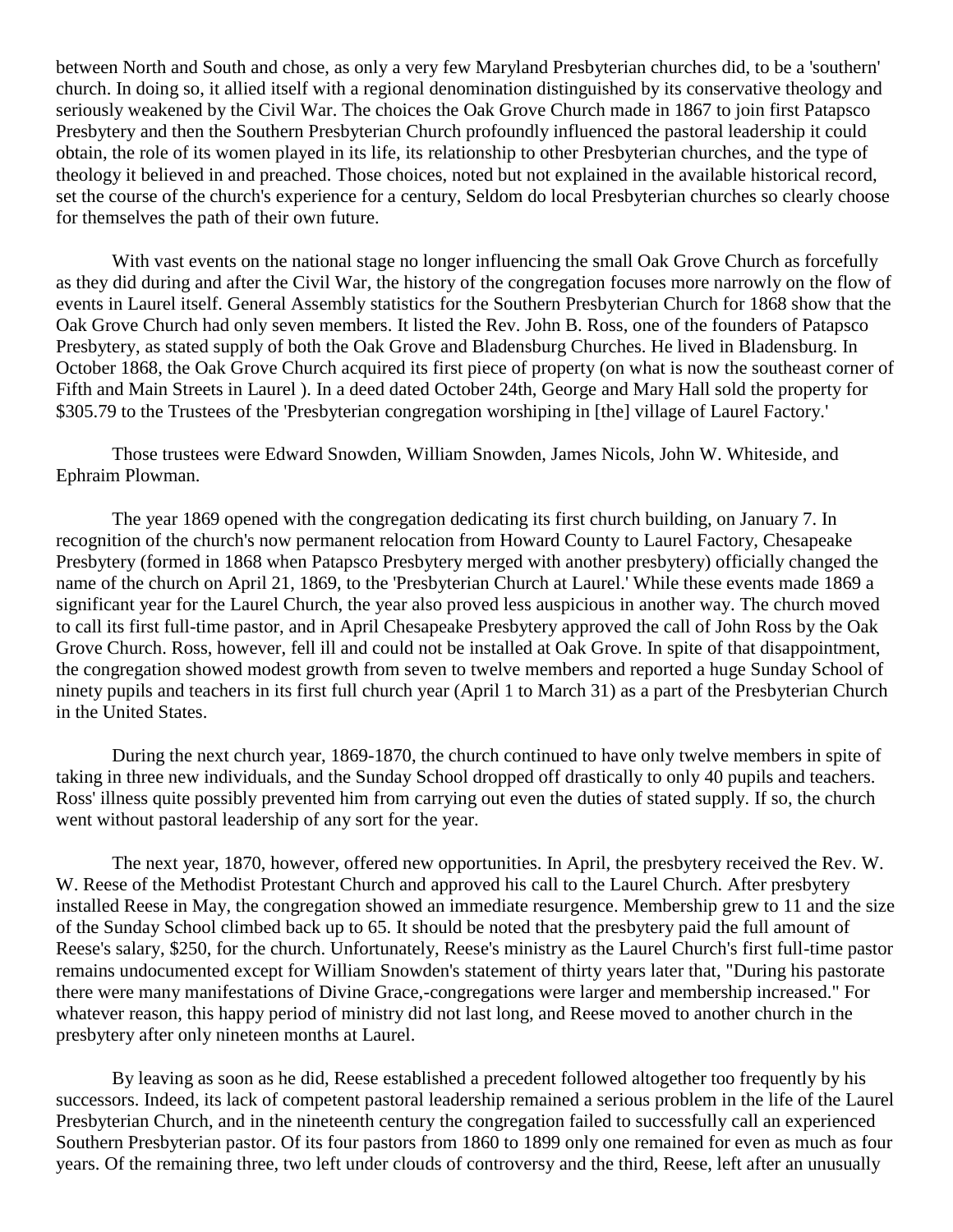between North and South and chose, as only a very few Maryland Presbyterian churches did, to be a 'southern' church. In doing so, it allied itself with a regional denomination distinguished by its conservative theology and seriously weakened by the Civil War. The choices the Oak Grove Church made in 1867 to join first Patapsco Presbytery and then the Southern Presbyterian Church profoundly influenced the pastoral leadership it could obtain, the role of its women played in its life, its relationship to other Presbyterian churches, and the type of theology it believed in and preached. Those choices, noted but not explained in the available historical record, set the course of the church's experience for a century, Seldom do local Presbyterian churches so clearly choose for themselves the path of their own future.

With vast events on the national stage no longer influencing the small Oak Grove Church as forcefully as they did during and after the Civil War, the history of the congregation focuses more narrowly on the flow of events in Laurel itself. General Assembly statistics for the Southern Presbyterian Church for 1868 show that the Oak Grove Church had only seven members. It listed the Rev. John B. Ross, one of the founders of Patapsco Presbytery, as stated supply of both the Oak Grove and Bladensburg Churches. He lived in Bladensburg. In October 1868, the Oak Grove Church acquired its first piece of property (on what is now the southeast corner of Fifth and Main Streets in Laurel ). In a deed dated October 24th, George and Mary Hall sold the property for $305.79 to the Trustees of the 'Presbyterian congregation worshiping in [the] village of Laurel Factory.'

Those trustees were Edward Snowden, William Snowden, James Nicols, John W. Whiteside, and Ephraim Plowman.

The year 1869 opened with the congregation dedicating its first church building, on January 7. In recognition of the church's now permanent relocation from Howard County to Laurel Factory, Chesapeake Presbytery (formed in 1868 when Patapsco Presbytery merged with another presbytery) officially changed the name of the church on April 21, 1869, to the 'Presbyterian Church at Laurel.' While these events made 1869 a significant year for the Laurel Church, the year also proved less auspicious in another way. The church moved to call its first full-time pastor, and in April Chesapeake Presbytery approved the call of John Ross by the Oak Grove Church. Ross, however, fell ill and could not be installed at Oak Grove. In spite of that disappointment, the congregation showed modest growth from seven to twelve members and reported a huge Sunday School of ninety pupils and teachers in its first full church year (April 1 to March 31) as a part of the Presbyterian Church in the United States.

During the next church year, 1869-1870, the church continued to have only twelve members in spite of taking in three new individuals, and the Sunday School dropped off drastically to only 40 pupils and teachers. Ross' illness quite possibly prevented him from carrying out even the duties of stated supply. If so, the church went without pastoral leadership of any sort for the year.

The next year, 1870, however, offered new opportunities. In April, the presbytery received the Rev. W. W. Reese of the Methodist Protestant Church and approved his call to the Laurel Church. After presbytery installed Reese in May, the congregation showed an immediate resurgence. Membership grew to 11 and the size of the Sunday School climbed back up to 65. It should be noted that the presbytery paid the full amount of Reese's salary, $250, for the church. Unfortunately, Reese's ministry as the Laurel Church's first full-time pastor remains undocumented except for William Snowden's statement of thirty years later that, "During his pastorate there were many manifestations of Divine Grace,-congregations were larger and membership increased." For whatever reason, this happy period of ministry did not last long, and Reese moved to another church in the presbytery after only nineteen months at Laurel.

By leaving as soon as he did, Reese established a precedent followed altogether too frequently by his successors. Indeed, its lack of competent pastoral leadership remained a serious problem in the life of the Laurel Presbyterian Church, and in the nineteenth century the congregation failed to successfully call an experienced Southern Presbyterian pastor. Of its four pastors from 1860 to 1899 only one remained for even as much as four years. Of the remaining three, two left under clouds of controversy and the third, Reese, left after an unusually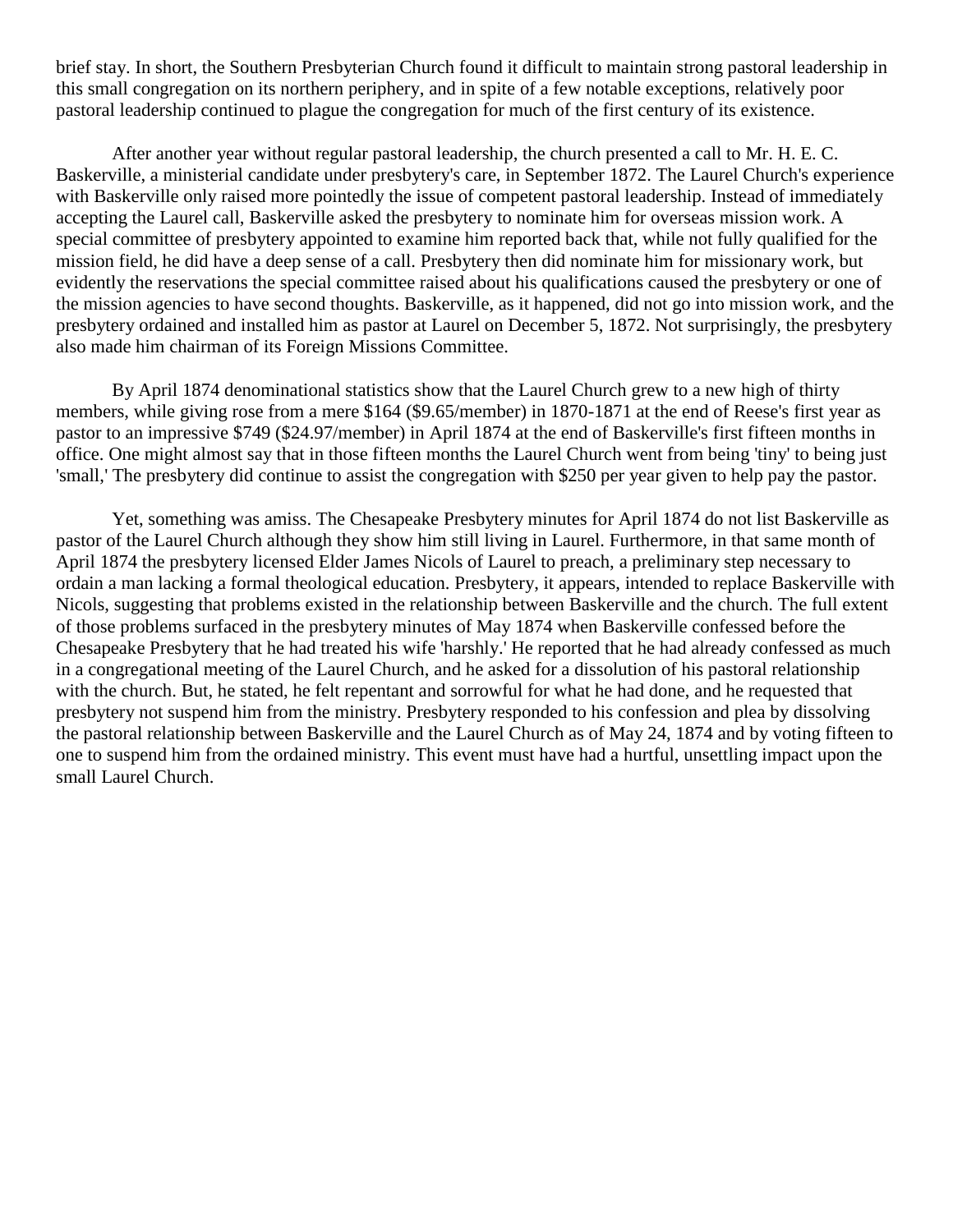brief stay. In short, the Southern Presbyterian Church found it difficult to maintain strong pastoral leadership in this small congregation on its northern periphery, and in spite of a few notable exceptions, relatively poor pastoral leadership continued to plague the congregation for much of the first century of its existence.

After another year without regular pastoral leadership, the church presented a call to Mr. H. E. C. Baskerville, a ministerial candidate under presbytery's care, in September 1872. The Laurel Church's experience with Baskerville only raised more pointedly the issue of competent pastoral leadership. Instead of immediately accepting the Laurel call, Baskerville asked the presbytery to nominate him for overseas mission work. A special committee of presbytery appointed to examine him reported back that, while not fully qualified for the mission field, he did have a deep sense of a call. Presbytery then did nominate him for missionary work, but evidently the reservations the special committee raised about his qualifications caused the presbytery or one of the mission agencies to have second thoughts. Baskerville, as it happened, did not go into mission work, and the presbytery ordained and installed him as pastor at Laurel on December 5, 1872. Not surprisingly, the presbytery also made him chairman of its Foreign Missions Committee.

By April 1874 denominational statistics show that the Laurel Church grew to a new high of thirty members, while giving rose from a mere $164 ($9.65/member) in 1870-1871 at the end of Reese's first year as pastor to an impressive $749 ($24.97/member) in April 1874 at the end of Baskerville's first fifteen months in office. One might almost say that in those fifteen months the Laurel Church went from being 'tiny' to being just 'small,' The presbytery did continue to assist the congregation with $250 per year given to help pay the pastor.

Yet, something was amiss. The Chesapeake Presbytery minutes for April 1874 do not list Baskerville as pastor of the Laurel Church although they show him still living in Laurel. Furthermore, in that same month of April 1874 the presbytery licensed Elder James Nicols of Laurel to preach, a preliminary step necessary to ordain a man lacking a formal theological education. Presbytery, it appears, intended to replace Baskerville with Nicols, suggesting that problems existed in the relationship between Baskerville and the church. The full extent of those problems surfaced in the presbytery minutes of May 1874 when Baskerville confessed before the Chesapeake Presbytery that he had treated his wife 'harshly.' He reported that he had already confessed as much in a congregational meeting of the Laurel Church, and he asked for a dissolution of his pastoral relationship with the church. But, he stated, he felt repentant and sorrowful for what he had done, and he requested that presbytery not suspend him from the ministry. Presbytery responded to his confession and plea by dissolving the pastoral relationship between Baskerville and the Laurel Church as of May 24, 1874 and by voting fifteen to one to suspend him from the ordained ministry. This event must have had a hurtful, unsettling impact upon the small Laurel Church.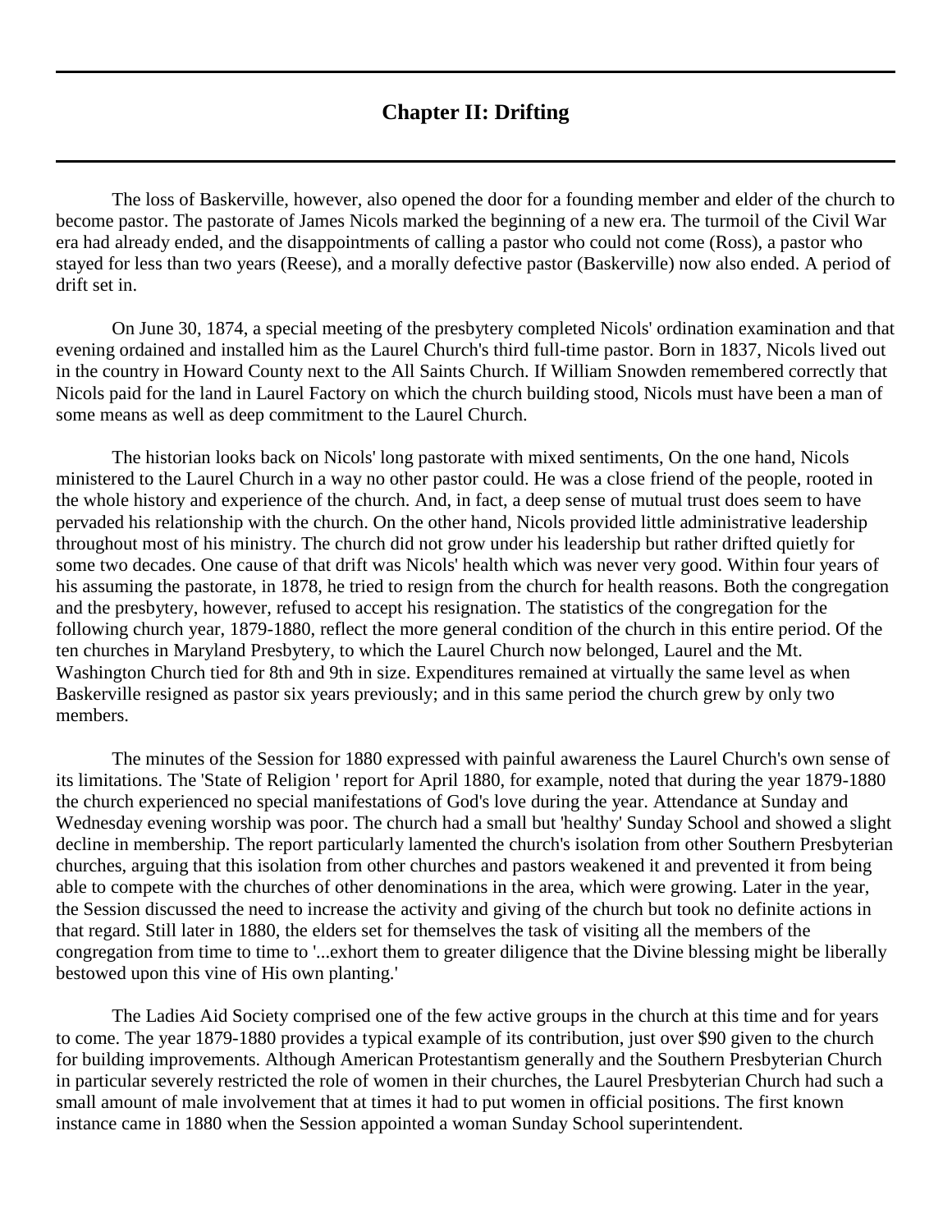## Chapter II: Drifting

The loss of Baskerville, however, also opened the door for a founding member and elder of the church to become pastor. The pastorate of James Nicols marked the beginning of a new era. The turmoil of the Civil War era had already ended, and the disappointments of calling a pastor who could not come (Ross), a pastor who stayed for less than two years (Reese), and a morally defective pastor (Baskerville) now also ended. A period of drift set in.

On June 30, 1874, a special meeting of the presbytery completed Nicols' ordination examination and that evening ordained and installed him as the Laurel Church's third full-time pastor. Born in 1837, Nicols lived out in the country in Howard County next to the All Saints Church. If William Snowden remembered correctly that Nicols paid for the land in Laurel Factory on which the church building stood, Nicols must have been a man of some means as well as deep commitment to the Laurel Church.

The historian looks back on Nicols' long pastorate with mixed sentiments, On the one hand, Nicols ministered to the Laurel Church in a way no other pastor could. He was a close friend of the people, rooted in the whole history and experience of the church. And, in fact, a deep sense of mutual trust does seem to have pervaded his relationship with the church. On the other hand, Nicols provided little administrative leadership throughout most of his ministry. The church did not grow under his leadership but rather drifted quietly for some two decades. One cause of that drift was Nicols' health which was never very good. Within four years of his assuming the pastorate, in 1878, he tried to resign from the church for health reasons. Both the congregation and the presbytery, however, refused to accept his resignation. The statistics of the congregation for the following church year, 1879-1880, reflect the more general condition of the church in this entire period. Of the ten churches in Maryland Presbytery, to which the Laurel Church now belonged, Laurel and the Mt. Washington Church tied for 8th and 9th in size. Expenditures remained at virtually the same level as when Baskerville resigned as pastor six years previously; and in this same period the church grew by only two members.

The minutes of the Session for 1880 expressed with painful awareness the Laurel Church's own sense of its limitations. The 'State of Religion ' report for April 1880, for example, noted that during the year 1879-1880 the church experienced no special manifestations of God's love during the year. Attendance at Sunday and Wednesday evening worship was poor. The church had a small but 'healthy' Sunday School and showed a slight decline in membership. The report particularly lamented the church's isolation from other Southern Presbyterian churches, arguing that this isolation from other churches and pastors weakened it and prevented it from being able to compete with the churches of other denominations in the area, which were growing. Later in the year, the Session discussed the need to increase the activity and giving of the church but took no definite actions in that regard. Still later in 1880, the elders set for themselves the task of visiting all the members of the congregation from time to time to '...exhort them to greater diligence that the Divine blessing might be liberally bestowed upon this vine of His own planting.'

The Ladies Aid Society comprised one of the few active groups in the church at this time and for years to come. The year 1879-1880 provides a typical example of its contribution, just over $90 given to the church for building improvements. Although American Protestantism generally and the Southern Presbyterian Church in particular severely restricted the role of women in their churches, the Laurel Presbyterian Church had such a small amount of male involvement that at times it had to put women in official positions. The first known instance came in 1880 when the Session appointed a woman Sunday School superintendent.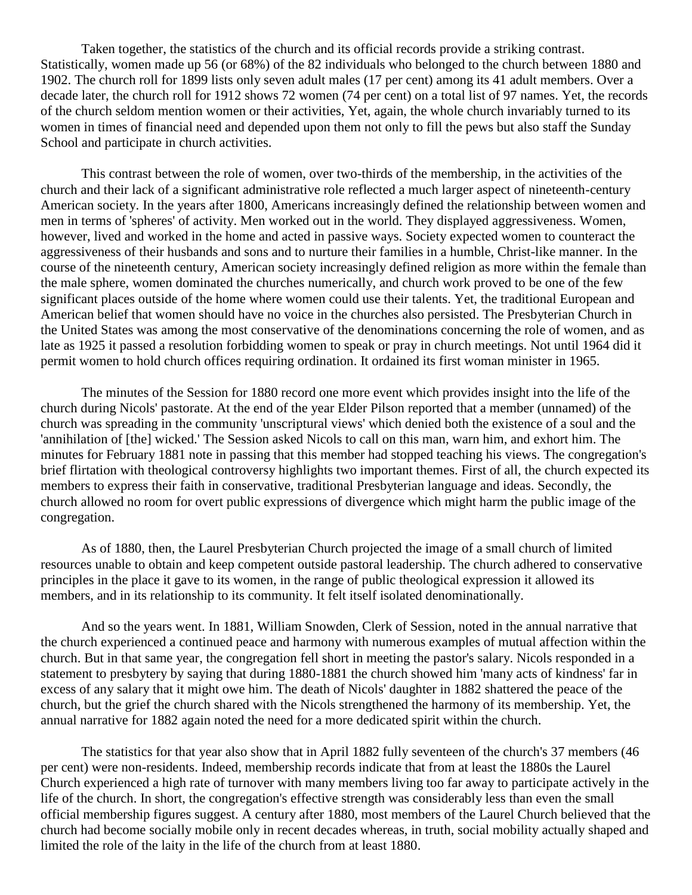Taken together, the statistics of the church and its official records provide a striking contrast. Statistically, women made up 56 (or 68%) of the 82 individuals who belonged to the church between 1880 and 1902. The church roll for 1899 lists only seven adult males (17 per cent) among its 41 adult members. Over a decade later, the church roll for 1912 shows 72 women (74 per cent) on a total list of 97 names. Yet, the records of the church seldom mention women or their activities, Yet, again, the whole church invariably turned to its women in times of financial need and depended upon them not only to fill the pews but also staff the Sunday School and participate in church activities.

This contrast between the role of women, over two-thirds of the membership, in the activities of the church and their lack of a significant administrative role reflected a much larger aspect of nineteenth-century American society. In the years after 1800, Americans increasingly defined the relationship between women and men in terms of 'spheres' of activity. Men worked out in the world. They displayed aggressiveness. Women, however, lived and worked in the home and acted in passive ways. Society expected women to counteract the aggressiveness of their husbands and sons and to nurture their families in a humble, Christ-like manner. In the course of the nineteenth century, American society increasingly defined religion as more within the female than the male sphere, women dominated the churches numerically, and church work proved to be one of the few significant places outside of the home where women could use their talents. Yet, the traditional European and American belief that women should have no voice in the churches also persisted. The Presbyterian Church in the United States was among the most conservative of the denominations concerning the role of women, and as late as 1925 it passed a resolution forbidding women to speak or pray in church meetings. Not until 1964 did it permit women to hold church offices requiring ordination. It ordained its first woman minister in 1965.

The minutes of the Session for 1880 record one more event which provides insight into the life of the church during Nicols' pastorate. At the end of the year Elder Pilson reported that a member (unnamed) of the church was spreading in the community 'unscriptural views' which denied both the existence of a soul and the 'annihilation of [the] wicked.' The Session asked Nicols to call on this man, warn him, and exhort him. The minutes for February 1881 note in passing that this member had stopped teaching his views. The congregation's brief flirtation with theological controversy highlights two important themes. First of all, the church expected its members to express their faith in conservative, traditional Presbyterian language and ideas. Secondly, the church allowed no room for overt public expressions of divergence which might harm the public image of the congregation.

As of 1880, then, the Laurel Presbyterian Church projected the image of a small church of limited resources unable to obtain and keep competent outside pastoral leadership. The church adhered to conservative principles in the place it gave to its women, in the range of public theological expression it allowed its members, and in its relationship to its community. It felt itself isolated denominationally.

And so the years went. In 1881, William Snowden, Clerk of Session, noted in the annual narrative that the church experienced a continued peace and harmony with numerous examples of mutual affection within the church. But in that same year, the congregation fell short in meeting the pastor's salary. Nicols responded in a statement to presbytery by saying that during 1880-1881 the church showed him 'many acts of kindness' far in excess of any salary that it might owe him. The death of Nicols' daughter in 1882 shattered the peace of the church, but the grief the church shared with the Nicols strengthened the harmony of its membership. Yet, the annual narrative for 1882 again noted the need for a more dedicated spirit within the church.

The statistics for that year also show that in April 1882 fully seventeen of the church's 37 members (46 per cent) were non-residents. Indeed, membership records indicate that from at least the 1880s the Laurel Church experienced a high rate of turnover with many members living too far away to participate actively in the life of the church. In short, the congregation's effective strength was considerably less than even the small official membership figures suggest. A century after 1880, most members of the Laurel Church believed that the church had become socially mobile only in recent decades whereas, in truth, social mobility actually shaped and limited the role of the laity in the life of the church from at least 1880.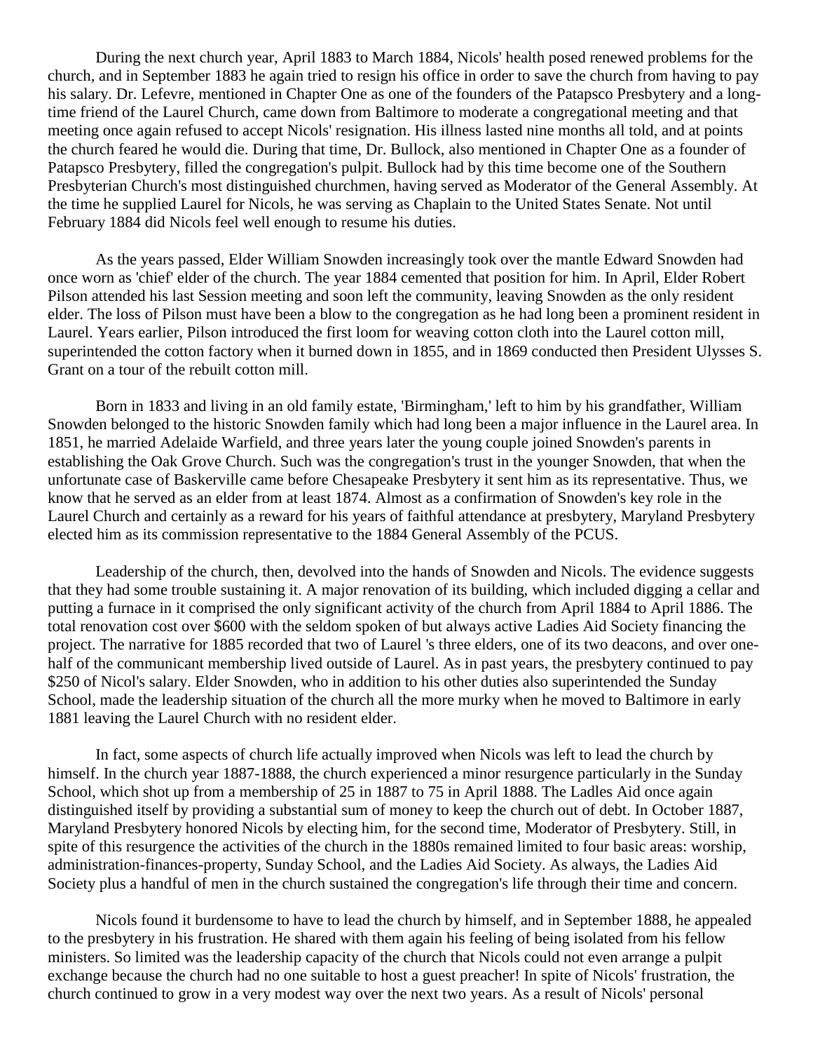During the next church year, April 1883 to March 1884, Nicols' health posed renewed problems for the church, and in September 1883 he again tried to resign his office in order to save the church from having to pay his salary. Dr. Lefevre, mentioned in Chapter One as one of the founders of the Patapsco Presbytery and a long-time friend of the Laurel Church, came down from Baltimore to moderate a congregational meeting and that meeting once again refused to accept Nicols' resignation. His illness lasted nine months all told, and at points the church feared he would die. During that time, Dr. Bullock, also mentioned in Chapter One as a founder of Patapsco Presbytery, filled the congregation's pulpit. Bullock had by this time become one of the Southern Presbyterian Church's most distinguished churchmen, having served as Moderator of the General Assembly. At the time he supplied Laurel for Nicols, he was serving as Chaplain to the United States Senate. Not until February 1884 did Nicols feel well enough to resume his duties.

As the years passed, Elder William Snowden increasingly took over the mantle Edward Snowden had once worn as 'chief' elder of the church. The year 1884 cemented that position for him. In April, Elder Robert Pilson attended his last Session meeting and soon left the community, leaving Snowden as the only resident elder. The loss of Pilson must have been a blow to the congregation as he had long been a prominent resident in Laurel. Years earlier, Pilson introduced the first loom for weaving cotton cloth into the Laurel cotton mill, superintended the cotton factory when it burned down in 1855, and in 1869 conducted then President Ulysses S. Grant on a tour of the rebuilt cotton mill.

Born in 1833 and living in an old family estate, 'Birmingham,' left to him by his grandfather, William Snowden belonged to the historic Snowden family which had long been a major influence in the Laurel area. In 1851, he married Adelaide Warfield, and three years later the young couple joined Snowden's parents in establishing the Oak Grove Church. Such was the congregation's trust in the younger Snowden, that when the unfortunate case of Baskerville came before Chesapeake Presbytery it sent him as its representative. Thus, we know that he served as an elder from at least 1874. Almost as a confirmation of Snowden's key role in the Laurel Church and certainly as a reward for his years of faithful attendance at presbytery, Maryland Presbytery elected him as its commission representative to the 1884 General Assembly of the PCUS.

Leadership of the church, then, devolved into the hands of Snowden and Nicols. The evidence suggests that they had some trouble sustaining it. A major renovation of its building, which included digging a cellar and putting a furnace in it comprised the only significant activity of the church from April 1884 to April 1886. The total renovation cost over $600 with the seldom spoken of but always active Ladies Aid Society financing the project. The narrative for 1885 recorded that two of Laurel 's three elders, one of its two deacons, and over one-half of the communicant membership lived outside of Laurel. As in past years, the presbytery continued to pay $250 of Nicol's salary. Elder Snowden, who in addition to his other duties also superintended the Sunday School, made the leadership situation of the church all the more murky when he moved to Baltimore in early 1881 leaving the Laurel Church with no resident elder.

In fact, some aspects of church life actually improved when Nicols was left to lead the church by himself. In the church year 1887-1888, the church experienced a minor resurgence particularly in the Sunday School, which shot up from a membership of 25 in 1887 to 75 in April 1888. The Ladles Aid once again distinguished itself by providing a substantial sum of money to keep the church out of debt. In October 1887, Maryland Presbytery honored Nicols by electing him, for the second time, Moderator of Presbytery. Still, in spite of this resurgence the activities of the church in the 1880s remained limited to four basic areas: worship, administration-finances-property, Sunday School, and the Ladies Aid Society. As always, the Ladies Aid Society plus a handful of men in the church sustained the congregation's life through their time and concern.

Nicols found it burdensome to have to lead the church by himself, and in September 1888, he appealed to the presbytery in his frustration. He shared with them again his feeling of being isolated from his fellow ministers. So limited was the leadership capacity of the church that Nicols could not even arrange a pulpit exchange because the church had no one suitable to host a guest preacher! In spite of Nicols' frustration, the church continued to grow in a very modest way over the next two years. As a result of Nicols' personal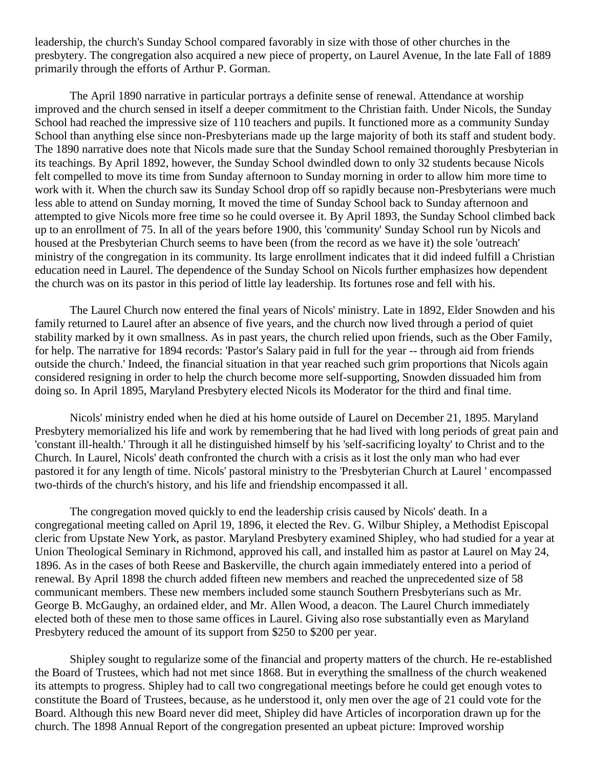leadership, the church's Sunday School compared favorably in size with those of other churches in the presbytery. The congregation also acquired a new piece of property, on Laurel Avenue, In the late Fall of 1889 primarily through the efforts of Arthur P. Gorman.

The April 1890 narrative in particular portrays a definite sense of renewal. Attendance at worship improved and the church sensed in itself a deeper commitment to the Christian faith. Under Nicols, the Sunday School had reached the impressive size of 110 teachers and pupils. It functioned more as a community Sunday School than anything else since non-Presbyterians made up the large majority of both its staff and student body. The 1890 narrative does note that Nicols made sure that the Sunday School remained thoroughly Presbyterian in its teachings. By April 1892, however, the Sunday School dwindled down to only 32 students because Nicols felt compelled to move its time from Sunday afternoon to Sunday morning in order to allow him more time to work with it. When the church saw its Sunday School drop off so rapidly because non-Presbyterians were much less able to attend on Sunday morning, It moved the time of Sunday School back to Sunday afternoon and attempted to give Nicols more free time so he could oversee it. By April 1893, the Sunday School climbed back up to an enrollment of 75. In all of the years before 1900, this 'community' Sunday School run by Nicols and housed at the Presbyterian Church seems to have been (from the record as we have it) the sole 'outreach' ministry of the congregation in its community. Its large enrollment indicates that it did indeed fulfill a Christian education need in Laurel. The dependence of the Sunday School on Nicols further emphasizes how dependent the church was on its pastor in this period of little lay leadership. Its fortunes rose and fell with his.

The Laurel Church now entered the final years of Nicols' ministry. Late in 1892, Elder Snowden and his family returned to Laurel after an absence of five years, and the church now lived through a period of quiet stability marked by it own smallness. As in past years, the church relied upon friends, such as the Ober Family, for help. The narrative for 1894 records: 'Pastor's Salary paid in full for the year -- through aid from friends outside the church.' Indeed, the financial situation in that year reached such grim proportions that Nicols again considered resigning in order to help the church become more self-supporting, Snowden dissuaded him from doing so. In April 1895, Maryland Presbytery elected Nicols its Moderator for the third and final time.

Nicols' ministry ended when he died at his home outside of Laurel on December 21, 1895. Maryland Presbytery memorialized his life and work by remembering that he had lived with long periods of great pain and 'constant ill-health.' Through it all he distinguished himself by his 'self-sacrificing loyalty' to Christ and to the Church. In Laurel, Nicols' death confronted the church with a crisis as it lost the only man who had ever pastored it for any length of time. Nicols' pastoral ministry to the 'Presbyterian Church at Laurel ' encompassed two-thirds of the church's history, and his life and friendship encompassed it all.

The congregation moved quickly to end the leadership crisis caused by Nicols' death. In a congregational meeting called on April 19, 1896, it elected the Rev. G. Wilbur Shipley, a Methodist Episcopal cleric from Upstate New York, as pastor. Maryland Presbytery examined Shipley, who had studied for a year at Union Theological Seminary in Richmond, approved his call, and installed him as pastor at Laurel on May 24, 1896. As in the cases of both Reese and Baskerville, the church again immediately entered into a period of renewal. By April 1898 the church added fifteen new members and reached the unprecedented size of 58 communicant members. These new members included some staunch Southern Presbyterians such as Mr. George B. McGaughy, an ordained elder, and Mr. Allen Wood, a deacon. The Laurel Church immediately elected both of these men to those same offices in Laurel. Giving also rose substantially even as Maryland Presbytery reduced the amount of its support from $250 to $200 per year.

Shipley sought to regularize some of the financial and property matters of the church. He re-established the Board of Trustees, which had not met since 1868. But in everything the smallness of the church weakened its attempts to progress. Shipley had to call two congregational meetings before he could get enough votes to constitute the Board of Trustees, because, as he understood it, only men over the age of 21 could vote for the Board. Although this new Board never did meet, Shipley did have Articles of incorporation drawn up for the church. The 1898 Annual Report of the congregation presented an upbeat picture: Improved worship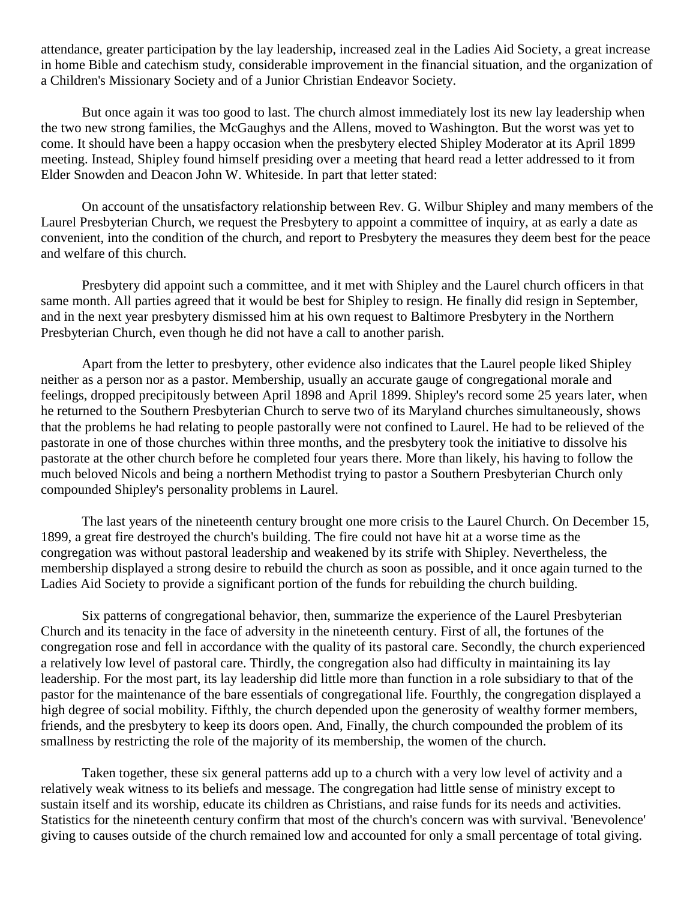attendance, greater participation by the lay leadership, increased zeal in the Ladies Aid Society, a great increase in home Bible and catechism study, considerable improvement in the financial situation, and the organization of a Children's Missionary Society and of a Junior Christian Endeavor Society.

But once again it was too good to last. The church almost immediately lost its new lay leadership when the two new strong families, the McGaughys and the Allens, moved to Washington. But the worst was yet to come. It should have been a happy occasion when the presbytery elected Shipley Moderator at its April 1899 meeting. Instead, Shipley found himself presiding over a meeting that heard read a letter addressed to it from Elder Snowden and Deacon John W. Whiteside. In part that letter stated:

On account of the unsatisfactory relationship between Rev. G. Wilbur Shipley and many members of the Laurel Presbyterian Church, we request the Presbytery to appoint a committee of inquiry, at as early a date as convenient, into the condition of the church, and report to Presbytery the measures they deem best for the peace and welfare of this church.

Presbytery did appoint such a committee, and it met with Shipley and the Laurel church officers in that same month. All parties agreed that it would be best for Shipley to resign. He finally did resign in September, and in the next year presbytery dismissed him at his own request to Baltimore Presbytery in the Northern Presbyterian Church, even though he did not have a call to another parish.

Apart from the letter to presbytery, other evidence also indicates that the Laurel people liked Shipley neither as a person nor as a pastor. Membership, usually an accurate gauge of congregational morale and feelings, dropped precipitously between April 1898 and April 1899. Shipley's record some 25 years later, when he returned to the Southern Presbyterian Church to serve two of its Maryland churches simultaneously, shows that the problems he had relating to people pastorally were not confined to Laurel. He had to be relieved of the pastorate in one of those churches within three months, and the presbytery took the initiative to dissolve his pastorate at the other church before he completed four years there. More than likely, his having to follow the much beloved Nicols and being a northern Methodist trying to pastor a Southern Presbyterian Church only compounded Shipley's personality problems in Laurel.

The last years of the nineteenth century brought one more crisis to the Laurel Church. On December 15, 1899, a great fire destroyed the church's building. The fire could not have hit at a worse time as the congregation was without pastoral leadership and weakened by its strife with Shipley. Nevertheless, the membership displayed a strong desire to rebuild the church as soon as possible, and it once again turned to the Ladies Aid Society to provide a significant portion of the funds for rebuilding the church building.

Six patterns of congregational behavior, then, summarize the experience of the Laurel Presbyterian Church and its tenacity in the face of adversity in the nineteenth century. First of all, the fortunes of the congregation rose and fell in accordance with the quality of its pastoral care. Secondly, the church experienced a relatively low level of pastoral care. Thirdly, the congregation also had difficulty in maintaining its lay leadership. For the most part, its lay leadership did little more than function in a role subsidiary to that of the pastor for the maintenance of the bare essentials of congregational life. Fourthly, the congregation displayed a high degree of social mobility. Fifthly, the church depended upon the generosity of wealthy former members, friends, and the presbytery to keep its doors open. And, Finally, the church compounded the problem of its smallness by restricting the role of the majority of its membership, the women of the church.

Taken together, these six general patterns add up to a church with a very low level of activity and a relatively weak witness to its beliefs and message. The congregation had little sense of ministry except to sustain itself and its worship, educate its children as Christians, and raise funds for its needs and activities. Statistics for the nineteenth century confirm that most of the church's concern was with survival. 'Benevolence' giving to causes outside of the church remained low and accounted for only a small percentage of total giving.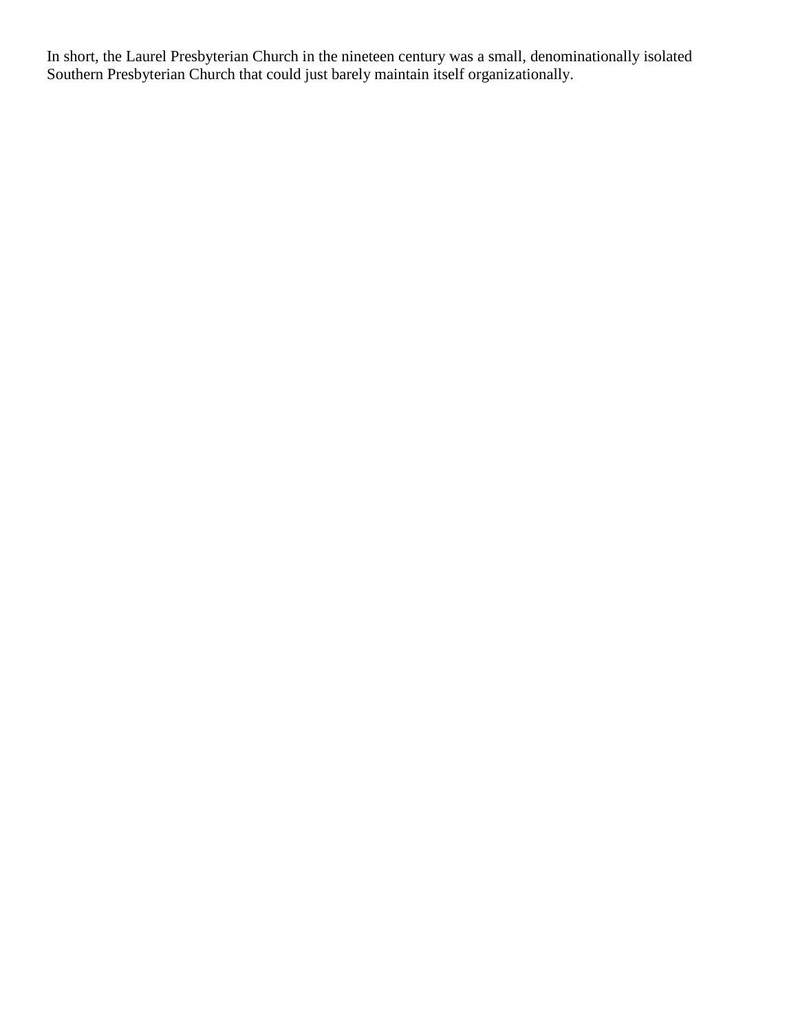In short, the Laurel Presbyterian Church in the nineteen century was a small, denominationally isolated Southern Presbyterian Church that could just barely maintain itself organizationally.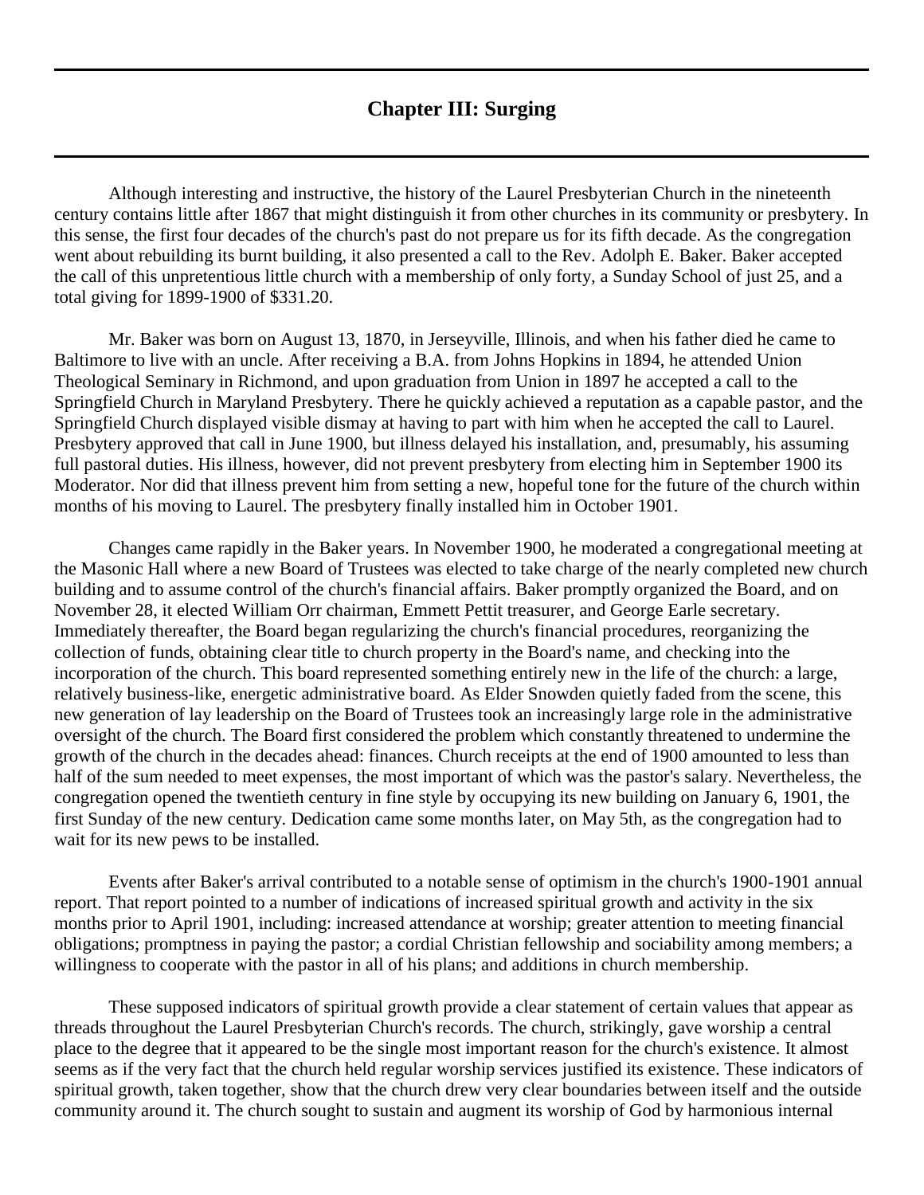## Chapter III: Surging

Although interesting and instructive, the history of the Laurel Presbyterian Church in the nineteenth century contains little after 1867 that might distinguish it from other churches in its community or presbytery. In this sense, the first four decades of the church's past do not prepare us for its fifth decade. As the congregation went about rebuilding its burnt building, it also presented a call to the Rev. Adolph E. Baker. Baker accepted the call of this unpretentious little church with a membership of only forty, a Sunday School of just 25, and a total giving for 1899-1900 of $331.20.

Mr. Baker was born on August 13, 1870, in Jerseyville, Illinois, and when his father died he came to Baltimore to live with an uncle. After receiving a B.A. from Johns Hopkins in 1894, he attended Union Theological Seminary in Richmond, and upon graduation from Union in 1897 he accepted a call to the Springfield Church in Maryland Presbytery. There he quickly achieved a reputation as a capable pastor, and the Springfield Church displayed visible dismay at having to part with him when he accepted the call to Laurel. Presbytery approved that call in June 1900, but illness delayed his installation, and, presumably, his assuming full pastoral duties. His illness, however, did not prevent presbytery from electing him in September 1900 its Moderator. Nor did that illness prevent him from setting a new, hopeful tone for the future of the church within months of his moving to Laurel. The presbytery finally installed him in October 1901.

Changes came rapidly in the Baker years. In November 1900, he moderated a congregational meeting at the Masonic Hall where a new Board of Trustees was elected to take charge of the nearly completed new church building and to assume control of the church's financial affairs. Baker promptly organized the Board, and on November 28, it elected William Orr chairman, Emmett Pettit treasurer, and George Earle secretary. Immediately thereafter, the Board began regularizing the church's financial procedures, reorganizing the collection of funds, obtaining clear title to church property in the Board's name, and checking into the incorporation of the church. This board represented something entirely new in the life of the church: a large, relatively business-like, energetic administrative board. As Elder Snowden quietly faded from the scene, this new generation of lay leadership on the Board of Trustees took an increasingly large role in the administrative oversight of the church. The Board first considered the problem which constantly threatened to undermine the growth of the church in the decades ahead: finances. Church receipts at the end of 1900 amounted to less than half of the sum needed to meet expenses, the most important of which was the pastor's salary. Nevertheless, the congregation opened the twentieth century in fine style by occupying its new building on January 6, 1901, the first Sunday of the new century. Dedication came some months later, on May 5th, as the congregation had to wait for its new pews to be installed.

Events after Baker's arrival contributed to a notable sense of optimism in the church's 1900-1901 annual report. That report pointed to a number of indications of increased spiritual growth and activity in the six months prior to April 1901, including: increased attendance at worship; greater attention to meeting financial obligations; promptness in paying the pastor; a cordial Christian fellowship and sociability among members; a willingness to cooperate with the pastor in all of his plans; and additions in church membership.

These supposed indicators of spiritual growth provide a clear statement of certain values that appear as threads throughout the Laurel Presbyterian Church's records. The church, strikingly, gave worship a central place to the degree that it appeared to be the single most important reason for the church's existence. It almost seems as if the very fact that the church held regular worship services justified its existence. These indicators of spiritual growth, taken together, show that the church drew very clear boundaries between itself and the outside community around it. The church sought to sustain and augment its worship of God by harmonious internal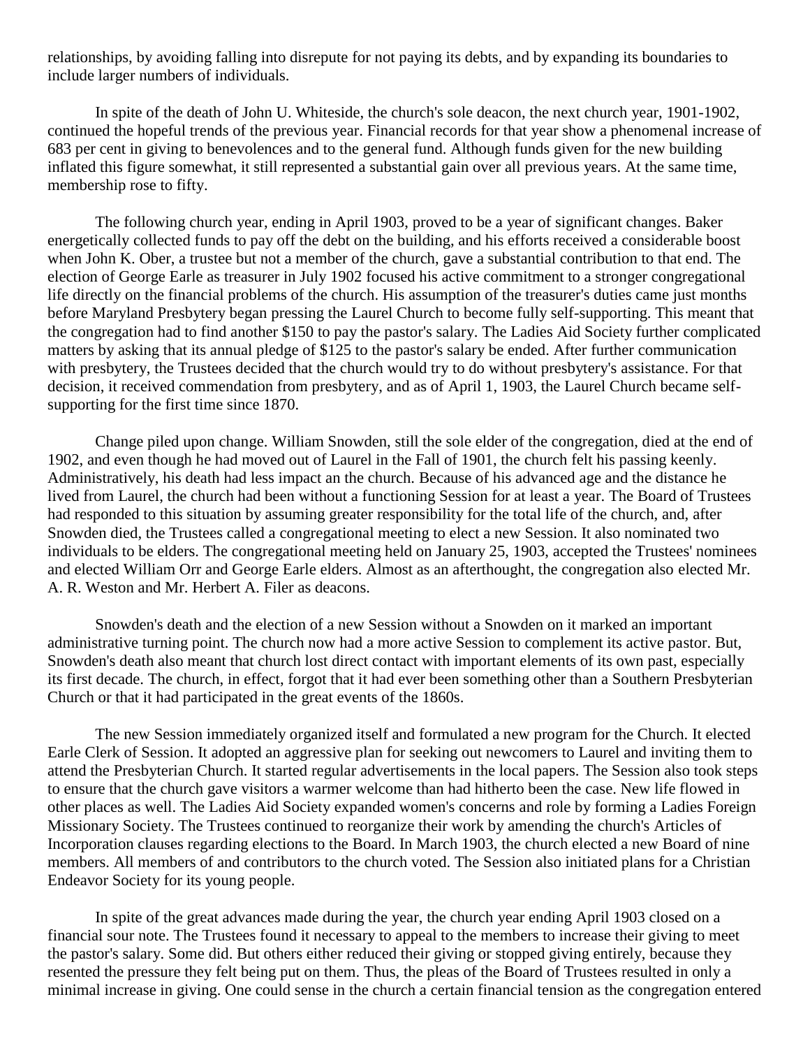relationships, by avoiding falling into disrepute for not paying its debts, and by expanding its boundaries to include larger numbers of individuals.

In spite of the death of John U. Whiteside, the church's sole deacon, the next church year, 1901-1902, continued the hopeful trends of the previous year. Financial records for that year show a phenomenal increase of 683 per cent in giving to benevolences and to the general fund. Although funds given for the new building inflated this figure somewhat, it still represented a substantial gain over all previous years. At the same time, membership rose to fifty.

The following church year, ending in April 1903, proved to be a year of significant changes. Baker energetically collected funds to pay off the debt on the building, and his efforts received a considerable boost when John K. Ober, a trustee but not a member of the church, gave a substantial contribution to that end. The election of George Earle as treasurer in July 1902 focused his active commitment to a stronger congregational life directly on the financial problems of the church. His assumption of the treasurer's duties came just months before Maryland Presbytery began pressing the Laurel Church to become fully self-supporting. This meant that the congregation had to find another $150 to pay the pastor's salary. The Ladies Aid Society further complicated matters by asking that its annual pledge of $125 to the pastor's salary be ended. After further communication with presbytery, the Trustees decided that the church would try to do without presbytery's assistance. For that decision, it received commendation from presbytery, and as of April 1, 1903, the Laurel Church became self-supporting for the first time since 1870.

Change piled upon change. William Snowden, still the sole elder of the congregation, died at the end of 1902, and even though he had moved out of Laurel in the Fall of 1901, the church felt his passing keenly. Administratively, his death had less impact an the church. Because of his advanced age and the distance he lived from Laurel, the church had been without a functioning Session for at least a year. The Board of Trustees had responded to this situation by assuming greater responsibility for the total life of the church, and, after Snowden died, the Trustees called a congregational meeting to elect a new Session. It also nominated two individuals to be elders. The congregational meeting held on January 25, 1903, accepted the Trustees' nominees and elected William Orr and George Earle elders. Almost as an afterthought, the congregation also elected Mr. A. R. Weston and Mr. Herbert A. Filer as deacons.

Snowden's death and the election of a new Session without a Snowden on it marked an important administrative turning point. The church now had a more active Session to complement its active pastor. But, Snowden's death also meant that church lost direct contact with important elements of its own past, especially its first decade. The church, in effect, forgot that it had ever been something other than a Southern Presbyterian Church or that it had participated in the great events of the 1860s.

The new Session immediately organized itself and formulated a new program for the Church. It elected Earle Clerk of Session. It adopted an aggressive plan for seeking out newcomers to Laurel and inviting them to attend the Presbyterian Church. It started regular advertisements in the local papers. The Session also took steps to ensure that the church gave visitors a warmer welcome than had hitherto been the case. New life flowed in other places as well. The Ladies Aid Society expanded women's concerns and role by forming a Ladies Foreign Missionary Society. The Trustees continued to reorganize their work by amending the church's Articles of Incorporation clauses regarding elections to the Board. In March 1903, the church elected a new Board of nine members. All members of and contributors to the church voted. The Session also initiated plans for a Christian Endeavor Society for its young people.

In spite of the great advances made during the year, the church year ending April 1903 closed on a financial sour note. The Trustees found it necessary to appeal to the members to increase their giving to meet the pastor's salary. Some did. But others either reduced their giving or stopped giving entirely, because they resented the pressure they felt being put on them. Thus, the pleas of the Board of Trustees resulted in only a minimal increase in giving. One could sense in the church a certain financial tension as the congregation entered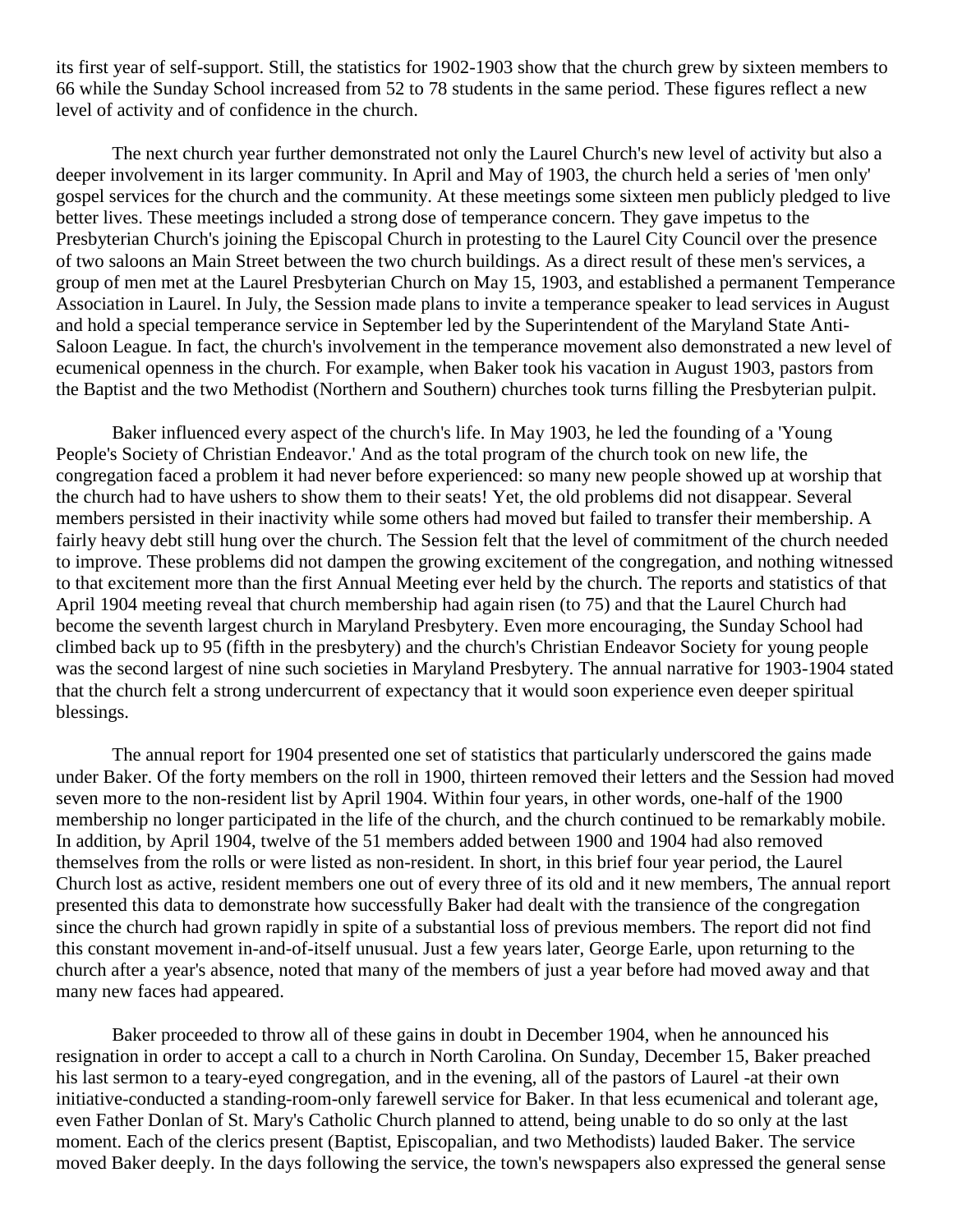its first year of self-support. Still, the statistics for 1902-1903 show that the church grew by sixteen members to 66 while the Sunday School increased from 52 to 78 students in the same period. These figures reflect a new level of activity and of confidence in the church.

The next church year further demonstrated not only the Laurel Church's new level of activity but also a deeper involvement in its larger community. In April and May of 1903, the church held a series of 'men only' gospel services for the church and the community. At these meetings some sixteen men publicly pledged to live better lives. These meetings included a strong dose of temperance concern. They gave impetus to the Presbyterian Church's joining the Episcopal Church in protesting to the Laurel City Council over the presence of two saloons an Main Street between the two church buildings. As a direct result of these men's services, a group of men met at the Laurel Presbyterian Church on May 15, 1903, and established a permanent Temperance Association in Laurel. In July, the Session made plans to invite a temperance speaker to lead services in August and hold a special temperance service in September led by the Superintendent of the Maryland State Anti-Saloon League. In fact, the church's involvement in the temperance movement also demonstrated a new level of ecumenical openness in the church. For example, when Baker took his vacation in August 1903, pastors from the Baptist and the two Methodist (Northern and Southern) churches took turns filling the Presbyterian pulpit.

Baker influenced every aspect of the church's life. In May 1903, he led the founding of a 'Young People's Society of Christian Endeavor.' And as the total program of the church took on new life, the congregation faced a problem it had never before experienced: so many new people showed up at worship that the church had to have ushers to show them to their seats! Yet, the old problems did not disappear. Several members persisted in their inactivity while some others had moved but failed to transfer their membership. A fairly heavy debt still hung over the church. The Session felt that the level of commitment of the church needed to improve. These problems did not dampen the growing excitement of the congregation, and nothing witnessed to that excitement more than the first Annual Meeting ever held by the church. The reports and statistics of that April 1904 meeting reveal that church membership had again risen (to 75) and that the Laurel Church had become the seventh largest church in Maryland Presbytery. Even more encouraging, the Sunday School had climbed back up to 95 (fifth in the presbytery) and the church's Christian Endeavor Society for young people was the second largest of nine such societies in Maryland Presbytery. The annual narrative for 1903-1904 stated that the church felt a strong undercurrent of expectancy that it would soon experience even deeper spiritual blessings.

The annual report for 1904 presented one set of statistics that particularly underscored the gains made under Baker. Of the forty members on the roll in 1900, thirteen removed their letters and the Session had moved seven more to the non-resident list by April 1904. Within four years, in other words, one-half of the 1900 membership no longer participated in the life of the church, and the church continued to be remarkably mobile. In addition, by April 1904, twelve of the 51 members added between 1900 and 1904 had also removed themselves from the rolls or were listed as non-resident. In short, in this brief four year period, the Laurel Church lost as active, resident members one out of every three of its old and it new members, The annual report presented this data to demonstrate how successfully Baker had dealt with the transience of the congregation since the church had grown rapidly in spite of a substantial loss of previous members. The report did not find this constant movement in-and-of-itself unusual. Just a few years later, George Earle, upon returning to the church after a year's absence, noted that many of the members of just a year before had moved away and that many new faces had appeared.

Baker proceeded to throw all of these gains in doubt in December 1904, when he announced his resignation in order to accept a call to a church in North Carolina. On Sunday, December 15, Baker preached his last sermon to a teary-eyed congregation, and in the evening, all of the pastors of Laurel -at their own initiative-conducted a standing-room-only farewell service for Baker. In that less ecumenical and tolerant age, even Father Donlan of St. Mary's Catholic Church planned to attend, being unable to do so only at the last moment. Each of the clerics present (Baptist, Episcopalian, and two Methodists) lauded Baker. The service moved Baker deeply. In the days following the service, the town's newspapers also expressed the general sense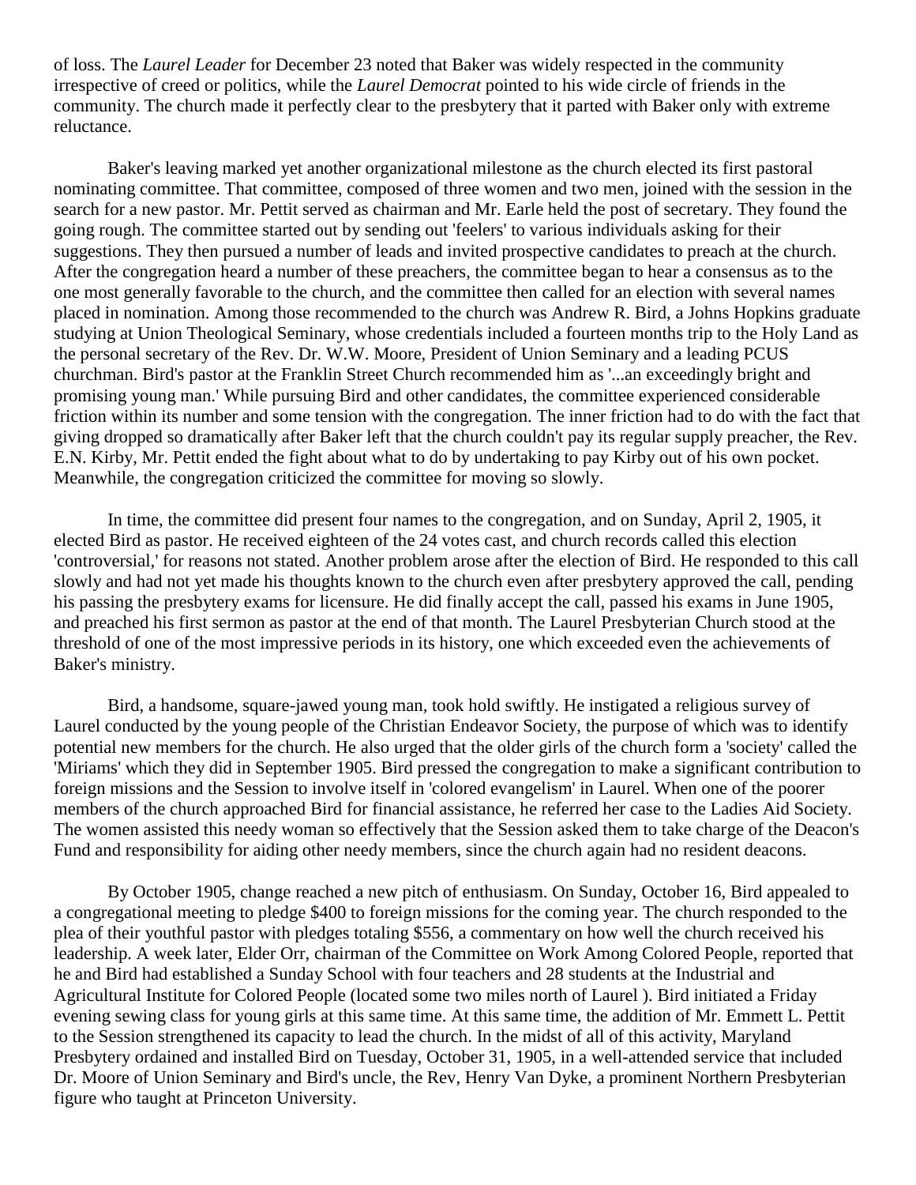of loss. The *Laurel Leader* for December 23 noted that Baker was widely respected in the community irrespective of creed or politics, while the *Laurel Democrat* pointed to his wide circle of friends in the community. The church made it perfectly clear to the presbytery that it parted with Baker only with extreme reluctance.

Baker's leaving marked yet another organizational milestone as the church elected its first pastoral nominating committee. That committee, composed of three women and two men, joined with the session in the search for a new pastor. Mr. Pettit served as chairman and Mr. Earle held the post of secretary. They found the going rough. The committee started out by sending out 'feelers' to various individuals asking for their suggestions. They then pursued a number of leads and invited prospective candidates to preach at the church. After the congregation heard a number of these preachers, the committee began to hear a consensus as to the one most generally favorable to the church, and the committee then called for an election with several names placed in nomination. Among those recommended to the church was Andrew R. Bird, a Johns Hopkins graduate studying at Union Theological Seminary, whose credentials included a fourteen months trip to the Holy Land as the personal secretary of the Rev. Dr. W.W. Moore, President of Union Seminary and a leading PCUS churchman. Bird's pastor at the Franklin Street Church recommended him as '...an exceedingly bright and promising young man.' While pursuing Bird and other candidates, the committee experienced considerable friction within its number and some tension with the congregation. The inner friction had to do with the fact that giving dropped so dramatically after Baker left that the church couldn't pay its regular supply preacher, the Rev. E.N. Kirby, Mr. Pettit ended the fight about what to do by undertaking to pay Kirby out of his own pocket. Meanwhile, the congregation criticized the committee for moving so slowly.

In time, the committee did present four names to the congregation, and on Sunday, April 2, 1905, it elected Bird as pastor. He received eighteen of the 24 votes cast, and church records called this election 'controversial,' for reasons not stated. Another problem arose after the election of Bird. He responded to this call slowly and had not yet made his thoughts known to the church even after presbytery approved the call, pending his passing the presbytery exams for licensure. He did finally accept the call, passed his exams in June 1905, and preached his first sermon as pastor at the end of that month. The Laurel Presbyterian Church stood at the threshold of one of the most impressive periods in its history, one which exceeded even the achievements of Baker's ministry.

Bird, a handsome, square-jawed young man, took hold swiftly. He instigated a religious survey of Laurel conducted by the young people of the Christian Endeavor Society, the purpose of which was to identify potential new members for the church. He also urged that the older girls of the church form a 'society' called the 'Miriams' which they did in September 1905. Bird pressed the congregation to make a significant contribution to foreign missions and the Session to involve itself in 'colored evangelism' in Laurel. When one of the poorer members of the church approached Bird for financial assistance, he referred her case to the Ladies Aid Society. The women assisted this needy woman so effectively that the Session asked them to take charge of the Deacon's Fund and responsibility for aiding other needy members, since the church again had no resident deacons.

By October 1905, change reached a new pitch of enthusiasm. On Sunday, October 16, Bird appealed to a congregational meeting to pledge $400 to foreign missions for the coming year. The church responded to the plea of their youthful pastor with pledges totaling $556, a commentary on how well the church received his leadership. A week later, Elder Orr, chairman of the Committee on Work Among Colored People, reported that he and Bird had established a Sunday School with four teachers and 28 students at the Industrial and Agricultural Institute for Colored People (located some two miles north of Laurel ). Bird initiated a Friday evening sewing class for young girls at this same time. At this same time, the addition of Mr. Emmett L. Pettit to the Session strengthened its capacity to lead the church. In the midst of all of this activity, Maryland Presbytery ordained and installed Bird on Tuesday, October 31, 1905, in a well-attended service that included Dr. Moore of Union Seminary and Bird's uncle, the Rev, Henry Van Dyke, a prominent Northern Presbyterian figure who taught at Princeton University.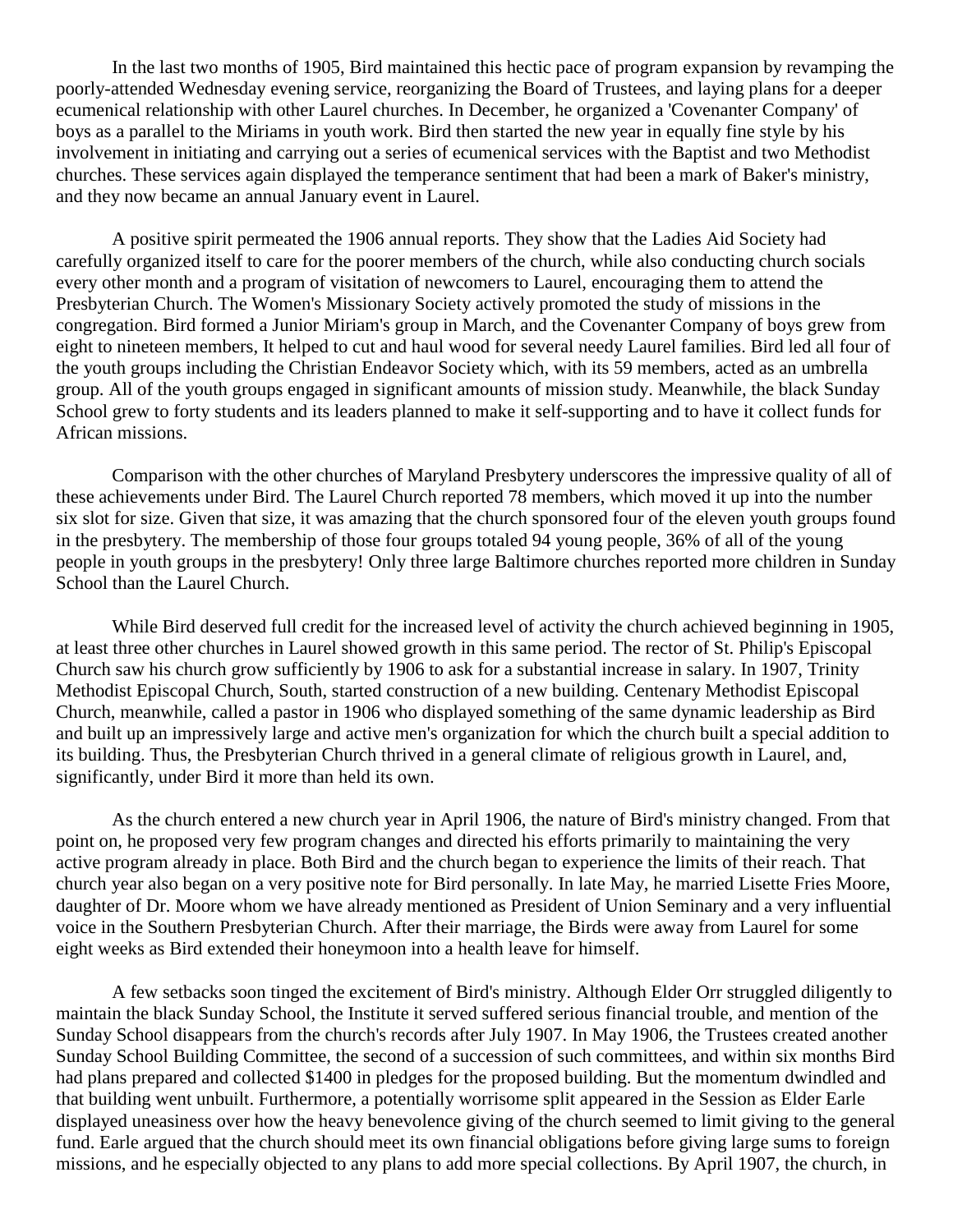In the last two months of 1905, Bird maintained this hectic pace of program expansion by revamping the poorly-attended Wednesday evening service, reorganizing the Board of Trustees, and laying plans for a deeper ecumenical relationship with other Laurel churches. In December, he organized a 'Covenanter Company' of boys as a parallel to the Miriams in youth work. Bird then started the new year in equally fine style by his involvement in initiating and carrying out a series of ecumenical services with the Baptist and two Methodist churches. These services again displayed the temperance sentiment that had been a mark of Baker's ministry, and they now became an annual January event in Laurel.

A positive spirit permeated the 1906 annual reports. They show that the Ladies Aid Society had carefully organized itself to care for the poorer members of the church, while also conducting church socials every other month and a program of visitation of newcomers to Laurel, encouraging them to attend the Presbyterian Church. The Women's Missionary Society actively promoted the study of missions in the congregation. Bird formed a Junior Miriam's group in March, and the Covenanter Company of boys grew from eight to nineteen members, It helped to cut and haul wood for several needy Laurel families. Bird led all four of the youth groups including the Christian Endeavor Society which, with its 59 members, acted as an umbrella group. All of the youth groups engaged in significant amounts of mission study. Meanwhile, the black Sunday School grew to forty students and its leaders planned to make it self-supporting and to have it collect funds for African missions.

Comparison with the other churches of Maryland Presbytery underscores the impressive quality of all of these achievements under Bird. The Laurel Church reported 78 members, which moved it up into the number six slot for size. Given that size, it was amazing that the church sponsored four of the eleven youth groups found in the presbytery. The membership of those four groups totaled 94 young people, 36% of all of the young people in youth groups in the presbytery! Only three large Baltimore churches reported more children in Sunday School than the Laurel Church.

While Bird deserved full credit for the increased level of activity the church achieved beginning in 1905, at least three other churches in Laurel showed growth in this same period. The rector of St. Philip's Episcopal Church saw his church grow sufficiently by 1906 to ask for a substantial increase in salary. In 1907, Trinity Methodist Episcopal Church, South, started construction of a new building. Centenary Methodist Episcopal Church, meanwhile, called a pastor in 1906 who displayed something of the same dynamic leadership as Bird and built up an impressively large and active men's organization for which the church built a special addition to its building. Thus, the Presbyterian Church thrived in a general climate of religious growth in Laurel, and, significantly, under Bird it more than held its own.

As the church entered a new church year in April 1906, the nature of Bird's ministry changed. From that point on, he proposed very few program changes and directed his efforts primarily to maintaining the very active program already in place. Both Bird and the church began to experience the limits of their reach. That church year also began on a very positive note for Bird personally. In late May, he married Lisette Fries Moore, daughter of Dr. Moore whom we have already mentioned as President of Union Seminary and a very influential voice in the Southern Presbyterian Church. After their marriage, the Birds were away from Laurel for some eight weeks as Bird extended their honeymoon into a health leave for himself.

A few setbacks soon tinged the excitement of Bird's ministry. Although Elder Orr struggled diligently to maintain the black Sunday School, the Institute it served suffered serious financial trouble, and mention of the Sunday School disappears from the church's records after July 1907. In May 1906, the Trustees created another Sunday School Building Committee, the second of a succession of such committees, and within six months Bird had plans prepared and collected $1400 in pledges for the proposed building. But the momentum dwindled and that building went unbuilt. Furthermore, a potentially worrisome split appeared in the Session as Elder Earle displayed uneasiness over how the heavy benevolence giving of the church seemed to limit giving to the general fund. Earle argued that the church should meet its own financial obligations before giving large sums to foreign missions, and he especially objected to any plans to add more special collections. By April 1907, the church, in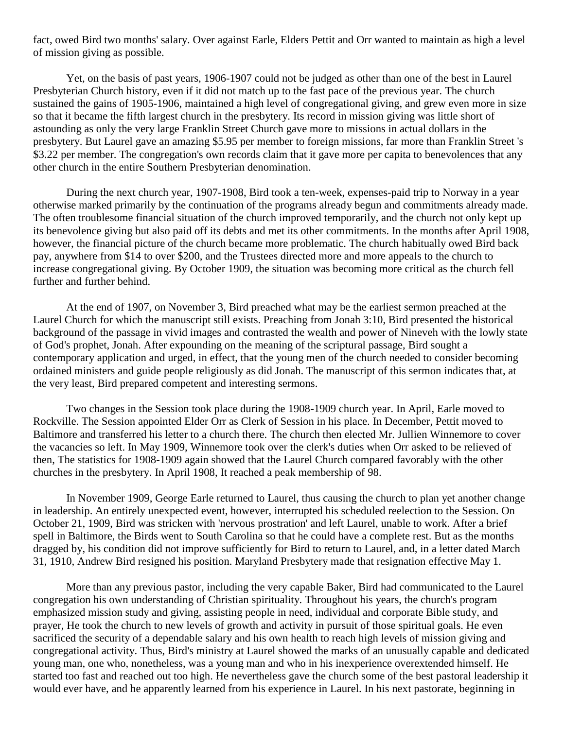fact, owed Bird two months' salary. Over against Earle, Elders Pettit and Orr wanted to maintain as high a level of mission giving as possible.

Yet, on the basis of past years, 1906-1907 could not be judged as other than one of the best in Laurel Presbyterian Church history, even if it did not match up to the fast pace of the previous year. The church sustained the gains of 1905-1906, maintained a high level of congregational giving, and grew even more in size so that it became the fifth largest church in the presbytery. Its record in mission giving was little short of astounding as only the very large Franklin Street Church gave more to missions in actual dollars in the presbytery. But Laurel gave an amazing $5.95 per member to foreign missions, far more than Franklin Street 's $3.22 per member. The congregation's own records claim that it gave more per capita to benevolences that any other church in the entire Southern Presbyterian denomination.

During the next church year, 1907-1908, Bird took a ten-week, expenses-paid trip to Norway in a year otherwise marked primarily by the continuation of the programs already begun and commitments already made. The often troublesome financial situation of the church improved temporarily, and the church not only kept up its benevolence giving but also paid off its debts and met its other commitments. In the months after April 1908, however, the financial picture of the church became more problematic. The church habitually owed Bird back pay, anywhere from $14 to over $200, and the Trustees directed more and more appeals to the church to increase congregational giving. By October 1909, the situation was becoming more critical as the church fell further and further behind.

At the end of 1907, on November 3, Bird preached what may be the earliest sermon preached at the Laurel Church for which the manuscript still exists. Preaching from Jonah 3:10, Bird presented the historical background of the passage in vivid images and contrasted the wealth and power of Nineveh with the lowly state of God's prophet, Jonah. After expounding on the meaning of the scriptural passage, Bird sought a contemporary application and urged, in effect, that the young men of the church needed to consider becoming ordained ministers and guide people religiously as did Jonah. The manuscript of this sermon indicates that, at the very least, Bird prepared competent and interesting sermons.

Two changes in the Session took place during the 1908-1909 church year. In April, Earle moved to Rockville. The Session appointed Elder Orr as Clerk of Session in his place. In December, Pettit moved to Baltimore and transferred his letter to a church there. The church then elected Mr. Jullien Winnemore to cover the vacancies so left. In May 1909, Winnemore took over the clerk's duties when Orr asked to be relieved of then, The statistics for 1908-1909 again showed that the Laurel Church compared favorably with the other churches in the presbytery. In April 1908, It reached a peak membership of 98.

In November 1909, George Earle returned to Laurel, thus causing the church to plan yet another change in leadership. An entirely unexpected event, however, interrupted his scheduled reelection to the Session. On October 21, 1909, Bird was stricken with 'nervous prostration' and left Laurel, unable to work. After a brief spell in Baltimore, the Birds went to South Carolina so that he could have a complete rest. But as the months dragged by, his condition did not improve sufficiently for Bird to return to Laurel, and, in a letter dated March 31, 1910, Andrew Bird resigned his position. Maryland Presbytery made that resignation effective May 1.

More than any previous pastor, including the very capable Baker, Bird had communicated to the Laurel congregation his own understanding of Christian spirituality. Throughout his years, the church's program emphasized mission study and giving, assisting people in need, individual and corporate Bible study, and prayer, He took the church to new levels of growth and activity in pursuit of those spiritual goals. He even sacrificed the security of a dependable salary and his own health to reach high levels of mission giving and congregational activity. Thus, Bird's ministry at Laurel showed the marks of an unusually capable and dedicated young man, one who, nonetheless, was a young man and who in his inexperience overextended himself. He started too fast and reached out too high. He nevertheless gave the church some of the best pastoral leadership it would ever have, and he apparently learned from his experience in Laurel. In his next pastorate, beginning in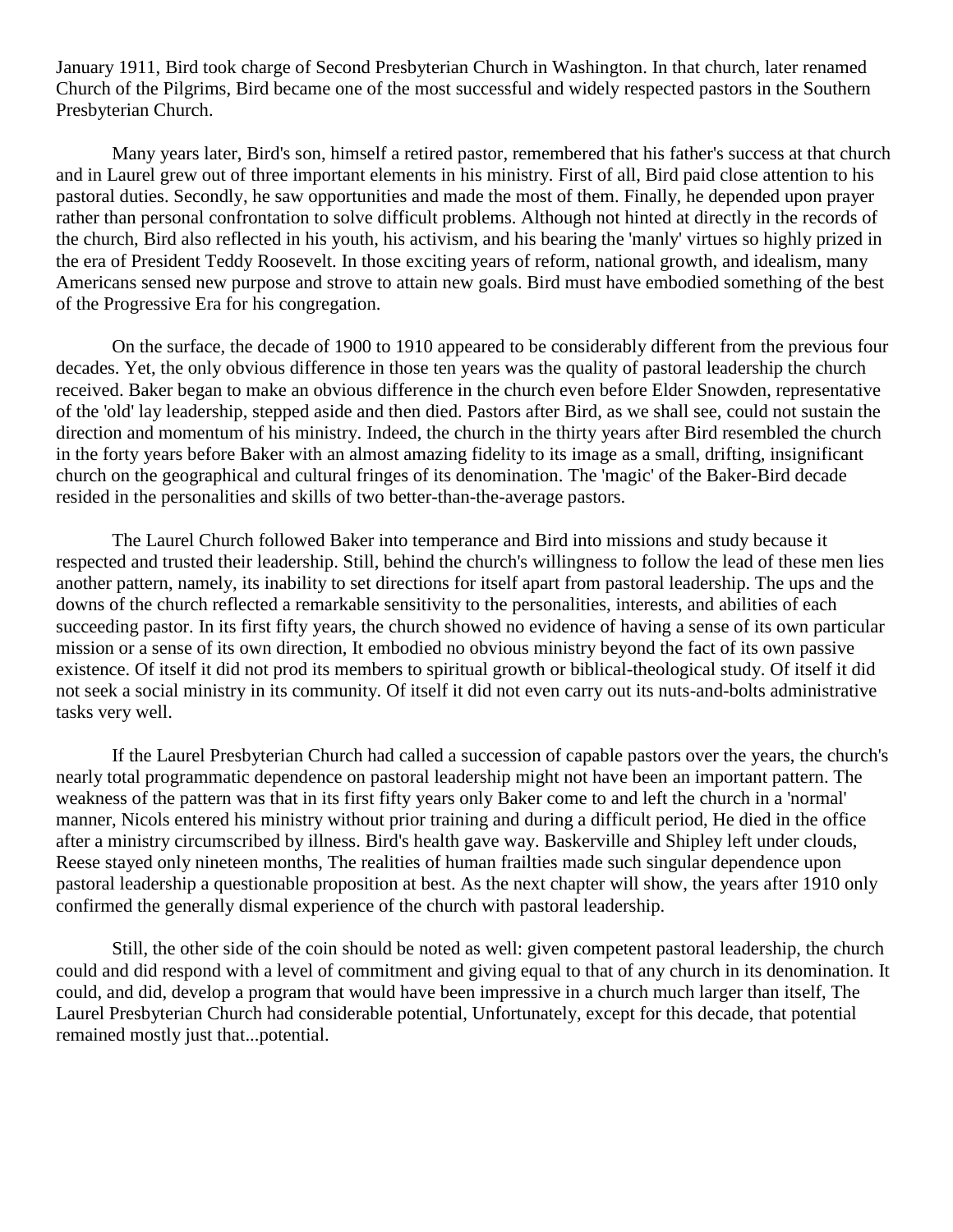January 1911, Bird took charge of Second Presbyterian Church in Washington. In that church, later renamed Church of the Pilgrims, Bird became one of the most successful and widely respected pastors in the Southern Presbyterian Church.

Many years later, Bird's son, himself a retired pastor, remembered that his father's success at that church and in Laurel grew out of three important elements in his ministry. First of all, Bird paid close attention to his pastoral duties. Secondly, he saw opportunities and made the most of them. Finally, he depended upon prayer rather than personal confrontation to solve difficult problems. Although not hinted at directly in the records of the church, Bird also reflected in his youth, his activism, and his bearing the 'manly' virtues so highly prized in the era of President Teddy Roosevelt. In those exciting years of reform, national growth, and idealism, many Americans sensed new purpose and strove to attain new goals. Bird must have embodied something of the best of the Progressive Era for his congregation.

On the surface, the decade of 1900 to 1910 appeared to be considerably different from the previous four decades. Yet, the only obvious difference in those ten years was the quality of pastoral leadership the church received. Baker began to make an obvious difference in the church even before Elder Snowden, representative of the 'old' lay leadership, stepped aside and then died. Pastors after Bird, as we shall see, could not sustain the direction and momentum of his ministry. Indeed, the church in the thirty years after Bird resembled the church in the forty years before Baker with an almost amazing fidelity to its image as a small, drifting, insignificant church on the geographical and cultural fringes of its denomination. The 'magic' of the Baker-Bird decade resided in the personalities and skills of two better-than-the-average pastors.

The Laurel Church followed Baker into temperance and Bird into missions and study because it respected and trusted their leadership. Still, behind the church's willingness to follow the lead of these men lies another pattern, namely, its inability to set directions for itself apart from pastoral leadership. The ups and the downs of the church reflected a remarkable sensitivity to the personalities, interests, and abilities of each succeeding pastor. In its first fifty years, the church showed no evidence of having a sense of its own particular mission or a sense of its own direction, It embodied no obvious ministry beyond the fact of its own passive existence. Of itself it did not prod its members to spiritual growth or biblical-theological study. Of itself it did not seek a social ministry in its community. Of itself it did not even carry out its nuts-and-bolts administrative tasks very well.

If the Laurel Presbyterian Church had called a succession of capable pastors over the years, the church's nearly total programmatic dependence on pastoral leadership might not have been an important pattern. The weakness of the pattern was that in its first fifty years only Baker come to and left the church in a 'normal' manner, Nicols entered his ministry without prior training and during a difficult period, He died in the office after a ministry circumscribed by illness. Bird's health gave way. Baskerville and Shipley left under clouds, Reese stayed only nineteen months, The realities of human frailties made such singular dependence upon pastoral leadership a questionable proposition at best. As the next chapter will show, the years after 1910 only confirmed the generally dismal experience of the church with pastoral leadership.

Still, the other side of the coin should be noted as well: given competent pastoral leadership, the church could and did respond with a level of commitment and giving equal to that of any church in its denomination. It could, and did, develop a program that would have been impressive in a church much larger than itself, The Laurel Presbyterian Church had considerable potential, Unfortunately, except for this decade, that potential remained mostly just that...potential.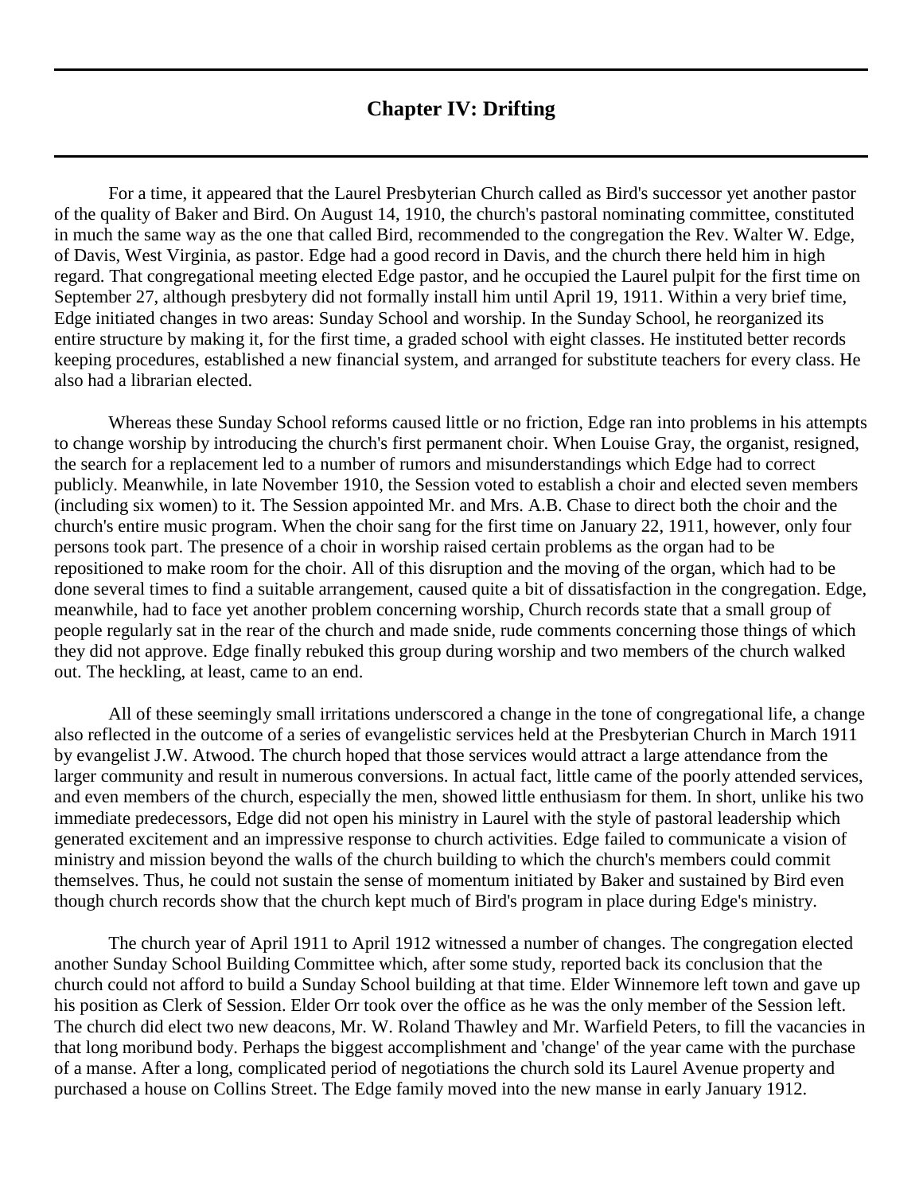## Chapter IV: Drifting

For a time, it appeared that the Laurel Presbyterian Church called as Bird's successor yet another pastor of the quality of Baker and Bird. On August 14, 1910, the church's pastoral nominating committee, constituted in much the same way as the one that called Bird, recommended to the congregation the Rev. Walter W. Edge, of Davis, West Virginia, as pastor. Edge had a good record in Davis, and the church there held him in high regard. That congregational meeting elected Edge pastor, and he occupied the Laurel pulpit for the first time on September 27, although presbytery did not formally install him until April 19, 1911. Within a very brief time, Edge initiated changes in two areas: Sunday School and worship. In the Sunday School, he reorganized its entire structure by making it, for the first time, a graded school with eight classes. He instituted better records keeping procedures, established a new financial system, and arranged for substitute teachers for every class. He also had a librarian elected.

Whereas these Sunday School reforms caused little or no friction, Edge ran into problems in his attempts to change worship by introducing the church's first permanent choir. When Louise Gray, the organist, resigned, the search for a replacement led to a number of rumors and misunderstandings which Edge had to correct publicly. Meanwhile, in late November 1910, the Session voted to establish a choir and elected seven members (including six women) to it. The Session appointed Mr. and Mrs. A.B. Chase to direct both the choir and the church's entire music program. When the choir sang for the first time on January 22, 1911, however, only four persons took part. The presence of a choir in worship raised certain problems as the organ had to be repositioned to make room for the choir. All of this disruption and the moving of the organ, which had to be done several times to find a suitable arrangement, caused quite a bit of dissatisfaction in the congregation. Edge, meanwhile, had to face yet another problem concerning worship, Church records state that a small group of people regularly sat in the rear of the church and made snide, rude comments concerning those things of which they did not approve. Edge finally rebuked this group during worship and two members of the church walked out. The heckling, at least, came to an end.

All of these seemingly small irritations underscored a change in the tone of congregational life, a change also reflected in the outcome of a series of evangelistic services held at the Presbyterian Church in March 1911 by evangelist J.W. Atwood. The church hoped that those services would attract a large attendance from the larger community and result in numerous conversions. In actual fact, little came of the poorly attended services, and even members of the church, especially the men, showed little enthusiasm for them. In short, unlike his two immediate predecessors, Edge did not open his ministry in Laurel with the style of pastoral leadership which generated excitement and an impressive response to church activities. Edge failed to communicate a vision of ministry and mission beyond the walls of the church building to which the church's members could commit themselves. Thus, he could not sustain the sense of momentum initiated by Baker and sustained by Bird even though church records show that the church kept much of Bird's program in place during Edge's ministry.

The church year of April 1911 to April 1912 witnessed a number of changes. The congregation elected another Sunday School Building Committee which, after some study, reported back its conclusion that the church could not afford to build a Sunday School building at that time. Elder Winnemore left town and gave up his position as Clerk of Session. Elder Orr took over the office as he was the only member of the Session left. The church did elect two new deacons, Mr. W. Roland Thawley and Mr. Warfield Peters, to fill the vacancies in that long moribund body. Perhaps the biggest accomplishment and 'change' of the year came with the purchase of a manse. After a long, complicated period of negotiations the church sold its Laurel Avenue property and purchased a house on Collins Street. The Edge family moved into the new manse in early January 1912.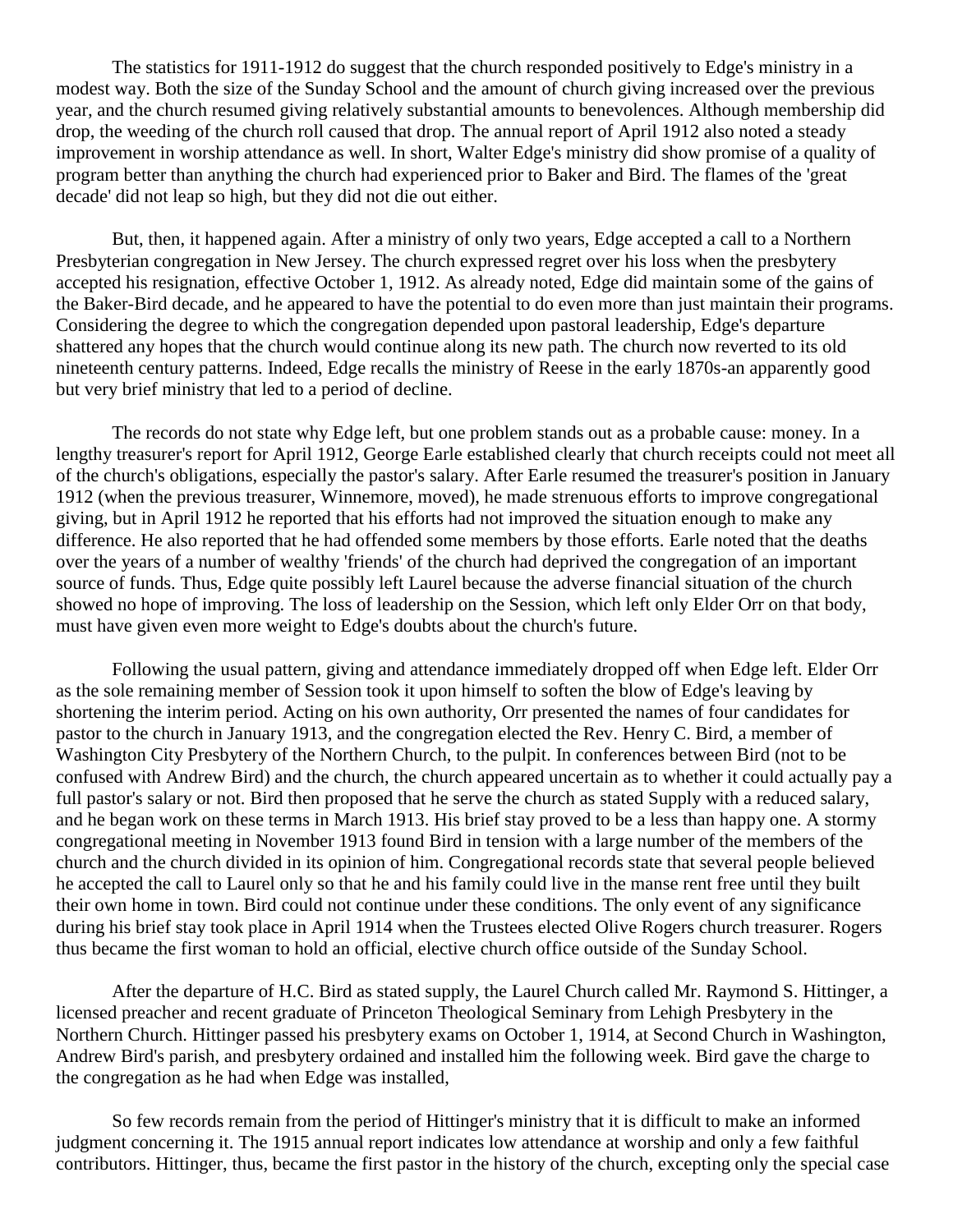The statistics for 1911-1912 do suggest that the church responded positively to Edge's ministry in a modest way. Both the size of the Sunday School and the amount of church giving increased over the previous year, and the church resumed giving relatively substantial amounts to benevolences. Although membership did drop, the weeding of the church roll caused that drop. The annual report of April 1912 also noted a steady improvement in worship attendance as well. In short, Walter Edge's ministry did show promise of a quality of program better than anything the church had experienced prior to Baker and Bird. The flames of the 'great decade' did not leap so high, but they did not die out either.

But, then, it happened again. After a ministry of only two years, Edge accepted a call to a Northern Presbyterian congregation in New Jersey. The church expressed regret over his loss when the presbytery accepted his resignation, effective October 1, 1912. As already noted, Edge did maintain some of the gains of the Baker-Bird decade, and he appeared to have the potential to do even more than just maintain their programs. Considering the degree to which the congregation depended upon pastoral leadership, Edge's departure shattered any hopes that the church would continue along its new path. The church now reverted to its old nineteenth century patterns. Indeed, Edge recalls the ministry of Reese in the early 1870s-an apparently good but very brief ministry that led to a period of decline.

The records do not state why Edge left, but one problem stands out as a probable cause: money. In a lengthy treasurer's report for April 1912, George Earle established clearly that church receipts could not meet all of the church's obligations, especially the pastor's salary. After Earle resumed the treasurer's position in January 1912 (when the previous treasurer, Winnemore, moved), he made strenuous efforts to improve congregational giving, but in April 1912 he reported that his efforts had not improved the situation enough to make any difference. He also reported that he had offended some members by those efforts. Earle noted that the deaths over the years of a number of wealthy 'friends' of the church had deprived the congregation of an important source of funds. Thus, Edge quite possibly left Laurel because the adverse financial situation of the church showed no hope of improving. The loss of leadership on the Session, which left only Elder Orr on that body, must have given even more weight to Edge's doubts about the church's future.

Following the usual pattern, giving and attendance immediately dropped off when Edge left. Elder Orr as the sole remaining member of Session took it upon himself to soften the blow of Edge's leaving by shortening the interim period. Acting on his own authority, Orr presented the names of four candidates for pastor to the church in January 1913, and the congregation elected the Rev. Henry C. Bird, a member of Washington City Presbytery of the Northern Church, to the pulpit. In conferences between Bird (not to be confused with Andrew Bird) and the church, the church appeared uncertain as to whether it could actually pay a full pastor's salary or not. Bird then proposed that he serve the church as stated Supply with a reduced salary, and he began work on these terms in March 1913. His brief stay proved to be a less than happy one. A stormy congregational meeting in November 1913 found Bird in tension with a large number of the members of the church and the church divided in its opinion of him. Congregational records state that several people believed he accepted the call to Laurel only so that he and his family could live in the manse rent free until they built their own home in town. Bird could not continue under these conditions. The only event of any significance during his brief stay took place in April 1914 when the Trustees elected Olive Rogers church treasurer. Rogers thus became the first woman to hold an official, elective church office outside of the Sunday School.

After the departure of H.C. Bird as stated supply, the Laurel Church called Mr. Raymond S. Hittinger, a licensed preacher and recent graduate of Princeton Theological Seminary from Lehigh Presbytery in the Northern Church. Hittinger passed his presbytery exams on October 1, 1914, at Second Church in Washington, Andrew Bird's parish, and presbytery ordained and installed him the following week. Bird gave the charge to the congregation as he had when Edge was installed,

So few records remain from the period of Hittinger's ministry that it is difficult to make an informed judgment concerning it. The 1915 annual report indicates low attendance at worship and only a few faithful contributors. Hittinger, thus, became the first pastor in the history of the church, excepting only the special case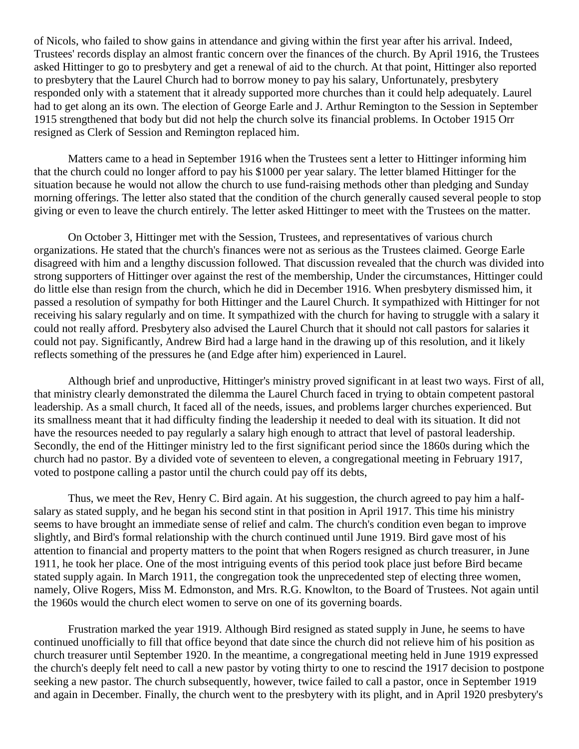of Nicols, who failed to show gains in attendance and giving within the first year after his arrival. Indeed, Trustees' records display an almost frantic concern over the finances of the church. By April 1916, the Trustees asked Hittinger to go to presbytery and get a renewal of aid to the church. At that point, Hittinger also reported to presbytery that the Laurel Church had to borrow money to pay his salary, Unfortunately, presbytery responded only with a statement that it already supported more churches than it could help adequately. Laurel had to get along an its own. The election of George Earle and J. Arthur Remington to the Session in September 1915 strengthened that body but did not help the church solve its financial problems. In October 1915 Orr resigned as Clerk of Session and Remington replaced him.

Matters came to a head in September 1916 when the Trustees sent a letter to Hittinger informing him that the church could no longer afford to pay his $1000 per year salary. The letter blamed Hittinger for the situation because he would not allow the church to use fund-raising methods other than pledging and Sunday morning offerings. The letter also stated that the condition of the church generally caused several people to stop giving or even to leave the church entirely. The letter asked Hittinger to meet with the Trustees on the matter.

On October 3, Hittinger met with the Session, Trustees, and representatives of various church organizations. He stated that the church's finances were not as serious as the Trustees claimed. George Earle disagreed with him and a lengthy discussion followed. That discussion revealed that the church was divided into strong supporters of Hittinger over against the rest of the membership, Under the circumstances, Hittinger could do little else than resign from the church, which he did in December 1916. When presbytery dismissed him, it passed a resolution of sympathy for both Hittinger and the Laurel Church. It sympathized with Hittinger for not receiving his salary regularly and on time. It sympathized with the church for having to struggle with a salary it could not really afford. Presbytery also advised the Laurel Church that it should not call pastors for salaries it could not pay. Significantly, Andrew Bird had a large hand in the drawing up of this resolution, and it likely reflects something of the pressures he (and Edge after him) experienced in Laurel.

Although brief and unproductive, Hittinger's ministry proved significant in at least two ways. First of all, that ministry clearly demonstrated the dilemma the Laurel Church faced in trying to obtain competent pastoral leadership. As a small church, It faced all of the needs, issues, and problems larger churches experienced. But its smallness meant that it had difficulty finding the leadership it needed to deal with its situation. It did not have the resources needed to pay regularly a salary high enough to attract that level of pastoral leadership. Secondly, the end of the Hittinger ministry led to the first significant period since the 1860s during which the church had no pastor. By a divided vote of seventeen to eleven, a congregational meeting in February 1917, voted to postpone calling a pastor until the church could pay off its debts,

Thus, we meet the Rev, Henry C. Bird again. At his suggestion, the church agreed to pay him a half-salary as stated supply, and he began his second stint in that position in April 1917. This time his ministry seems to have brought an immediate sense of relief and calm. The church's condition even began to improve slightly, and Bird's formal relationship with the church continued until June 1919. Bird gave most of his attention to financial and property matters to the point that when Rogers resigned as church treasurer, in June 1911, he took her place. One of the most intriguing events of this period took place just before Bird became stated supply again. In March 1911, the congregation took the unprecedented step of electing three women, namely, Olive Rogers, Miss M. Edmonston, and Mrs. R.G. Knowlton, to the Board of Trustees. Not again until the 1960s would the church elect women to serve on one of its governing boards.

Frustration marked the year 1919. Although Bird resigned as stated supply in June, he seems to have continued unofficially to fill that office beyond that date since the church did not relieve him of his position as church treasurer until September 1920. In the meantime, a congregational meeting held in June 1919 expressed the church's deeply felt need to call a new pastor by voting thirty to one to rescind the 1917 decision to postpone seeking a new pastor. The church subsequently, however, twice failed to call a pastor, once in September 1919 and again in December. Finally, the church went to the presbytery with its plight, and in April 1920 presbytery's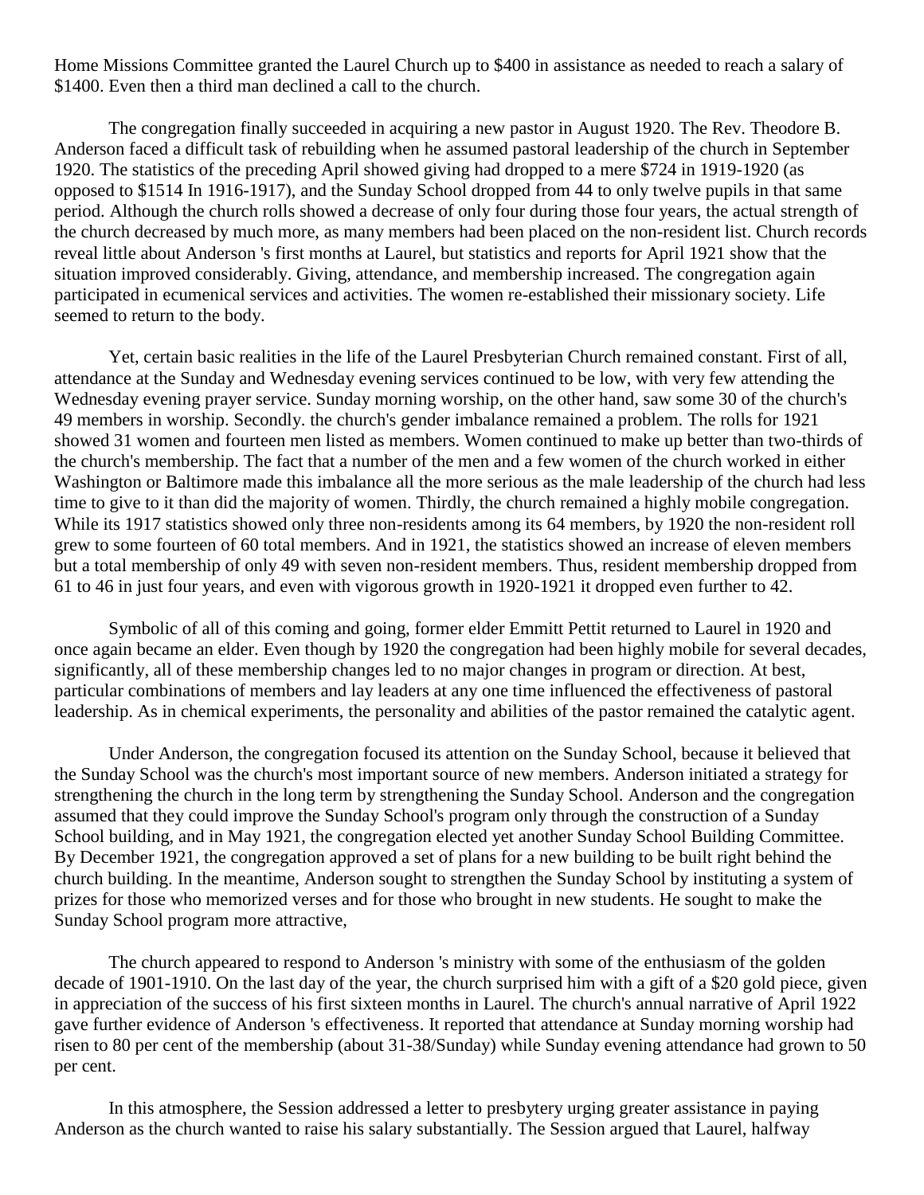Home Missions Committee granted the Laurel Church up to $400 in assistance as needed to reach a salary of $1400. Even then a third man declined a call to the church.

The congregation finally succeeded in acquiring a new pastor in August 1920. The Rev. Theodore B. Anderson faced a difficult task of rebuilding when he assumed pastoral leadership of the church in September 1920. The statistics of the preceding April showed giving had dropped to a mere $724 in 1919-1920 (as opposed to $1514 In 1916-1917), and the Sunday School dropped from 44 to only twelve pupils in that same period. Although the church rolls showed a decrease of only four during those four years, the actual strength of the church decreased by much more, as many members had been placed on the non-resident list. Church records reveal little about Anderson 's first months at Laurel, but statistics and reports for April 1921 show that the situation improved considerably. Giving, attendance, and membership increased. The congregation again participated in ecumenical services and activities. The women re-established their missionary society. Life seemed to return to the body.

Yet, certain basic realities in the life of the Laurel Presbyterian Church remained constant. First of all, attendance at the Sunday and Wednesday evening services continued to be low, with very few attending the Wednesday evening prayer service. Sunday morning worship, on the other hand, saw some 30 of the church's 49 members in worship. Secondly. the church's gender imbalance remained a problem. The rolls for 1921 showed 31 women and fourteen men listed as members. Women continued to make up better than two-thirds of the church's membership. The fact that a number of the men and a few women of the church worked in either Washington or Baltimore made this imbalance all the more serious as the male leadership of the church had less time to give to it than did the majority of women. Thirdly, the church remained a highly mobile congregation. While its 1917 statistics showed only three non-residents among its 64 members, by 1920 the non-resident roll grew to some fourteen of 60 total members. And in 1921, the statistics showed an increase of eleven members but a total membership of only 49 with seven non-resident members. Thus, resident membership dropped from 61 to 46 in just four years, and even with vigorous growth in 1920-1921 it dropped even further to 42.

Symbolic of all of this coming and going, former elder Emmitt Pettit returned to Laurel in 1920 and once again became an elder. Even though by 1920 the congregation had been highly mobile for several decades, significantly, all of these membership changes led to no major changes in program or direction. At best, particular combinations of members and lay leaders at any one time influenced the effectiveness of pastoral leadership. As in chemical experiments, the personality and abilities of the pastor remained the catalytic agent.

Under Anderson, the congregation focused its attention on the Sunday School, because it believed that the Sunday School was the church's most important source of new members. Anderson initiated a strategy for strengthening the church in the long term by strengthening the Sunday School. Anderson and the congregation assumed that they could improve the Sunday School's program only through the construction of a Sunday School building, and in May 1921, the congregation elected yet another Sunday School Building Committee. By December 1921, the congregation approved a set of plans for a new building to be built right behind the church building. In the meantime, Anderson sought to strengthen the Sunday School by instituting a system of prizes for those who memorized verses and for those who brought in new students. He sought to make the Sunday School program more attractive,

The church appeared to respond to Anderson 's ministry with some of the enthusiasm of the golden decade of 1901-1910. On the last day of the year, the church surprised him with a gift of a $20 gold piece, given in appreciation of the success of his first sixteen months in Laurel. The church's annual narrative of April 1922 gave further evidence of Anderson 's effectiveness. It reported that attendance at Sunday morning worship had risen to 80 per cent of the membership (about 31-38/Sunday) while Sunday evening attendance had grown to 50 per cent.

In this atmosphere, the Session addressed a letter to presbytery urging greater assistance in paying Anderson as the church wanted to raise his salary substantially. The Session argued that Laurel, halfway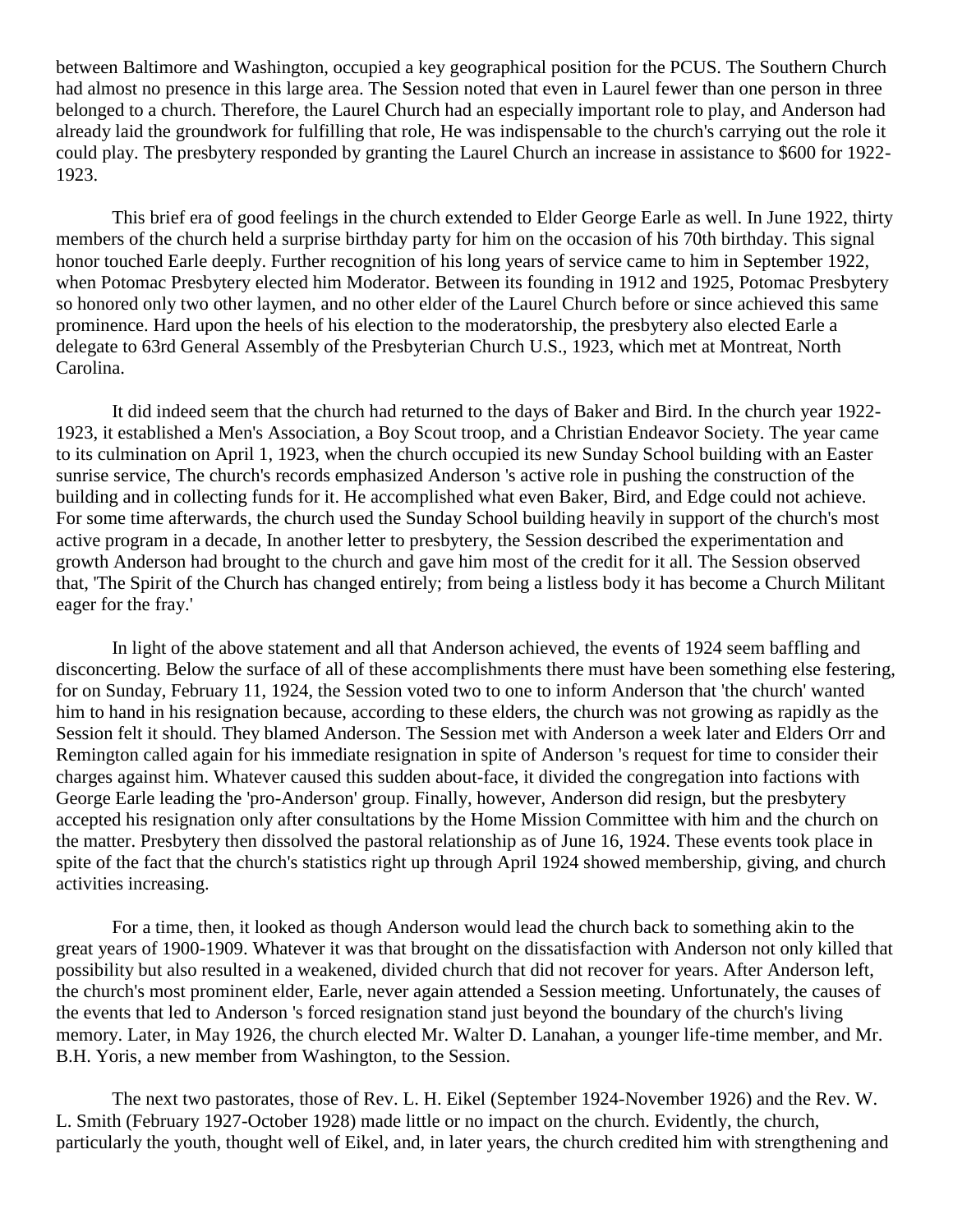between Baltimore and Washington, occupied a key geographical position for the PCUS. The Southern Church had almost no presence in this large area. The Session noted that even in Laurel fewer than one person in three belonged to a church. Therefore, the Laurel Church had an especially important role to play, and Anderson had already laid the groundwork for fulfilling that role, He was indispensable to the church's carrying out the role it could play. The presbytery responded by granting the Laurel Church an increase in assistance to $600 for 1922-1923.

This brief era of good feelings in the church extended to Elder George Earle as well. In June 1922, thirty members of the church held a surprise birthday party for him on the occasion of his 70th birthday. This signal honor touched Earle deeply. Further recognition of his long years of service came to him in September 1922, when Potomac Presbytery elected him Moderator. Between its founding in 1912 and 1925, Potomac Presbytery so honored only two other laymen, and no other elder of the Laurel Church before or since achieved this same prominence. Hard upon the heels of his election to the moderatorship, the presbytery also elected Earle a delegate to 63rd General Assembly of the Presbyterian Church U.S., 1923, which met at Montreat, North Carolina.

It did indeed seem that the church had returned to the days of Baker and Bird. In the church year 1922-1923, it established a Men's Association, a Boy Scout troop, and a Christian Endeavor Society. The year came to its culmination on April 1, 1923, when the church occupied its new Sunday School building with an Easter sunrise service, The church's records emphasized Anderson 's active role in pushing the construction of the building and in collecting funds for it. He accomplished what even Baker, Bird, and Edge could not achieve. For some time afterwards, the church used the Sunday School building heavily in support of the church's most active program in a decade, In another letter to presbytery, the Session described the experimentation and growth Anderson had brought to the church and gave him most of the credit for it all. The Session observed that, 'The Spirit of the Church has changed entirely; from being a listless body it has become a Church Militant eager for the fray.'

In light of the above statement and all that Anderson achieved, the events of 1924 seem baffling and disconcerting. Below the surface of all of these accomplishments there must have been something else festering, for on Sunday, February 11, 1924, the Session voted two to one to inform Anderson that 'the church' wanted him to hand in his resignation because, according to these elders, the church was not growing as rapidly as the Session felt it should. They blamed Anderson. The Session met with Anderson a week later and Elders Orr and Remington called again for his immediate resignation in spite of Anderson 's request for time to consider their charges against him. Whatever caused this sudden about-face, it divided the congregation into factions with George Earle leading the 'pro-Anderson' group. Finally, however, Anderson did resign, but the presbytery accepted his resignation only after consultations by the Home Mission Committee with him and the church on the matter. Presbytery then dissolved the pastoral relationship as of June 16, 1924. These events took place in spite of the fact that the church's statistics right up through April 1924 showed membership, giving, and church activities increasing.

For a time, then, it looked as though Anderson would lead the church back to something akin to the great years of 1900-1909. Whatever it was that brought on the dissatisfaction with Anderson not only killed that possibility but also resulted in a weakened, divided church that did not recover for years. After Anderson left, the church's most prominent elder, Earle, never again attended a Session meeting. Unfortunately, the causes of the events that led to Anderson 's forced resignation stand just beyond the boundary of the church's living memory. Later, in May 1926, the church elected Mr. Walter D. Lanahan, a younger life-time member, and Mr. B.H. Yoris, a new member from Washington, to the Session.

The next two pastorates, those of Rev. L. H. Eikel (September 1924-November 1926) and the Rev. W. L. Smith (February 1927-October 1928) made little or no impact on the church. Evidently, the church, particularly the youth, thought well of Eikel, and, in later years, the church credited him with strengthening and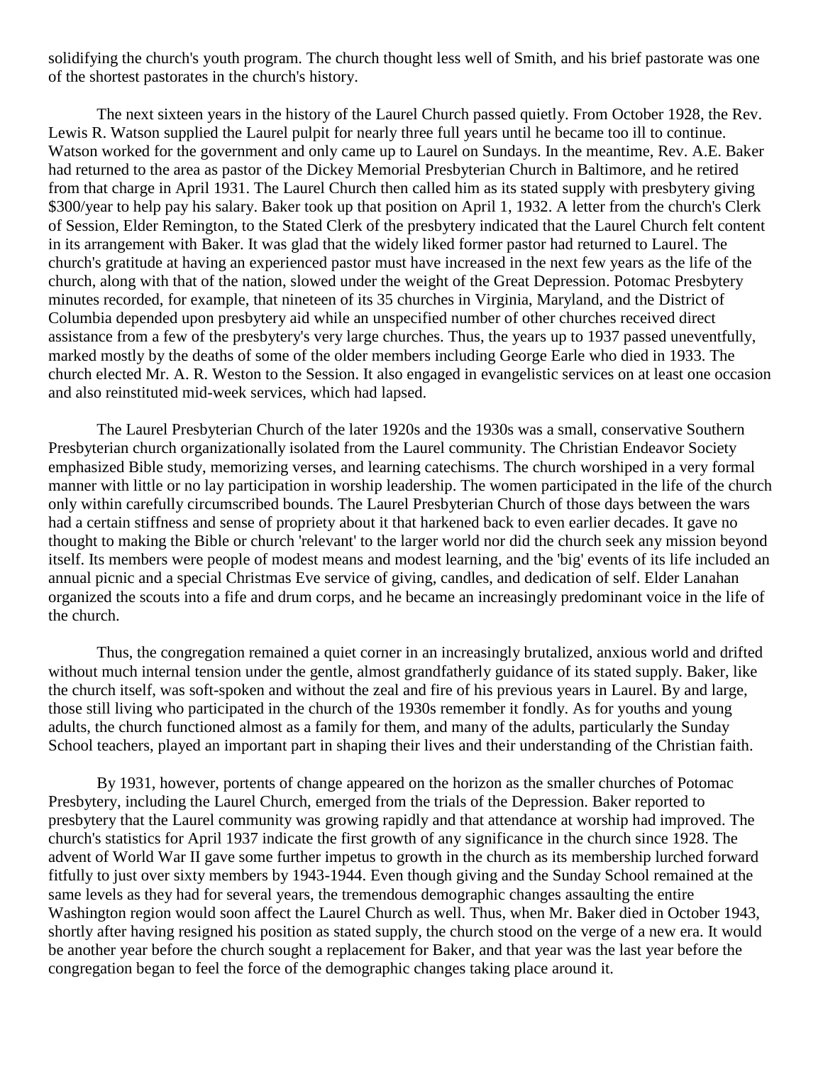solidifying the church's youth program. The church thought less well of Smith, and his brief pastorate was one of the shortest pastorates in the church's history.

The next sixteen years in the history of the Laurel Church passed quietly. From October 1928, the Rev. Lewis R. Watson supplied the Laurel pulpit for nearly three full years until he became too ill to continue. Watson worked for the government and only came up to Laurel on Sundays. In the meantime, Rev. A.E. Baker had returned to the area as pastor of the Dickey Memorial Presbyterian Church in Baltimore, and he retired from that charge in April 1931. The Laurel Church then called him as its stated supply with presbytery giving $300/year to help pay his salary. Baker took up that position on April 1, 1932. A letter from the church's Clerk of Session, Elder Remington, to the Stated Clerk of the presbytery indicated that the Laurel Church felt content in its arrangement with Baker. It was glad that the widely liked former pastor had returned to Laurel. The church's gratitude at having an experienced pastor must have increased in the next few years as the life of the church, along with that of the nation, slowed under the weight of the Great Depression. Potomac Presbytery minutes recorded, for example, that nineteen of its 35 churches in Virginia, Maryland, and the District of Columbia depended upon presbytery aid while an unspecified number of other churches received direct assistance from a few of the presbytery's very large churches. Thus, the years up to 1937 passed uneventfully, marked mostly by the deaths of some of the older members including George Earle who died in 1933. The church elected Mr. A. R. Weston to the Session. It also engaged in evangelistic services on at least one occasion and also reinstituted mid-week services, which had lapsed.

The Laurel Presbyterian Church of the later 1920s and the 1930s was a small, conservative Southern Presbyterian church organizationally isolated from the Laurel community. The Christian Endeavor Society emphasized Bible study, memorizing verses, and learning catechisms. The church worshiped in a very formal manner with little or no lay participation in worship leadership. The women participated in the life of the church only within carefully circumscribed bounds. The Laurel Presbyterian Church of those days between the wars had a certain stiffness and sense of propriety about it that harkened back to even earlier decades. It gave no thought to making the Bible or church 'relevant' to the larger world nor did the church seek any mission beyond itself. Its members were people of modest means and modest learning, and the 'big' events of its life included an annual picnic and a special Christmas Eve service of giving, candles, and dedication of self. Elder Lanahan organized the scouts into a fife and drum corps, and he became an increasingly predominant voice in the life of the church.

Thus, the congregation remained a quiet corner in an increasingly brutalized, anxious world and drifted without much internal tension under the gentle, almost grandfatherly guidance of its stated supply. Baker, like the church itself, was soft-spoken and without the zeal and fire of his previous years in Laurel. By and large, those still living who participated in the church of the 1930s remember it fondly. As for youths and young adults, the church functioned almost as a family for them, and many of the adults, particularly the Sunday School teachers, played an important part in shaping their lives and their understanding of the Christian faith.

By 1931, however, portents of change appeared on the horizon as the smaller churches of Potomac Presbytery, including the Laurel Church, emerged from the trials of the Depression. Baker reported to presbytery that the Laurel community was growing rapidly and that attendance at worship had improved. The church's statistics for April 1937 indicate the first growth of any significance in the church since 1928. The advent of World War II gave some further impetus to growth in the church as its membership lurched forward fitfully to just over sixty members by 1943-1944. Even though giving and the Sunday School remained at the same levels as they had for several years, the tremendous demographic changes assaulting the entire Washington region would soon affect the Laurel Church as well. Thus, when Mr. Baker died in October 1943, shortly after having resigned his position as stated supply, the church stood on the verge of a new era. It would be another year before the church sought a replacement for Baker, and that year was the last year before the congregation began to feel the force of the demographic changes taking place around it.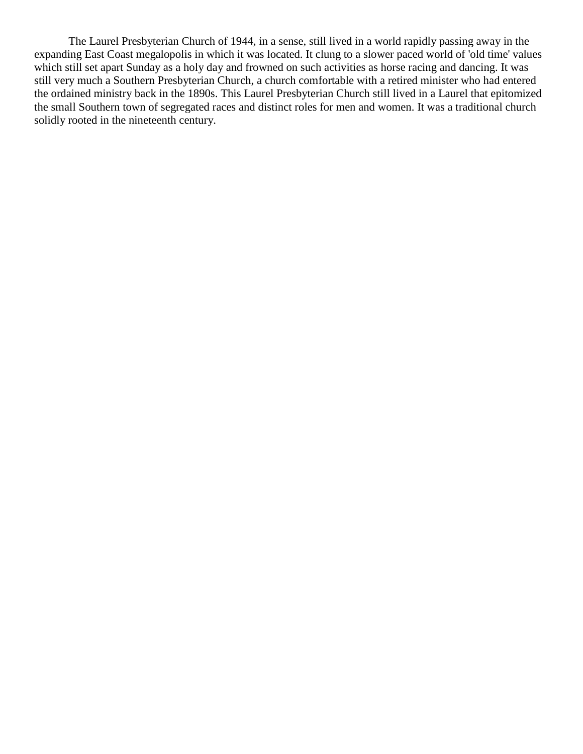The Laurel Presbyterian Church of 1944, in a sense, still lived in a world rapidly passing away in the expanding East Coast megalopolis in which it was located. It clung to a slower paced world of 'old time' values which still set apart Sunday as a holy day and frowned on such activities as horse racing and dancing. It was still very much a Southern Presbyterian Church, a church comfortable with a retired minister who had entered the ordained ministry back in the 1890s. This Laurel Presbyterian Church still lived in a Laurel that epitomized the small Southern town of segregated races and distinct roles for men and women. It was a traditional church solidly rooted in the nineteenth century.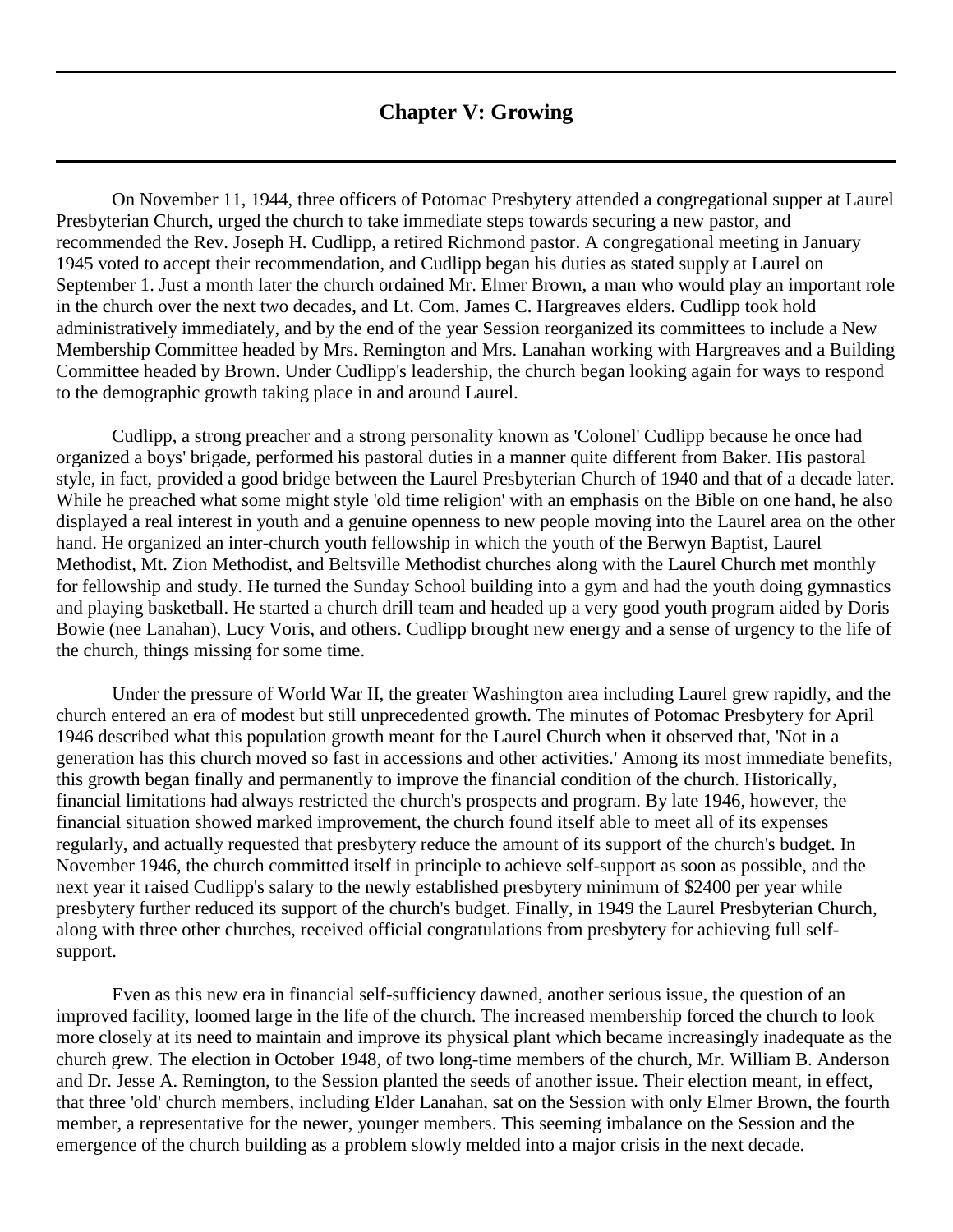# Chapter V: Growing

On November 11, 1944, three officers of Potomac Presbytery attended a congregational supper at Laurel Presbyterian Church, urged the church to take immediate steps towards securing a new pastor, and recommended the Rev. Joseph H. Cudlipp, a retired Richmond pastor. A congregational meeting in January 1945 voted to accept their recommendation, and Cudlipp began his duties as stated supply at Laurel on September 1. Just a month later the church ordained Mr. Elmer Brown, a man who would play an important role in the church over the next two decades, and Lt. Com. James C. Hargreaves elders. Cudlipp took hold administratively immediately, and by the end of the year Session reorganized its committees to include a New Membership Committee headed by Mrs. Remington and Mrs. Lanahan working with Hargreaves and a Building Committee headed by Brown. Under Cudlipp's leadership, the church began looking again for ways to respond to the demographic growth taking place in and around Laurel.

Cudlipp, a strong preacher and a strong personality known as 'Colonel' Cudlipp because he once had organized a boys' brigade, performed his pastoral duties in a manner quite different from Baker. His pastoral style, in fact, provided a good bridge between the Laurel Presbyterian Church of 1940 and that of a decade later. While he preached what some might style 'old time religion' with an emphasis on the Bible on one hand, he also displayed a real interest in youth and a genuine openness to new people moving into the Laurel area on the other hand. He organized an inter-church youth fellowship in which the youth of the Berwyn Baptist, Laurel Methodist, Mt. Zion Methodist, and Beltsville Methodist churches along with the Laurel Church met monthly for fellowship and study. He turned the Sunday School building into a gym and had the youth doing gymnastics and playing basketball. He started a church drill team and headed up a very good youth program aided by Doris Bowie (nee Lanahan), Lucy Voris, and others. Cudlipp brought new energy and a sense of urgency to the life of the church, things missing for some time.

Under the pressure of World War II, the greater Washington area including Laurel grew rapidly, and the church entered an era of modest but still unprecedented growth. The minutes of Potomac Presbytery for April 1946 described what this population growth meant for the Laurel Church when it observed that, 'Not in a generation has this church moved so fast in accessions and other activities.' Among its most immediate benefits, this growth began finally and permanently to improve the financial condition of the church. Historically, financial limitations had always restricted the church's prospects and program. By late 1946, however, the financial situation showed marked improvement, the church found itself able to meet all of its expenses regularly, and actually requested that presbytery reduce the amount of its support of the church's budget. In November 1946, the church committed itself in principle to achieve self-support as soon as possible, and the next year it raised Cudlipp's salary to the newly established presbytery minimum of $2400 per year while presbytery further reduced its support of the church's budget. Finally, in 1949 the Laurel Presbyterian Church, along with three other churches, received official congratulations from presbytery for achieving full self-support.

Even as this new era in financial self-sufficiency dawned, another serious issue, the question of an improved facility, loomed large in the life of the church. The increased membership forced the church to look more closely at its need to maintain and improve its physical plant which became increasingly inadequate as the church grew. The election in October 1948, of two long-time members of the church, Mr. William B. Anderson and Dr. Jesse A. Remington, to the Session planted the seeds of another issue. Their election meant, in effect, that three 'old' church members, including Elder Lanahan, sat on the Session with only Elmer Brown, the fourth member, a representative for the newer, younger members. This seeming imbalance on the Session and the emergence of the church building as a problem slowly melded into a major crisis in the next decade.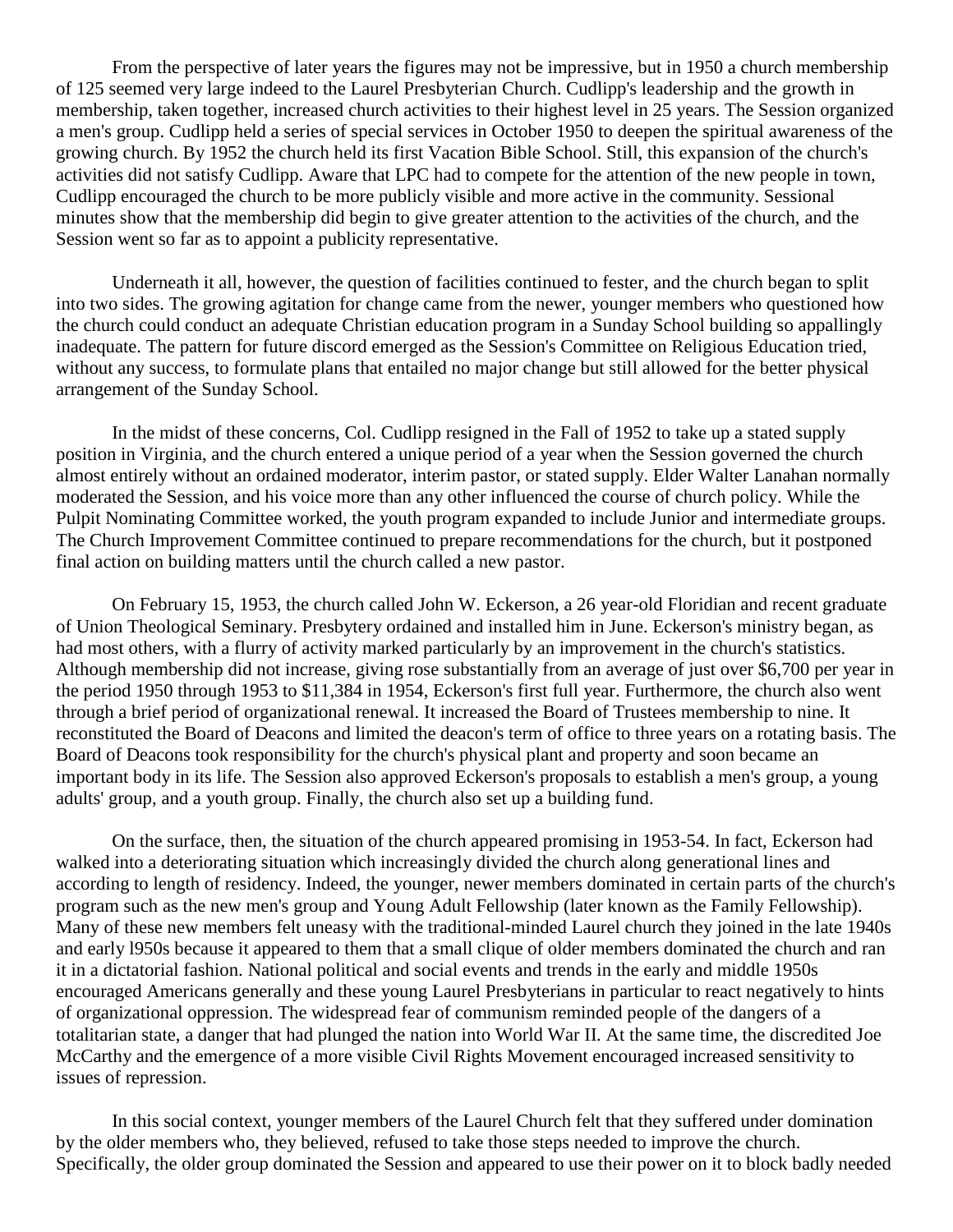From the perspective of later years the figures may not be impressive, but in 1950 a church membership of 125 seemed very large indeed to the Laurel Presbyterian Church. Cudlipp's leadership and the growth in membership, taken together, increased church activities to their highest level in 25 years. The Session organized a men's group. Cudlipp held a series of special services in October 1950 to deepen the spiritual awareness of the growing church. By 1952 the church held its first Vacation Bible School. Still, this expansion of the church's activities did not satisfy Cudlipp. Aware that LPC had to compete for the attention of the new people in town, Cudlipp encouraged the church to be more publicly visible and more active in the community. Sessional minutes show that the membership did begin to give greater attention to the activities of the church, and the Session went so far as to appoint a publicity representative.

Underneath it all, however, the question of facilities continued to fester, and the church began to split into two sides. The growing agitation for change came from the newer, younger members who questioned how the church could conduct an adequate Christian education program in a Sunday School building so appallingly inadequate. The pattern for future discord emerged as the Session's Committee on Religious Education tried, without any success, to formulate plans that entailed no major change but still allowed for the better physical arrangement of the Sunday School.

In the midst of these concerns, Col. Cudlipp resigned in the Fall of 1952 to take up a stated supply position in Virginia, and the church entered a unique period of a year when the Session governed the church almost entirely without an ordained moderator, interim pastor, or stated supply. Elder Walter Lanahan normally moderated the Session, and his voice more than any other influenced the course of church policy. While the Pulpit Nominating Committee worked, the youth program expanded to include Junior and intermediate groups. The Church Improvement Committee continued to prepare recommendations for the church, but it postponed final action on building matters until the church called a new pastor.

On February 15, 1953, the church called John W. Eckerson, a 26 year-old Floridian and recent graduate of Union Theological Seminary. Presbytery ordained and installed him in June. Eckerson's ministry began, as had most others, with a flurry of activity marked particularly by an improvement in the church's statistics. Although membership did not increase, giving rose substantially from an average of just over $6,700 per year in the period 1950 through 1953 to $11,384 in 1954, Eckerson's first full year. Furthermore, the church also went through a brief period of organizational renewal. It increased the Board of Trustees membership to nine. It reconstituted the Board of Deacons and limited the deacon's term of office to three years on a rotating basis. The Board of Deacons took responsibility for the church's physical plant and property and soon became an important body in its life. The Session also approved Eckerson's proposals to establish a men's group, a young adults' group, and a youth group. Finally, the church also set up a building fund.

On the surface, then, the situation of the church appeared promising in 1953-54. In fact, Eckerson had walked into a deteriorating situation which increasingly divided the church along generational lines and according to length of residency. Indeed, the younger, newer members dominated in certain parts of the church's program such as the new men's group and Young Adult Fellowship (later known as the Family Fellowship). Many of these new members felt uneasy with the traditional-minded Laurel church they joined in the late 1940s and early l950s because it appeared to them that a small clique of older members dominated the church and ran it in a dictatorial fashion. National political and social events and trends in the early and middle 1950s encouraged Americans generally and these young Laurel Presbyterians in particular to react negatively to hints of organizational oppression. The widespread fear of communism reminded people of the dangers of a totalitarian state, a danger that had plunged the nation into World War II. At the same time, the discredited Joe McCarthy and the emergence of a more visible Civil Rights Movement encouraged increased sensitivity to issues of repression.

In this social context, younger members of the Laurel Church felt that they suffered under domination by the older members who, they believed, refused to take those steps needed to improve the church. Specifically, the older group dominated the Session and appeared to use their power on it to block badly needed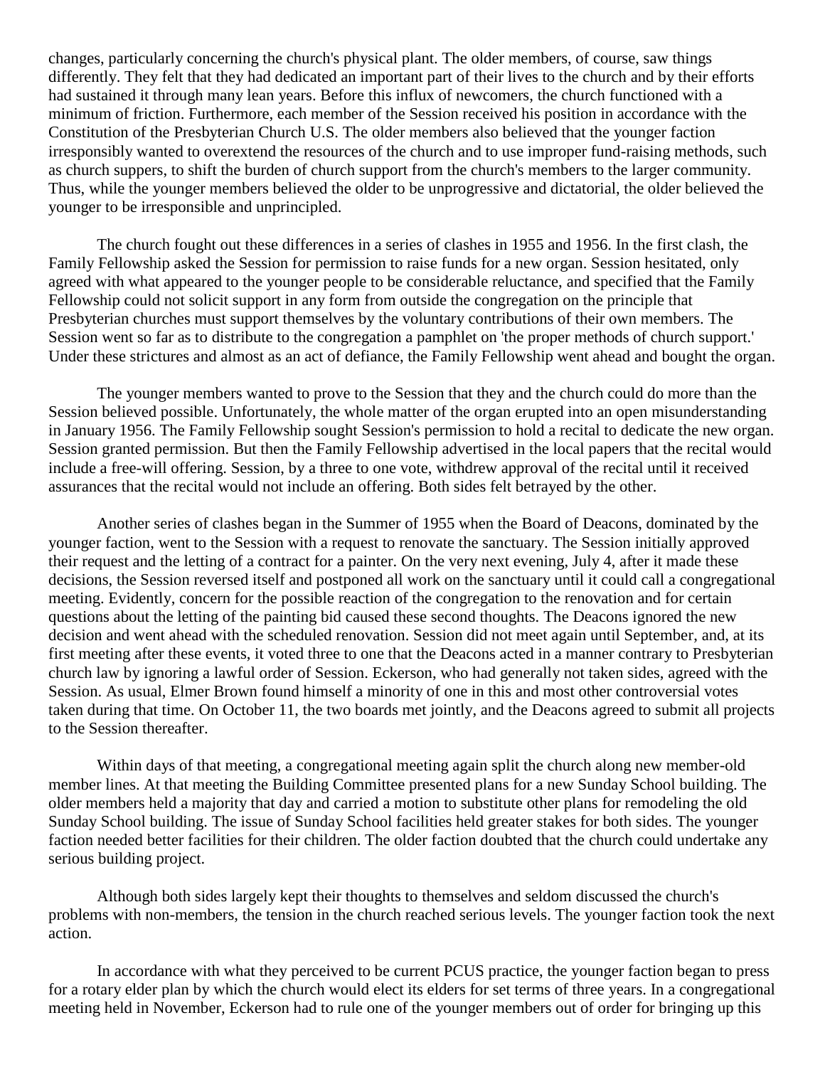changes, particularly concerning the church's physical plant. The older members, of course, saw things differently. They felt that they had dedicated an important part of their lives to the church and by their efforts had sustained it through many lean years. Before this influx of newcomers, the church functioned with a minimum of friction. Furthermore, each member of the Session received his position in accordance with the Constitution of the Presbyterian Church U.S. The older members also believed that the younger faction irresponsibly wanted to overextend the resources of the church and to use improper fund-raising methods, such as church suppers, to shift the burden of church support from the church's members to the larger community. Thus, while the younger members believed the older to be unprogressive and dictatorial, the older believed the younger to be irresponsible and unprincipled.

The church fought out these differences in a series of clashes in 1955 and 1956. In the first clash, the Family Fellowship asked the Session for permission to raise funds for a new organ. Session hesitated, only agreed with what appeared to the younger people to be considerable reluctance, and specified that the Family Fellowship could not solicit support in any form from outside the congregation on the principle that Presbyterian churches must support themselves by the voluntary contributions of their own members. The Session went so far as to distribute to the congregation a pamphlet on 'the proper methods of church support.' Under these strictures and almost as an act of defiance, the Family Fellowship went ahead and bought the organ.

The younger members wanted to prove to the Session that they and the church could do more than the Session believed possible. Unfortunately, the whole matter of the organ erupted into an open misunderstanding in January 1956. The Family Fellowship sought Session's permission to hold a recital to dedicate the new organ. Session granted permission. But then the Family Fellowship advertised in the local papers that the recital would include a free-will offering. Session, by a three to one vote, withdrew approval of the recital until it received assurances that the recital would not include an offering. Both sides felt betrayed by the other.

Another series of clashes began in the Summer of 1955 when the Board of Deacons, dominated by the younger faction, went to the Session with a request to renovate the sanctuary. The Session initially approved their request and the letting of a contract for a painter. On the very next evening, July 4, after it made these decisions, the Session reversed itself and postponed all work on the sanctuary until it could call a congregational meeting. Evidently, concern for the possible reaction of the congregation to the renovation and for certain questions about the letting of the painting bid caused these second thoughts. The Deacons ignored the new decision and went ahead with the scheduled renovation. Session did not meet again until September, and, at its first meeting after these events, it voted three to one that the Deacons acted in a manner contrary to Presbyterian church law by ignoring a lawful order of Session. Eckerson, who had generally not taken sides, agreed with the Session. As usual, Elmer Brown found himself a minority of one in this and most other controversial votes taken during that time. On October 11, the two boards met jointly, and the Deacons agreed to submit all projects to the Session thereafter.

Within days of that meeting, a congregational meeting again split the church along new member-old member lines. At that meeting the Building Committee presented plans for a new Sunday School building. The older members held a majority that day and carried a motion to substitute other plans for remodeling the old Sunday School building. The issue of Sunday School facilities held greater stakes for both sides. The younger faction needed better facilities for their children. The older faction doubted that the church could undertake any serious building project.

Although both sides largely kept their thoughts to themselves and seldom discussed the church's problems with non-members, the tension in the church reached serious levels. The younger faction took the next action.

In accordance with what they perceived to be current PCUS practice, the younger faction began to press for a rotary elder plan by which the church would elect its elders for set terms of three years. In a congregational meeting held in November, Eckerson had to rule one of the younger members out of order for bringing up this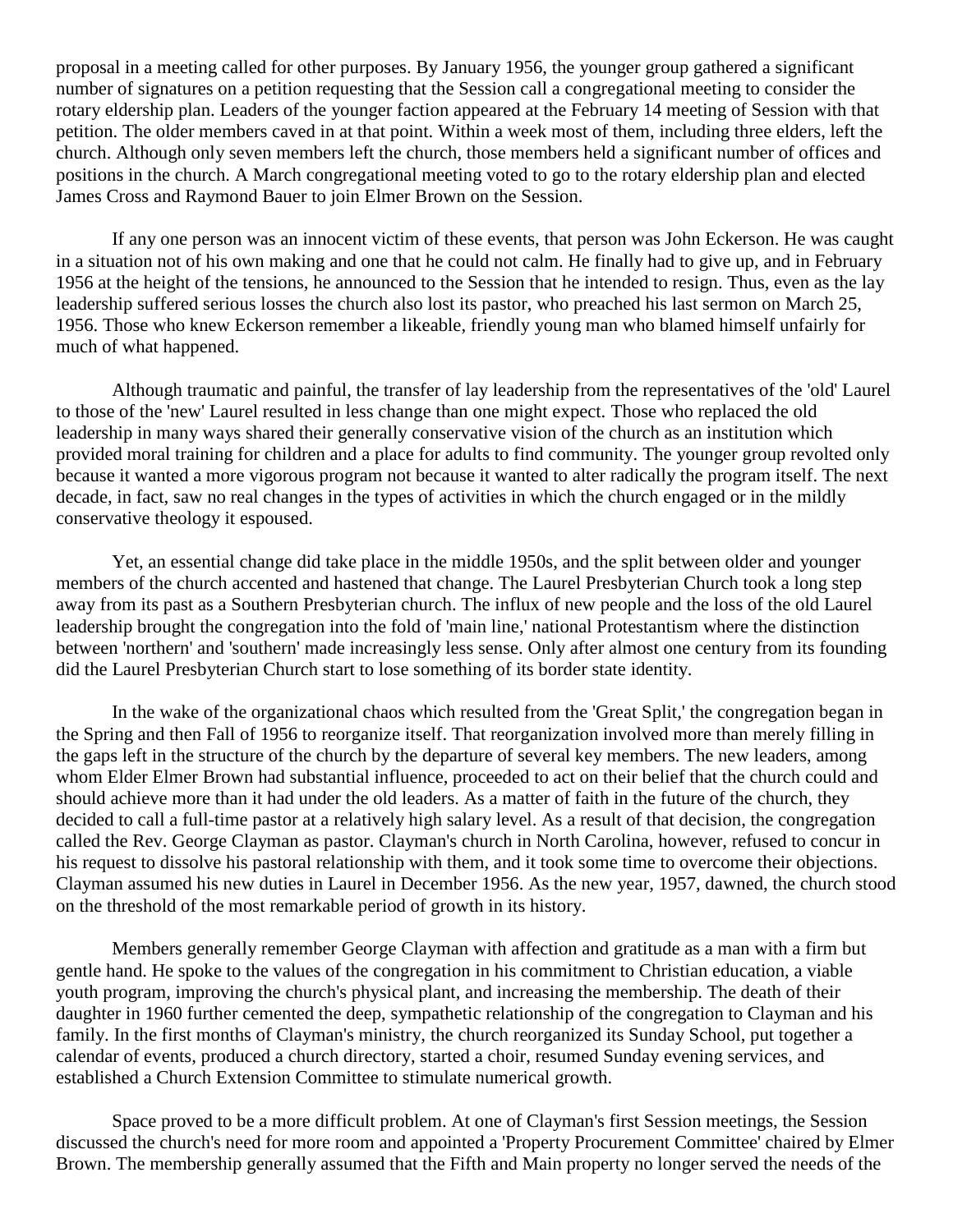proposal in a meeting called for other purposes. By January 1956, the younger group gathered a significant number of signatures on a petition requesting that the Session call a congregational meeting to consider the rotary eldership plan. Leaders of the younger faction appeared at the February 14 meeting of Session with that petition. The older members caved in at that point. Within a week most of them, including three elders, left the church. Although only seven members left the church, those members held a significant number of offices and positions in the church. A March congregational meeting voted to go to the rotary eldership plan and elected James Cross and Raymond Bauer to join Elmer Brown on the Session.

If any one person was an innocent victim of these events, that person was John Eckerson. He was caught in a situation not of his own making and one that he could not calm. He finally had to give up, and in February 1956 at the height of the tensions, he announced to the Session that he intended to resign. Thus, even as the lay leadership suffered serious losses the church also lost its pastor, who preached his last sermon on March 25, 1956. Those who knew Eckerson remember a likeable, friendly young man who blamed himself unfairly for much of what happened.

Although traumatic and painful, the transfer of lay leadership from the representatives of the 'old' Laurel to those of the 'new' Laurel resulted in less change than one might expect. Those who replaced the old leadership in many ways shared their generally conservative vision of the church as an institution which provided moral training for children and a place for adults to find community. The younger group revolted only because it wanted a more vigorous program not because it wanted to alter radically the program itself. The next decade, in fact, saw no real changes in the types of activities in which the church engaged or in the mildly conservative theology it espoused.

Yet, an essential change did take place in the middle 1950s, and the split between older and younger members of the church accented and hastened that change. The Laurel Presbyterian Church took a long step away from its past as a Southern Presbyterian church. The influx of new people and the loss of the old Laurel leadership brought the congregation into the fold of 'main line,' national Protestantism where the distinction between 'northern' and 'southern' made increasingly less sense. Only after almost one century from its founding did the Laurel Presbyterian Church start to lose something of its border state identity.

In the wake of the organizational chaos which resulted from the 'Great Split,' the congregation began in the Spring and then Fall of 1956 to reorganize itself. That reorganization involved more than merely filling in the gaps left in the structure of the church by the departure of several key members. The new leaders, among whom Elder Elmer Brown had substantial influence, proceeded to act on their belief that the church could and should achieve more than it had under the old leaders. As a matter of faith in the future of the church, they decided to call a full-time pastor at a relatively high salary level. As a result of that decision, the congregation called the Rev. George Clayman as pastor. Clayman's church in North Carolina, however, refused to concur in his request to dissolve his pastoral relationship with them, and it took some time to overcome their objections. Clayman assumed his new duties in Laurel in December 1956. As the new year, 1957, dawned, the church stood on the threshold of the most remarkable period of growth in its history.

Members generally remember George Clayman with affection and gratitude as a man with a firm but gentle hand. He spoke to the values of the congregation in his commitment to Christian education, a viable youth program, improving the church's physical plant, and increasing the membership. The death of their daughter in 1960 further cemented the deep, sympathetic relationship of the congregation to Clayman and his family. In the first months of Clayman's ministry, the church reorganized its Sunday School, put together a calendar of events, produced a church directory, started a choir, resumed Sunday evening services, and established a Church Extension Committee to stimulate numerical growth.

Space proved to be a more difficult problem. At one of Clayman's first Session meetings, the Session discussed the church's need for more room and appointed a 'Property Procurement Committee' chaired by Elmer Brown. The membership generally assumed that the Fifth and Main property no longer served the needs of the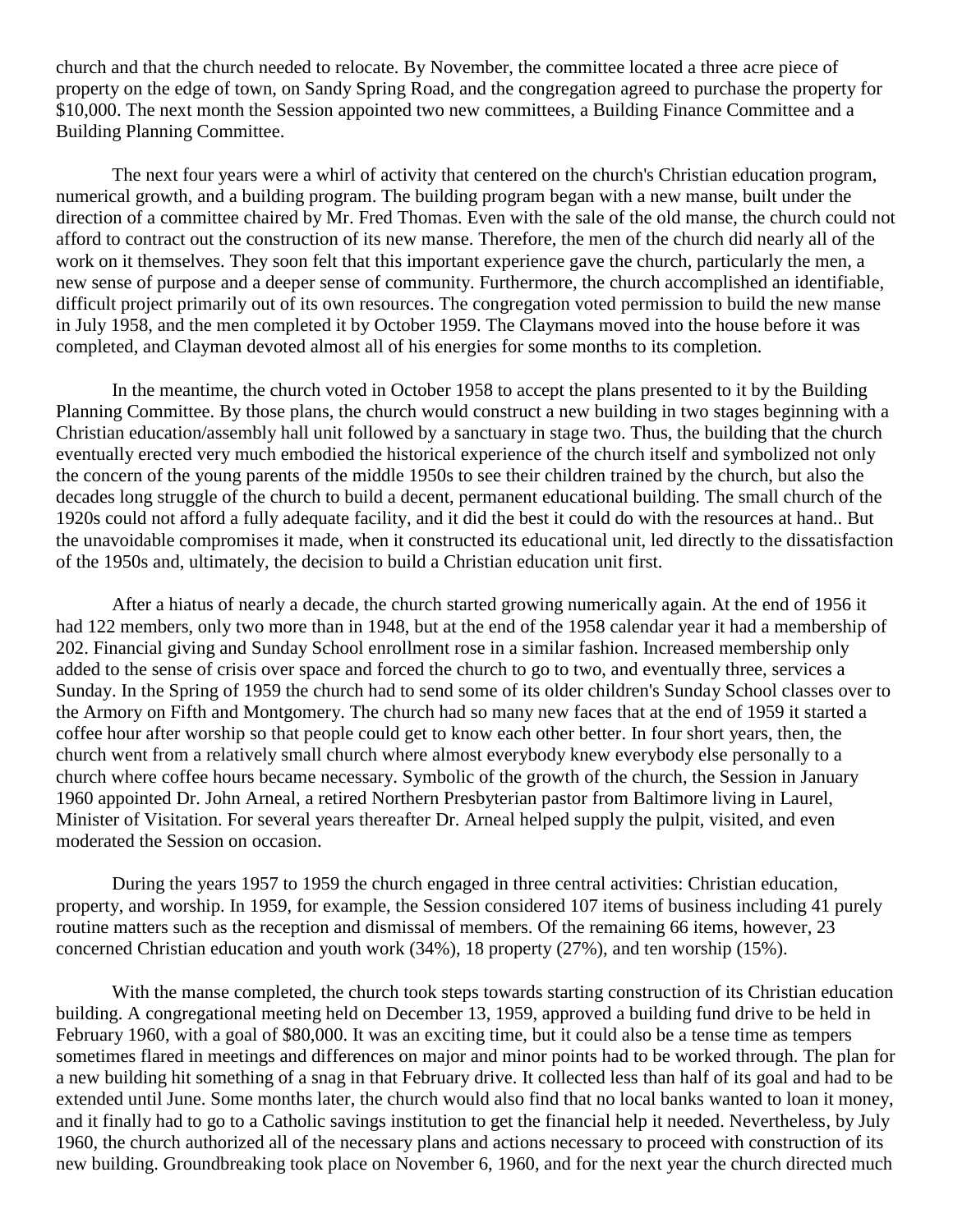church and that the church needed to relocate. By November, the committee located a three acre piece of property on the edge of town, on Sandy Spring Road, and the congregation agreed to purchase the property for $10,000. The next month the Session appointed two new committees, a Building Finance Committee and a Building Planning Committee.

The next four years were a whirl of activity that centered on the church's Christian education program, numerical growth, and a building program. The building program began with a new manse, built under the direction of a committee chaired by Mr. Fred Thomas. Even with the sale of the old manse, the church could not afford to contract out the construction of its new manse. Therefore, the men of the church did nearly all of the work on it themselves. They soon felt that this important experience gave the church, particularly the men, a new sense of purpose and a deeper sense of community. Furthermore, the church accomplished an identifiable, difficult project primarily out of its own resources. The congregation voted permission to build the new manse in July 1958, and the men completed it by October 1959. The Claymans moved into the house before it was completed, and Clayman devoted almost all of his energies for some months to its completion.

In the meantime, the church voted in October 1958 to accept the plans presented to it by the Building Planning Committee. By those plans, the church would construct a new building in two stages beginning with a Christian education/assembly hall unit followed by a sanctuary in stage two. Thus, the building that the church eventually erected very much embodied the historical experience of the church itself and symbolized not only the concern of the young parents of the middle 1950s to see their children trained by the church, but also the decades long struggle of the church to build a decent, permanent educational building. The small church of the 1920s could not afford a fully adequate facility, and it did the best it could do with the resources at hand.. But the unavoidable compromises it made, when it constructed its educational unit, led directly to the dissatisfaction of the 1950s and, ultimately, the decision to build a Christian education unit first.

After a hiatus of nearly a decade, the church started growing numerically again. At the end of 1956 it had 122 members, only two more than in 1948, but at the end of the 1958 calendar year it had a membership of 202. Financial giving and Sunday School enrollment rose in a similar fashion. Increased membership only added to the sense of crisis over space and forced the church to go to two, and eventually three, services a Sunday. In the Spring of 1959 the church had to send some of its older children's Sunday School classes over to the Armory on Fifth and Montgomery. The church had so many new faces that at the end of 1959 it started a coffee hour after worship so that people could get to know each other better. In four short years, then, the church went from a relatively small church where almost everybody knew everybody else personally to a church where coffee hours became necessary. Symbolic of the growth of the church, the Session in January 1960 appointed Dr. John Arneal, a retired Northern Presbyterian pastor from Baltimore living in Laurel, Minister of Visitation. For several years thereafter Dr. Arneal helped supply the pulpit, visited, and even moderated the Session on occasion.

During the years 1957 to 1959 the church engaged in three central activities: Christian education, property, and worship. In 1959, for example, the Session considered 107 items of business including 41 purely routine matters such as the reception and dismissal of members. Of the remaining 66 items, however, 23 concerned Christian education and youth work (34%), 18 property (27%), and ten worship (15%).

With the manse completed, the church took steps towards starting construction of its Christian education building. A congregational meeting held on December 13, 1959, approved a building fund drive to be held in February 1960, with a goal of $80,000. It was an exciting time, but it could also be a tense time as tempers sometimes flared in meetings and differences on major and minor points had to be worked through. The plan for a new building hit something of a snag in that February drive. It collected less than half of its goal and had to be extended until June. Some months later, the church would also find that no local banks wanted to loan it money, and it finally had to go to a Catholic savings institution to get the financial help it needed. Nevertheless, by July 1960, the church authorized all of the necessary plans and actions necessary to proceed with construction of its new building. Groundbreaking took place on November 6, 1960, and for the next year the church directed much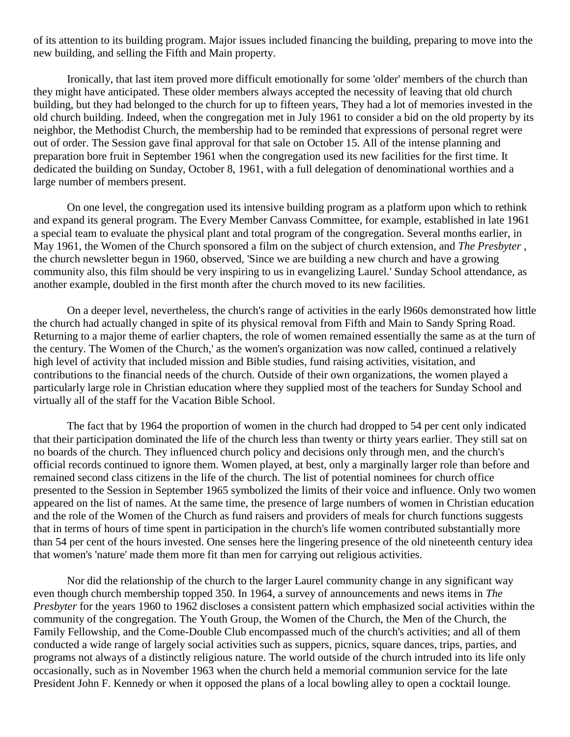of its attention to its building program. Major issues included financing the building, preparing to move into the new building, and selling the Fifth and Main property.

Ironically, that last item proved more difficult emotionally for some 'older' members of the church than they might have anticipated. These older members always accepted the necessity of leaving that old church building, but they had belonged to the church for up to fifteen years, They had a lot of memories invested in the old church building. Indeed, when the congregation met in July 1961 to consider a bid on the old property by its neighbor, the Methodist Church, the membership had to be reminded that expressions of personal regret were out of order. The Session gave final approval for that sale on October 15. All of the intense planning and preparation bore fruit in September 1961 when the congregation used its new facilities for the first time. It dedicated the building on Sunday, October 8, 1961, with a full delegation of denominational worthies and a large number of members present.

On one level, the congregation used its intensive building program as a platform upon which to rethink and expand its general program. The Every Member Canvass Committee, for example, established in late 1961 a special team to evaluate the physical plant and total program of the congregation. Several months earlier, in May 1961, the Women of the Church sponsored a film on the subject of church extension, and *The Presbyter* , the church newsletter begun in 1960, observed, 'Since we are building a new church and have a growing community also, this film should be very inspiring to us in evangelizing Laurel.' Sunday School attendance, as another example, doubled in the first month after the church moved to its new facilities.

On a deeper level, nevertheless, the church's range of activities in the early l960s demonstrated how little the church had actually changed in spite of its physical removal from Fifth and Main to Sandy Spring Road. Returning to a major theme of earlier chapters, the role of women remained essentially the same as at the turn of the century. The Women of the Church,' as the women's organization was now called, continued a relatively high level of activity that included mission and Bible studies, fund raising activities, visitation, and contributions to the financial needs of the church. Outside of their own organizations, the women played a particularly large role in Christian education where they supplied most of the teachers for Sunday School and virtually all of the staff for the Vacation Bible School.

The fact that by 1964 the proportion of women in the church had dropped to 54 per cent only indicated that their participation dominated the life of the church less than twenty or thirty years earlier. They still sat on no boards of the church. They influenced church policy and decisions only through men, and the church's official records continued to ignore them. Women played, at best, only a marginally larger role than before and remained second class citizens in the life of the church. The list of potential nominees for church office presented to the Session in September 1965 symbolized the limits of their voice and influence. Only two women appeared on the list of names. At the same time, the presence of large numbers of women in Christian education and the role of the Women of the Church as fund raisers and providers of meals for church functions suggests that in terms of hours of time spent in participation in the church's life women contributed substantially more than 54 per cent of the hours invested. One senses here the lingering presence of the old nineteenth century idea that women's 'nature' made them more fit than men for carrying out religious activities.

Nor did the relationship of the church to the larger Laurel community change in any significant way even though church membership topped 350. In 1964, a survey of announcements and news items in *The Presbyter* for the years 1960 to 1962 discloses a consistent pattern which emphasized social activities within the community of the congregation. The Youth Group, the Women of the Church, the Men of the Church, the Family Fellowship, and the Come-Double Club encompassed much of the church's activities; and all of them conducted a wide range of largely social activities such as suppers, picnics, square dances, trips, parties, and programs not always of a distinctly religious nature. The world outside of the church intruded into its life only occasionally, such as in November 1963 when the church held a memorial communion service for the late President John F. Kennedy or when it opposed the plans of a local bowling alley to open a cocktail lounge.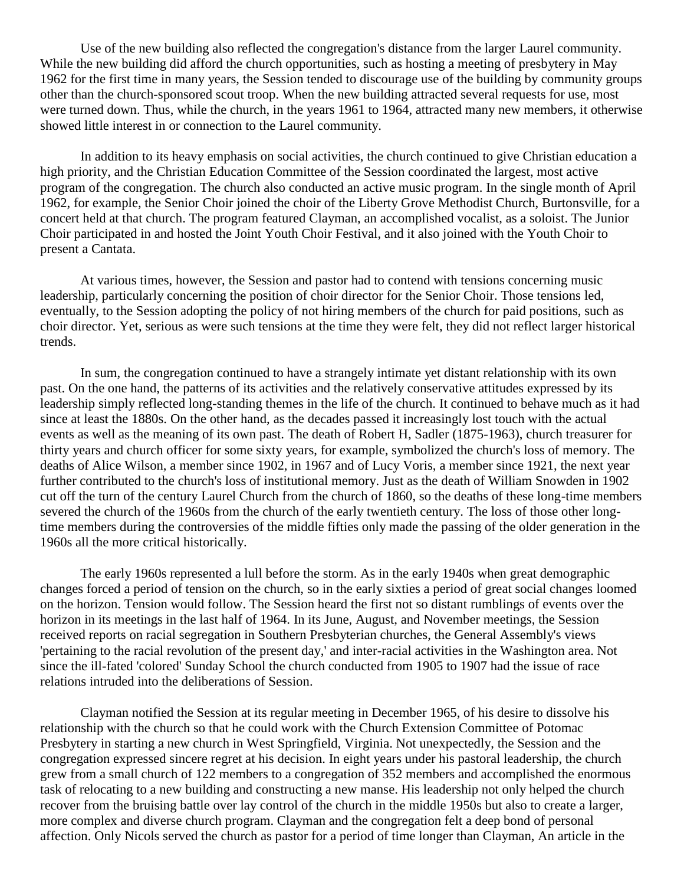Use of the new building also reflected the congregation's distance from the larger Laurel community. While the new building did afford the church opportunities, such as hosting a meeting of presbytery in May 1962 for the first time in many years, the Session tended to discourage use of the building by community groups other than the church-sponsored scout troop. When the new building attracted several requests for use, most were turned down. Thus, while the church, in the years 1961 to 1964, attracted many new members, it otherwise showed little interest in or connection to the Laurel community.

In addition to its heavy emphasis on social activities, the church continued to give Christian education a high priority, and the Christian Education Committee of the Session coordinated the largest, most active program of the congregation. The church also conducted an active music program. In the single month of April 1962, for example, the Senior Choir joined the choir of the Liberty Grove Methodist Church, Burtonsville, for a concert held at that church. The program featured Clayman, an accomplished vocalist, as a soloist. The Junior Choir participated in and hosted the Joint Youth Choir Festival, and it also joined with the Youth Choir to present a Cantata.

At various times, however, the Session and pastor had to contend with tensions concerning music leadership, particularly concerning the position of choir director for the Senior Choir. Those tensions led, eventually, to the Session adopting the policy of not hiring members of the church for paid positions, such as choir director. Yet, serious as were such tensions at the time they were felt, they did not reflect larger historical trends.

In sum, the congregation continued to have a strangely intimate yet distant relationship with its own past. On the one hand, the patterns of its activities and the relatively conservative attitudes expressed by its leadership simply reflected long-standing themes in the life of the church. It continued to behave much as it had since at least the 1880s. On the other hand, as the decades passed it increasingly lost touch with the actual events as well as the meaning of its own past. The death of Robert H, Sadler (1875-1963), church treasurer for thirty years and church officer for some sixty years, for example, symbolized the church's loss of memory. The deaths of Alice Wilson, a member since 1902, in 1967 and of Lucy Voris, a member since 1921, the next year further contributed to the church's loss of institutional memory. Just as the death of William Snowden in 1902 cut off the turn of the century Laurel Church from the church of 1860, so the deaths of these long-time members severed the church of the 1960s from the church of the early twentieth century. The loss of those other long-time members during the controversies of the middle fifties only made the passing of the older generation in the 1960s all the more critical historically.

The early 1960s represented a lull before the storm. As in the early 1940s when great demographic changes forced a period of tension on the church, so in the early sixties a period of great social changes loomed on the horizon. Tension would follow. The Session heard the first not so distant rumblings of events over the horizon in its meetings in the last half of 1964. In its June, August, and November meetings, the Session received reports on racial segregation in Southern Presbyterian churches, the General Assembly's views 'pertaining to the racial revolution of the present day,' and inter-racial activities in the Washington area. Not since the ill-fated 'colored' Sunday School the church conducted from 1905 to 1907 had the issue of race relations intruded into the deliberations of Session.

Clayman notified the Session at its regular meeting in December 1965, of his desire to dissolve his relationship with the church so that he could work with the Church Extension Committee of Potomac Presbytery in starting a new church in West Springfield, Virginia. Not unexpectedly, the Session and the congregation expressed sincere regret at his decision. In eight years under his pastoral leadership, the church grew from a small church of 122 members to a congregation of 352 members and accomplished the enormous task of relocating to a new building and constructing a new manse. His leadership not only helped the church recover from the bruising battle over lay control of the church in the middle 1950s but also to create a larger, more complex and diverse church program. Clayman and the congregation felt a deep bond of personal affection. Only Nicols served the church as pastor for a period of time longer than Clayman, An article in the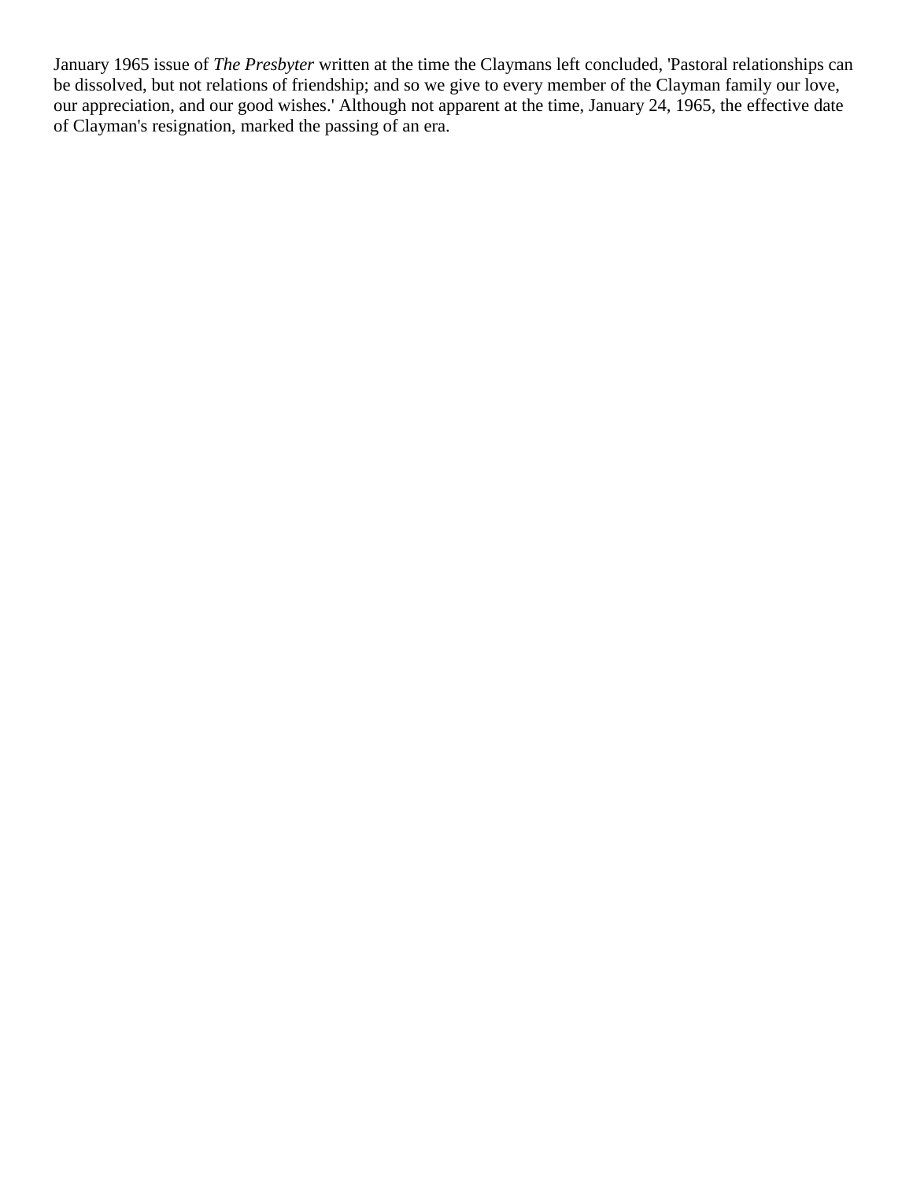January 1965 issue of *The Presbyter* written at the time the Claymans left concluded, 'Pastoral relationships can be dissolved, but not relations of friendship; and so we give to every member of the Clayman family our love, our appreciation, and our good wishes.' Although not apparent at the time, January 24, 1965, the effective date of Clayman's resignation, marked the passing of an era.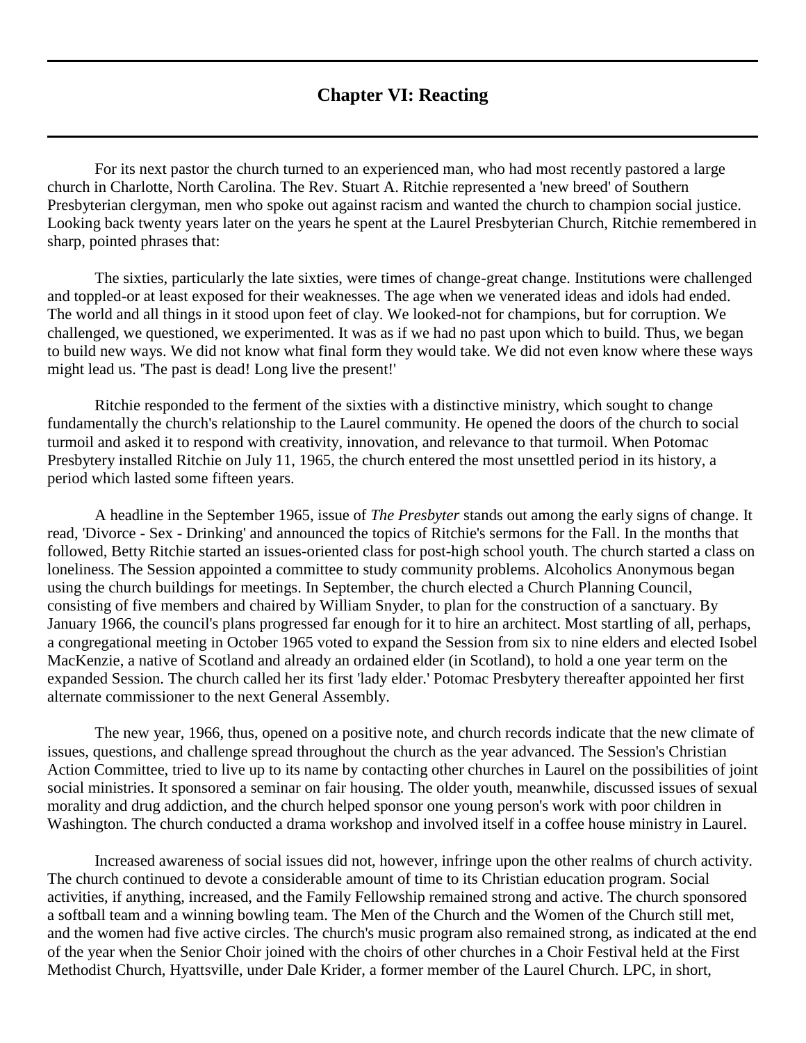## Chapter VI: Reacting

For its next pastor the church turned to an experienced man, who had most recently pastored a large church in Charlotte, North Carolina. The Rev. Stuart A. Ritchie represented a 'new breed' of Southern Presbyterian clergyman, men who spoke out against racism and wanted the church to champion social justice. Looking back twenty years later on the years he spent at the Laurel Presbyterian Church, Ritchie remembered in sharp, pointed phrases that:

> The sixties, particularly the late sixties, were times of change-great change. Institutions were challenged and toppled-or at least exposed for their weaknesses. The age when we venerated ideas and idols had ended. The world and all things in it stood upon feet of clay. We looked-not for champions, but for corruption. We challenged, we questioned, we experimented. It was as if we had no past upon which to build. Thus, we began to build new ways. We did not know what final form they would take. We did not even know where these ways might lead us. 'The past is dead! Long live the present!'

Ritchie responded to the ferment of the sixties with a distinctive ministry, which sought to change fundamentally the church's relationship to the Laurel community. He opened the doors of the church to social turmoil and asked it to respond with creativity, innovation, and relevance to that turmoil. When Potomac Presbytery installed Ritchie on July 11, 1965, the church entered the most unsettled period in its history, a period which lasted some fifteen years.

A headline in the September 1965, issue of *The Presbyter* stands out among the early signs of change. It read, 'Divorce - Sex - Drinking' and announced the topics of Ritchie's sermons for the Fall. In the months that followed, Betty Ritchie started an issues-oriented class for post-high school youth. The church started a class on loneliness. The Session appointed a committee to study community problems. Alcoholics Anonymous began using the church buildings for meetings. In September, the church elected a Church Planning Council, consisting of five members and chaired by William Snyder, to plan for the construction of a sanctuary. By January 1966, the council's plans progressed far enough for it to hire an architect. Most startling of all, perhaps, a congregational meeting in October 1965 voted to expand the Session from six to nine elders and elected Isobel MacKenzie, a native of Scotland and already an ordained elder (in Scotland), to hold a one year term on the expanded Session. The church called her its first 'lady elder.' Potomac Presbytery thereafter appointed her first alternate commissioner to the next General Assembly.

The new year, 1966, thus, opened on a positive note, and church records indicate that the new climate of issues, questions, and challenge spread throughout the church as the year advanced. The Session's Christian Action Committee, tried to live up to its name by contacting other churches in Laurel on the possibilities of joint social ministries. It sponsored a seminar on fair housing. The older youth, meanwhile, discussed issues of sexual morality and drug addiction, and the church helped sponsor one young person's work with poor children in Washington. The church conducted a drama workshop and involved itself in a coffee house ministry in Laurel.

Increased awareness of social issues did not, however, infringe upon the other realms of church activity. The church continued to devote a considerable amount of time to its Christian education program. Social activities, if anything, increased, and the Family Fellowship remained strong and active. The church sponsored a softball team and a winning bowling team. The Men of the Church and the Women of the Church still met, and the women had five active circles. The church's music program also remained strong, as indicated at the end of the year when the Senior Choir joined with the choirs of other churches in a Choir Festival held at the First Methodist Church, Hyattsville, under Dale Krider, a former member of the Laurel Church. LPC, in short,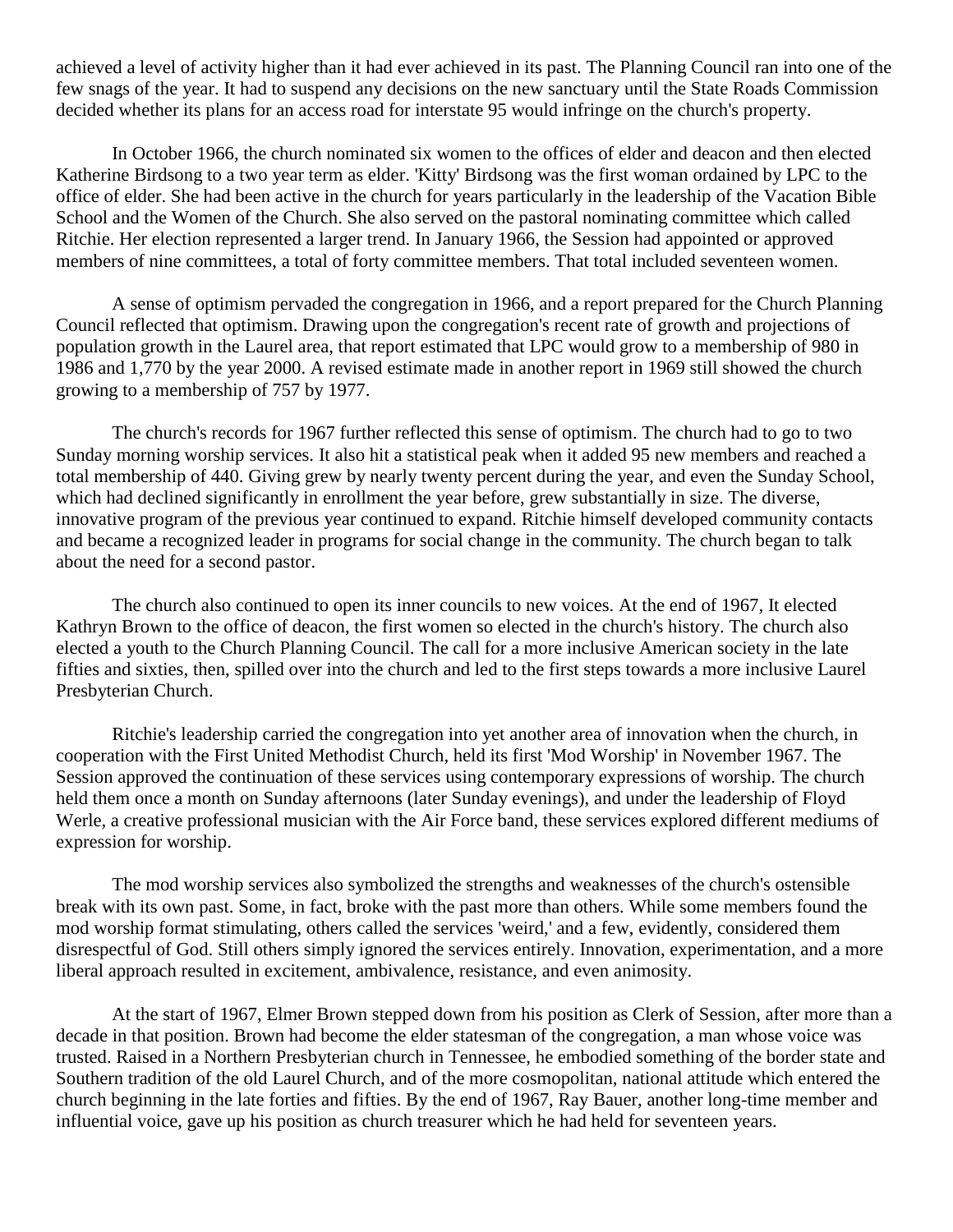achieved a level of activity higher than it had ever achieved in its past. The Planning Council ran into one of the few snags of the year. It had to suspend any decisions on the new sanctuary until the State Roads Commission decided whether its plans for an access road for interstate 95 would infringe on the church's property.

In October 1966, the church nominated six women to the offices of elder and deacon and then elected Katherine Birdsong to a two year term as elder. 'Kitty' Birdsong was the first woman ordained by LPC to the office of elder. She had been active in the church for years particularly in the leadership of the Vacation Bible School and the Women of the Church. She also served on the pastoral nominating committee which called Ritchie. Her election represented a larger trend. In January 1966, the Session had appointed or approved members of nine committees, a total of forty committee members. That total included seventeen women.

A sense of optimism pervaded the congregation in 1966, and a report prepared for the Church Planning Council reflected that optimism. Drawing upon the congregation's recent rate of growth and projections of population growth in the Laurel area, that report estimated that LPC would grow to a membership of 980 in 1986 and 1,770 by the year 2000. A revised estimate made in another report in 1969 still showed the church growing to a membership of 757 by 1977.

The church's records for 1967 further reflected this sense of optimism. The church had to go to two Sunday morning worship services. It also hit a statistical peak when it added 95 new members and reached a total membership of 440. Giving grew by nearly twenty percent during the year, and even the Sunday School, which had declined significantly in enrollment the year before, grew substantially in size. The diverse, innovative program of the previous year continued to expand. Ritchie himself developed community contacts and became a recognized leader in programs for social change in the community. The church began to talk about the need for a second pastor.

The church also continued to open its inner councils to new voices. At the end of 1967, It elected Kathryn Brown to the office of deacon, the first women so elected in the church's history. The church also elected a youth to the Church Planning Council. The call for a more inclusive American society in the late fifties and sixties, then, spilled over into the church and led to the first steps towards a more inclusive Laurel Presbyterian Church.

Ritchie's leadership carried the congregation into yet another area of innovation when the church, in cooperation with the First United Methodist Church, held its first 'Mod Worship' in November 1967. The Session approved the continuation of these services using contemporary expressions of worship. The church held them once a month on Sunday afternoons (later Sunday evenings), and under the leadership of Floyd Werle, a creative professional musician with the Air Force band, these services explored different mediums of expression for worship.

The mod worship services also symbolized the strengths and weaknesses of the church's ostensible break with its own past. Some, in fact, broke with the past more than others. While some members found the mod worship format stimulating, others called the services 'weird,' and a few, evidently, considered them disrespectful of God. Still others simply ignored the services entirely. Innovation, experimentation, and a more liberal approach resulted in excitement, ambivalence, resistance, and even animosity.

At the start of 1967, Elmer Brown stepped down from his position as Clerk of Session, after more than a decade in that position. Brown had become the elder statesman of the congregation, a man whose voice was trusted. Raised in a Northern Presbyterian church in Tennessee, he embodied something of the border state and Southern tradition of the old Laurel Church, and of the more cosmopolitan, national attitude which entered the church beginning in the late forties and fifties. By the end of 1967, Ray Bauer, another long-time member and influential voice, gave up his position as church treasurer which he had held for seventeen years.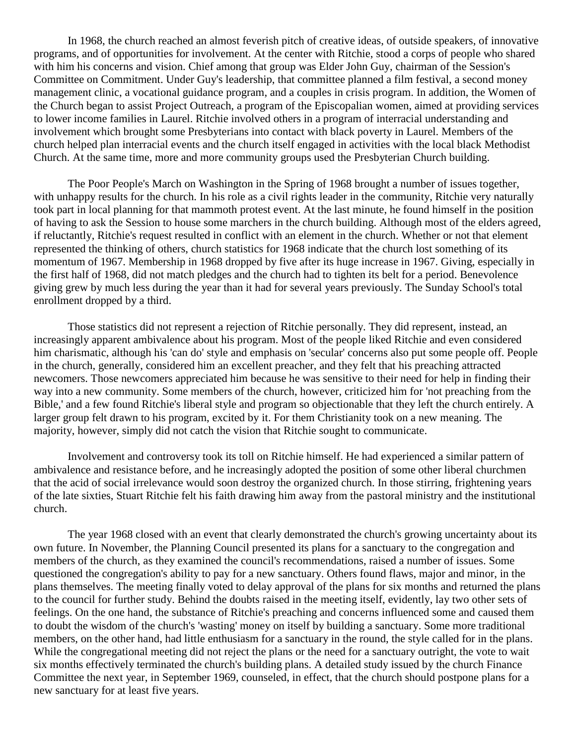In 1968, the church reached an almost feverish pitch of creative ideas, of outside speakers, of innovative programs, and of opportunities for involvement. At the center with Ritchie, stood a corps of people who shared with him his concerns and vision. Chief among that group was Elder John Guy, chairman of the Session's Committee on Commitment. Under Guy's leadership, that committee planned a film festival, a second money management clinic, a vocational guidance program, and a couples in crisis program. In addition, the Women of the Church began to assist Project Outreach, a program of the Episcopalian women, aimed at providing services to lower income families in Laurel. Ritchie involved others in a program of interracial understanding and involvement which brought some Presbyterians into contact with black poverty in Laurel. Members of the church helped plan interracial events and the church itself engaged in activities with the local black Methodist Church. At the same time, more and more community groups used the Presbyterian Church building.

The Poor People's March on Washington in the Spring of 1968 brought a number of issues together, with unhappy results for the church. In his role as a civil rights leader in the community, Ritchie very naturally took part in local planning for that mammoth protest event. At the last minute, he found himself in the position of having to ask the Session to house some marchers in the church building. Although most of the elders agreed, if reluctantly, Ritchie's request resulted in conflict with an element in the church. Whether or not that element represented the thinking of others, church statistics for 1968 indicate that the church lost something of its momentum of 1967. Membership in 1968 dropped by five after its huge increase in 1967. Giving, especially in the first half of 1968, did not match pledges and the church had to tighten its belt for a period. Benevolence giving grew by much less during the year than it had for several years previously. The Sunday School's total enrollment dropped by a third.

Those statistics did not represent a rejection of Ritchie personally. They did represent, instead, an increasingly apparent ambivalence about his program. Most of the people liked Ritchie and even considered him charismatic, although his 'can do' style and emphasis on 'secular' concerns also put some people off. People in the church, generally, considered him an excellent preacher, and they felt that his preaching attracted newcomers. Those newcomers appreciated him because he was sensitive to their need for help in finding their way into a new community. Some members of the church, however, criticized him for 'not preaching from the Bible,' and a few found Ritchie's liberal style and program so objectionable that they left the church entirely. A larger group felt drawn to his program, excited by it. For them Christianity took on a new meaning. The majority, however, simply did not catch the vision that Ritchie sought to communicate.

Involvement and controversy took its toll on Ritchie himself. He had experienced a similar pattern of ambivalence and resistance before, and he increasingly adopted the position of some other liberal churchmen that the acid of social irrelevance would soon destroy the organized church. In those stirring, frightening years of the late sixties, Stuart Ritchie felt his faith drawing him away from the pastoral ministry and the institutional church.

The year 1968 closed with an event that clearly demonstrated the church's growing uncertainty about its own future. In November, the Planning Council presented its plans for a sanctuary to the congregation and members of the church, as they examined the council's recommendations, raised a number of issues. Some questioned the congregation's ability to pay for a new sanctuary. Others found flaws, major and minor, in the plans themselves. The meeting finally voted to delay approval of the plans for six months and returned the plans to the council for further study. Behind the doubts raised in the meeting itself, evidently, lay two other sets of feelings. On the one hand, the substance of Ritchie's preaching and concerns influenced some and caused them to doubt the wisdom of the church's 'wasting' money on itself by building a sanctuary. Some more traditional members, on the other hand, had little enthusiasm for a sanctuary in the round, the style called for in the plans. While the congregational meeting did not reject the plans or the need for a sanctuary outright, the vote to wait six months effectively terminated the church's building plans. A detailed study issued by the church Finance Committee the next year, in September 1969, counseled, in effect, that the church should postpone plans for a new sanctuary for at least five years.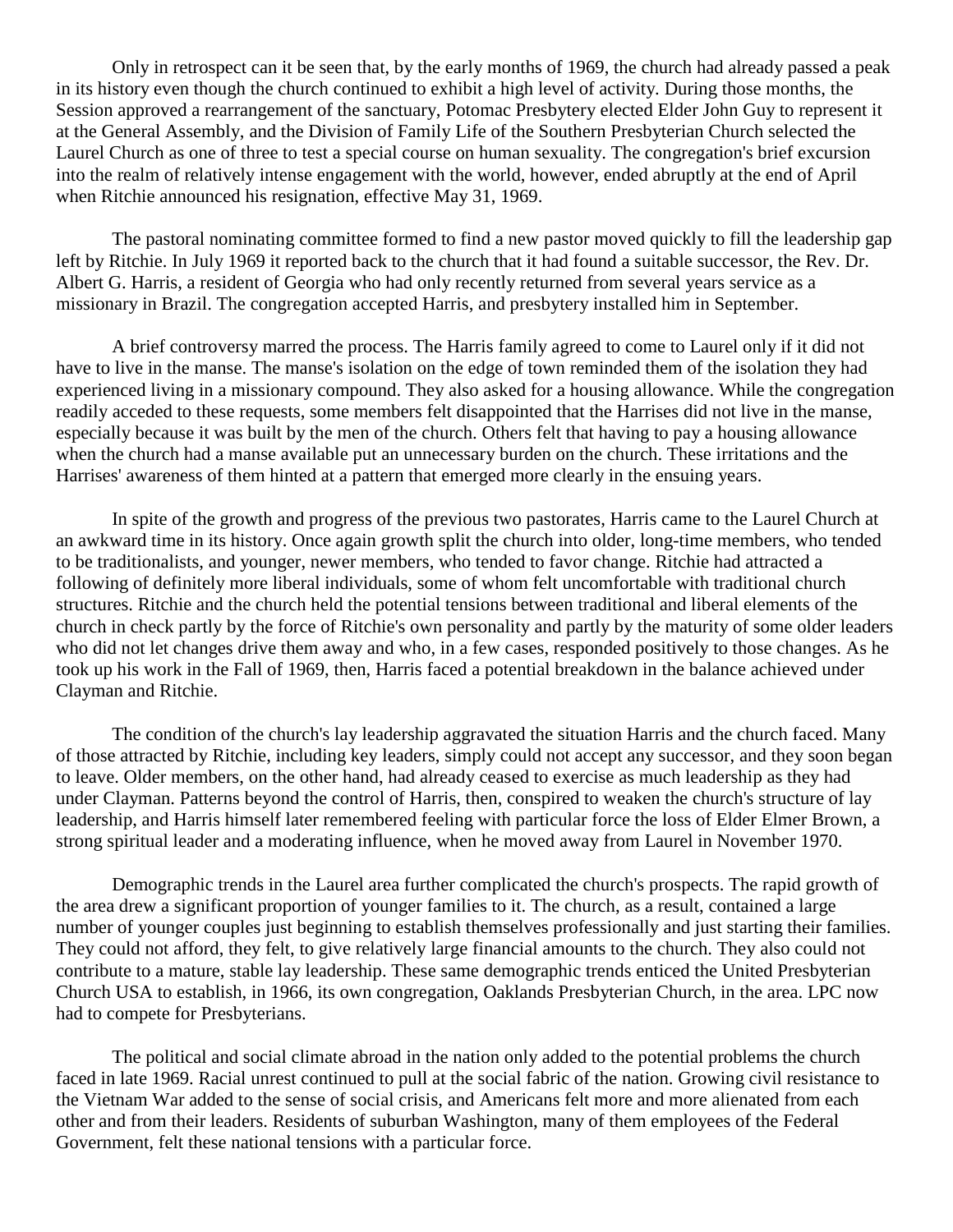Only in retrospect can it be seen that, by the early months of 1969, the church had already passed a peak in its history even though the church continued to exhibit a high level of activity. During those months, the Session approved a rearrangement of the sanctuary, Potomac Presbytery elected Elder John Guy to represent it at the General Assembly, and the Division of Family Life of the Southern Presbyterian Church selected the Laurel Church as one of three to test a special course on human sexuality. The congregation's brief excursion into the realm of relatively intense engagement with the world, however, ended abruptly at the end of April when Ritchie announced his resignation, effective May 31, 1969.

The pastoral nominating committee formed to find a new pastor moved quickly to fill the leadership gap left by Ritchie. In July 1969 it reported back to the church that it had found a suitable successor, the Rev. Dr. Albert G. Harris, a resident of Georgia who had only recently returned from several years service as a missionary in Brazil. The congregation accepted Harris, and presbytery installed him in September.

A brief controversy marred the process. The Harris family agreed to come to Laurel only if it did not have to live in the manse. The manse's isolation on the edge of town reminded them of the isolation they had experienced living in a missionary compound. They also asked for a housing allowance. While the congregation readily acceded to these requests, some members felt disappointed that the Harrises did not live in the manse, especially because it was built by the men of the church. Others felt that having to pay a housing allowance when the church had a manse available put an unnecessary burden on the church. These irritations and the Harrises' awareness of them hinted at a pattern that emerged more clearly in the ensuing years.

In spite of the growth and progress of the previous two pastorates, Harris came to the Laurel Church at an awkward time in its history. Once again growth split the church into older, long-time members, who tended to be traditionalists, and younger, newer members, who tended to favor change. Ritchie had attracted a following of definitely more liberal individuals, some of whom felt uncomfortable with traditional church structures. Ritchie and the church held the potential tensions between traditional and liberal elements of the church in check partly by the force of Ritchie's own personality and partly by the maturity of some older leaders who did not let changes drive them away and who, in a few cases, responded positively to those changes. As he took up his work in the Fall of 1969, then, Harris faced a potential breakdown in the balance achieved under Clayman and Ritchie.

The condition of the church's lay leadership aggravated the situation Harris and the church faced. Many of those attracted by Ritchie, including key leaders, simply could not accept any successor, and they soon began to leave. Older members, on the other hand, had already ceased to exercise as much leadership as they had under Clayman. Patterns beyond the control of Harris, then, conspired to weaken the church's structure of lay leadership, and Harris himself later remembered feeling with particular force the loss of Elder Elmer Brown, a strong spiritual leader and a moderating influence, when he moved away from Laurel in November 1970.

Demographic trends in the Laurel area further complicated the church's prospects. The rapid growth of the area drew a significant proportion of younger families to it. The church, as a result, contained a large number of younger couples just beginning to establish themselves professionally and just starting their families. They could not afford, they felt, to give relatively large financial amounts to the church. They also could not contribute to a mature, stable lay leadership. These same demographic trends enticed the United Presbyterian Church USA to establish, in 1966, its own congregation, Oaklands Presbyterian Church, in the area. LPC now had to compete for Presbyterians.

The political and social climate abroad in the nation only added to the potential problems the church faced in late 1969. Racial unrest continued to pull at the social fabric of the nation. Growing civil resistance to the Vietnam War added to the sense of social crisis, and Americans felt more and more alienated from each other and from their leaders. Residents of suburban Washington, many of them employees of the Federal Government, felt these national tensions with a particular force.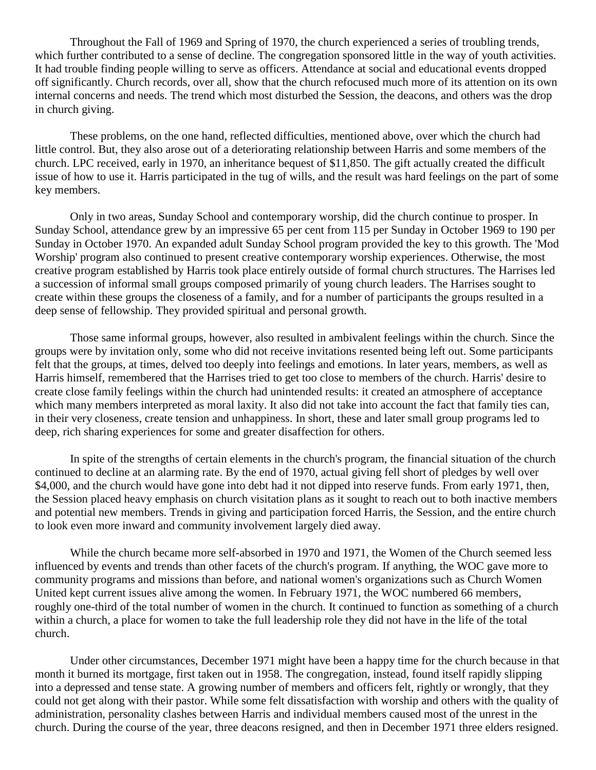Throughout the Fall of 1969 and Spring of 1970, the church experienced a series of troubling trends, which further contributed to a sense of decline. The congregation sponsored little in the way of youth activities. It had trouble finding people willing to serve as officers. Attendance at social and educational events dropped off significantly. Church records, over all, show that the church refocused much more of its attention on its own internal concerns and needs. The trend which most disturbed the Session, the deacons, and others was the drop in church giving.

These problems, on the one hand, reflected difficulties, mentioned above, over which the church had little control. But, they also arose out of a deteriorating relationship between Harris and some members of the church. LPC received, early in 1970, an inheritance bequest of $11,850. The gift actually created the difficult issue of how to use it. Harris participated in the tug of wills, and the result was hard feelings on the part of some key members.

Only in two areas, Sunday School and contemporary worship, did the church continue to prosper. In Sunday School, attendance grew by an impressive 65 per cent from 115 per Sunday in October 1969 to 190 per Sunday in October 1970. An expanded adult Sunday School program provided the key to this growth. The 'Mod Worship' program also continued to present creative contemporary worship experiences. Otherwise, the most creative program established by Harris took place entirely outside of formal church structures. The Harrises led a succession of informal small groups composed primarily of young church leaders. The Harrises sought to create within these groups the closeness of a family, and for a number of participants the groups resulted in a deep sense of fellowship. They provided spiritual and personal growth.

Those same informal groups, however, also resulted in ambivalent feelings within the church. Since the groups were by invitation only, some who did not receive invitations resented being left out. Some participants felt that the groups, at times, delved too deeply into feelings and emotions. In later years, members, as well as Harris himself, remembered that the Harrises tried to get too close to members of the church. Harris' desire to create close family feelings within the church had unintended results: it created an atmosphere of acceptance which many members interpreted as moral laxity. It also did not take into account the fact that family ties can, in their very closeness, create tension and unhappiness. In short, these and later small group programs led to deep, rich sharing experiences for some and greater disaffection for others.

In spite of the strengths of certain elements in the church's program, the financial situation of the church continued to decline at an alarming rate. By the end of 1970, actual giving fell short of pledges by well over $4,000, and the church would have gone into debt had it not dipped into reserve funds. From early 1971, then, the Session placed heavy emphasis on church visitation plans as it sought to reach out to both inactive members and potential new members. Trends in giving and participation forced Harris, the Session, and the entire church to look even more inward and community involvement largely died away.

While the church became more self-absorbed in 1970 and 1971, the Women of the Church seemed less influenced by events and trends than other facets of the church's program. If anything, the WOC gave more to community programs and missions than before, and national women's organizations such as Church Women United kept current issues alive among the women. In February 1971, the WOC numbered 66 members, roughly one-third of the total number of women in the church. It continued to function as something of a church within a church, a place for women to take the full leadership role they did not have in the life of the total church.

Under other circumstances, December 1971 might have been a happy time for the church because in that month it burned its mortgage, first taken out in 1958. The congregation, instead, found itself rapidly slipping into a depressed and tense state. A growing number of members and officers felt, rightly or wrongly, that they could not get along with their pastor. While some felt dissatisfaction with worship and others with the quality of administration, personality clashes between Harris and individual members caused most of the unrest in the church. During the course of the year, three deacons resigned, and then in December 1971 three elders resigned.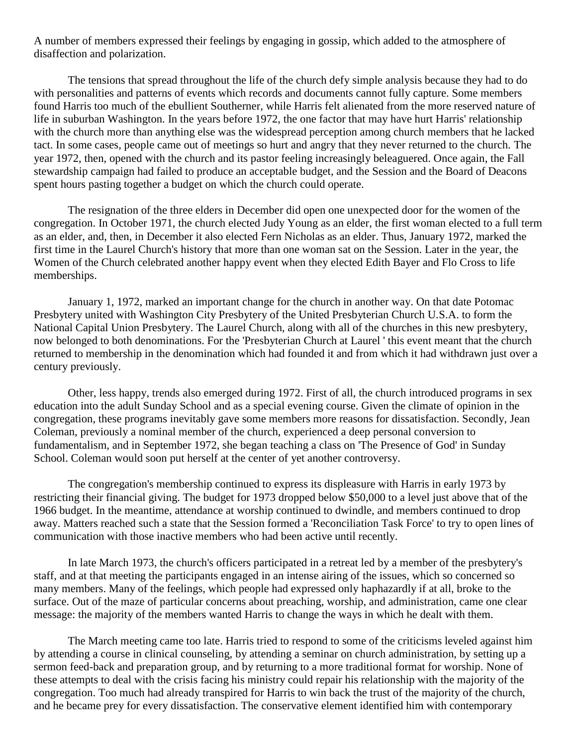A number of members expressed their feelings by engaging in gossip, which added to the atmosphere of disaffection and polarization.

The tensions that spread throughout the life of the church defy simple analysis because they had to do with personalities and patterns of events which records and documents cannot fully capture. Some members found Harris too much of the ebullient Southerner, while Harris felt alienated from the more reserved nature of life in suburban Washington. In the years before 1972, the one factor that may have hurt Harris' relationship with the church more than anything else was the widespread perception among church members that he lacked tact. In some cases, people came out of meetings so hurt and angry that they never returned to the church. The year 1972, then, opened with the church and its pastor feeling increasingly beleaguered. Once again, the Fall stewardship campaign had failed to produce an acceptable budget, and the Session and the Board of Deacons spent hours pasting together a budget on which the church could operate.

The resignation of the three elders in December did open one unexpected door for the women of the congregation. In October 1971, the church elected Judy Young as an elder, the first woman elected to a full term as an elder, and, then, in December it also elected Fern Nicholas as an elder. Thus, January 1972, marked the first time in the Laurel Church's history that more than one woman sat on the Session. Later in the year, the Women of the Church celebrated another happy event when they elected Edith Bayer and Flo Cross to life memberships.

January 1, 1972, marked an important change for the church in another way. On that date Potomac Presbytery united with Washington City Presbytery of the United Presbyterian Church U.S.A. to form the National Capital Union Presbytery. The Laurel Church, along with all of the churches in this new presbytery, now belonged to both denominations. For the 'Presbyterian Church at Laurel ' this event meant that the church returned to membership in the denomination which had founded it and from which it had withdrawn just over a century previously.

Other, less happy, trends also emerged during 1972. First of all, the church introduced programs in sex education into the adult Sunday School and as a special evening course. Given the climate of opinion in the congregation, these programs inevitably gave some members more reasons for dissatisfaction. Secondly, Jean Coleman, previously a nominal member of the church, experienced a deep personal conversion to fundamentalism, and in September 1972, she began teaching a class on 'The Presence of God' in Sunday School. Coleman would soon put herself at the center of yet another controversy.

The congregation's membership continued to express its displeasure with Harris in early 1973 by restricting their financial giving. The budget for 1973 dropped below $50,000 to a level just above that of the 1966 budget. In the meantime, attendance at worship continued to dwindle, and members continued to drop away. Matters reached such a state that the Session formed a 'Reconciliation Task Force' to try to open lines of communication with those inactive members who had been active until recently.

In late March 1973, the church's officers participated in a retreat led by a member of the presbytery's staff, and at that meeting the participants engaged in an intense airing of the issues, which so concerned so many members. Many of the feelings, which people had expressed only haphazardly if at all, broke to the surface. Out of the maze of particular concerns about preaching, worship, and administration, came one clear message: the majority of the members wanted Harris to change the ways in which he dealt with them.

The March meeting came too late. Harris tried to respond to some of the criticisms leveled against him by attending a course in clinical counseling, by attending a seminar on church administration, by setting up a sermon feed-back and preparation group, and by returning to a more traditional format for worship. None of these attempts to deal with the crisis facing his ministry could repair his relationship with the majority of the congregation. Too much had already transpired for Harris to win back the trust of the majority of the church, and he became prey for every dissatisfaction. The conservative element identified him with contemporary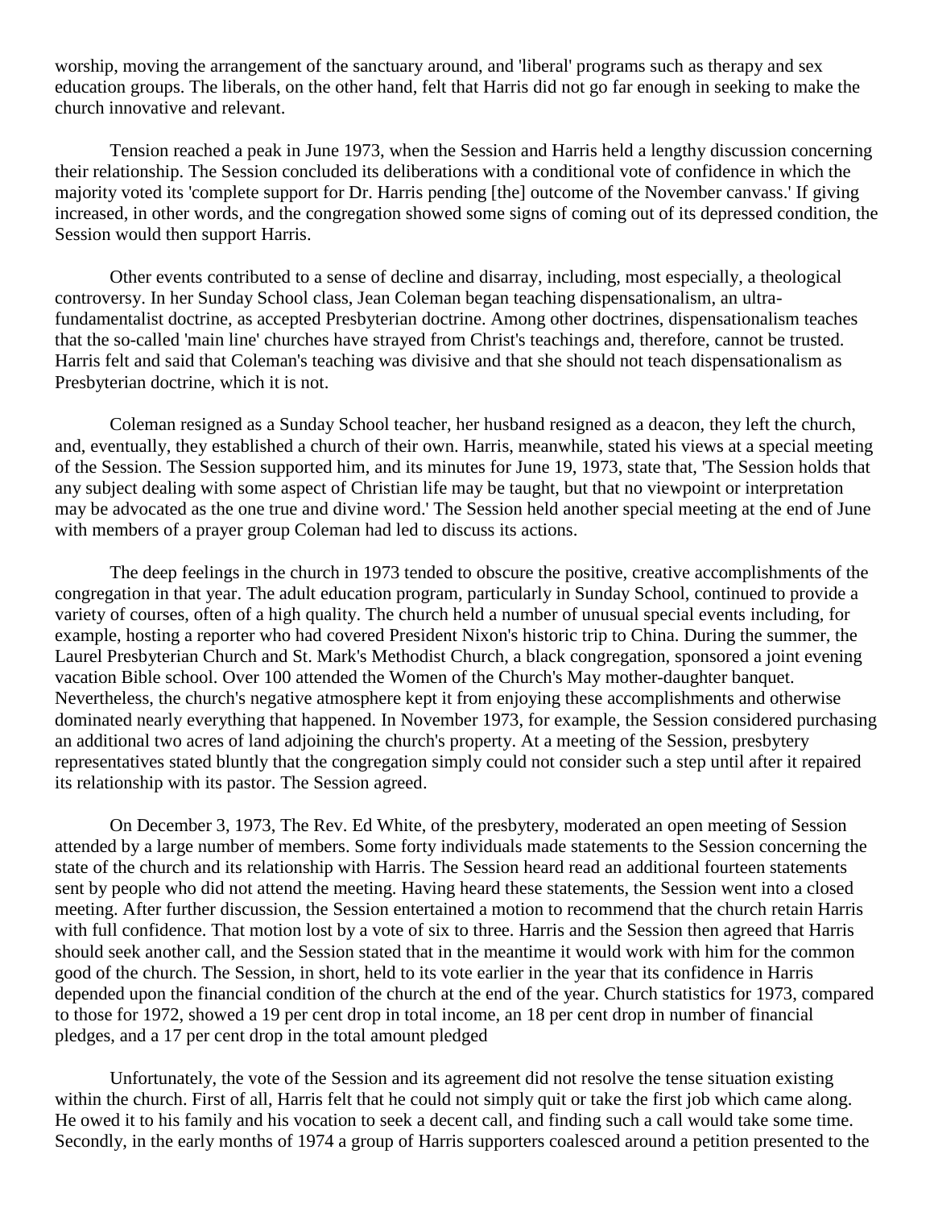worship, moving the arrangement of the sanctuary around, and 'liberal' programs such as therapy and sex education groups. The liberals, on the other hand, felt that Harris did not go far enough in seeking to make the church innovative and relevant.

Tension reached a peak in June 1973, when the Session and Harris held a lengthy discussion concerning their relationship. The Session concluded its deliberations with a conditional vote of confidence in which the majority voted its 'complete support for Dr. Harris pending [the] outcome of the November canvass.' If giving increased, in other words, and the congregation showed some signs of coming out of its depressed condition, the Session would then support Harris.

Other events contributed to a sense of decline and disarray, including, most especially, a theological controversy. In her Sunday School class, Jean Coleman began teaching dispensationalism, an ultra-fundamentalist doctrine, as accepted Presbyterian doctrine. Among other doctrines, dispensationalism teaches that the so-called 'main line' churches have strayed from Christ's teachings and, therefore, cannot be trusted. Harris felt and said that Coleman's teaching was divisive and that she should not teach dispensationalism as Presbyterian doctrine, which it is not.

Coleman resigned as a Sunday School teacher, her husband resigned as a deacon, they left the church, and, eventually, they established a church of their own. Harris, meanwhile, stated his views at a special meeting of the Session. The Session supported him, and its minutes for June 19, 1973, state that, 'The Session holds that any subject dealing with some aspect of Christian life may be taught, but that no viewpoint or interpretation may be advocated as the one true and divine word.' The Session held another special meeting at the end of June with members of a prayer group Coleman had led to discuss its actions.

The deep feelings in the church in 1973 tended to obscure the positive, creative accomplishments of the congregation in that year. The adult education program, particularly in Sunday School, continued to provide a variety of courses, often of a high quality. The church held a number of unusual special events including, for example, hosting a reporter who had covered President Nixon's historic trip to China. During the summer, the Laurel Presbyterian Church and St. Mark's Methodist Church, a black congregation, sponsored a joint evening vacation Bible school. Over 100 attended the Women of the Church's May mother-daughter banquet. Nevertheless, the church's negative atmosphere kept it from enjoying these accomplishments and otherwise dominated nearly everything that happened. In November 1973, for example, the Session considered purchasing an additional two acres of land adjoining the church's property. At a meeting of the Session, presbytery representatives stated bluntly that the congregation simply could not consider such a step until after it repaired its relationship with its pastor. The Session agreed.

On December 3, 1973, The Rev. Ed White, of the presbytery, moderated an open meeting of Session attended by a large number of members. Some forty individuals made statements to the Session concerning the state of the church and its relationship with Harris. The Session heard read an additional fourteen statements sent by people who did not attend the meeting. Having heard these statements, the Session went into a closed meeting. After further discussion, the Session entertained a motion to recommend that the church retain Harris with full confidence. That motion lost by a vote of six to three. Harris and the Session then agreed that Harris should seek another call, and the Session stated that in the meantime it would work with him for the common good of the church. The Session, in short, held to its vote earlier in the year that its confidence in Harris depended upon the financial condition of the church at the end of the year. Church statistics for 1973, compared to those for 1972, showed a 19 per cent drop in total income, an 18 per cent drop in number of financial pledges, and a 17 per cent drop in the total amount pledged

Unfortunately, the vote of the Session and its agreement did not resolve the tense situation existing within the church. First of all, Harris felt that he could not simply quit or take the first job which came along. He owed it to his family and his vocation to seek a decent call, and finding such a call would take some time. Secondly, in the early months of 1974 a group of Harris supporters coalesced around a petition presented to the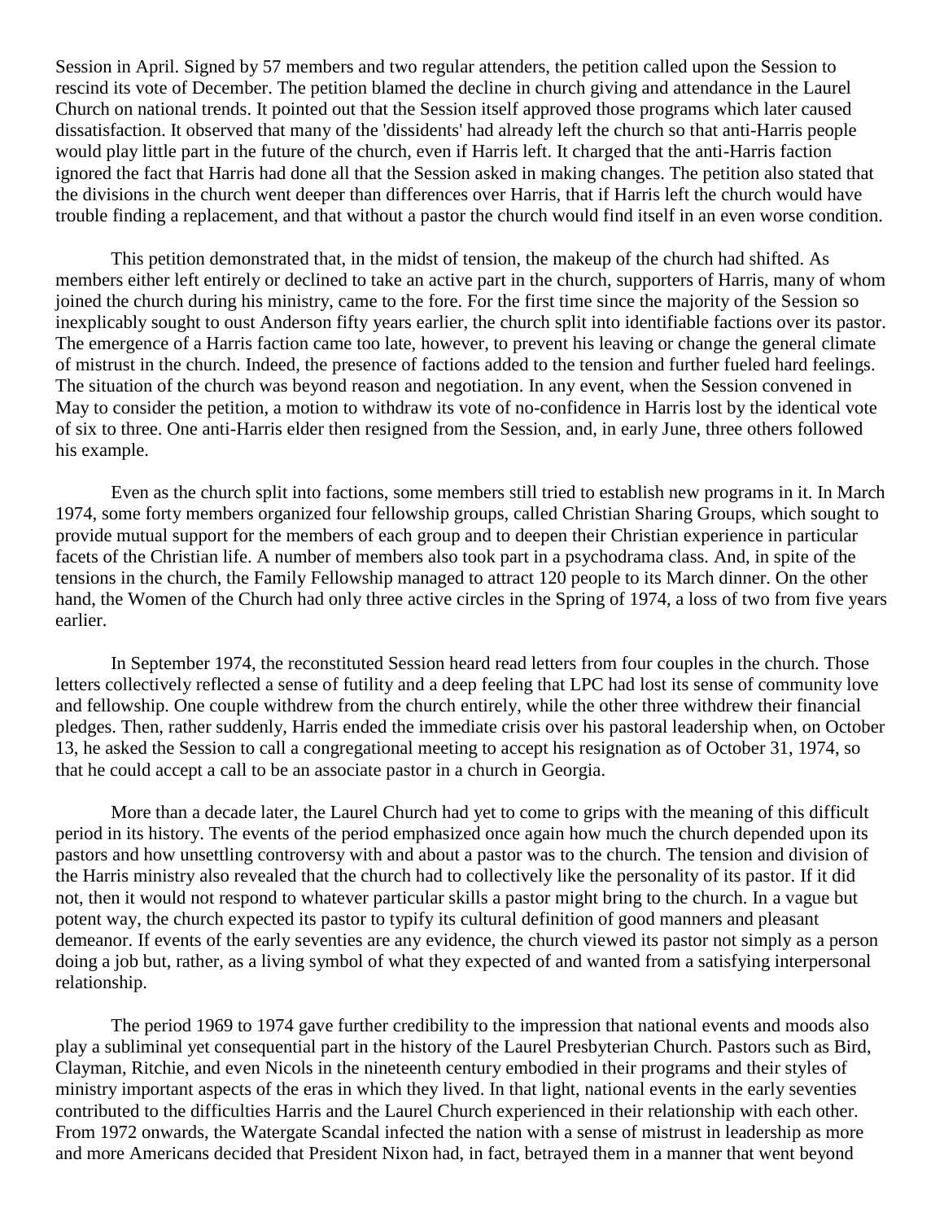Session in April. Signed by 57 members and two regular attenders, the petition called upon the Session to rescind its vote of December. The petition blamed the decline in church giving and attendance in the Laurel Church on national trends. It pointed out that the Session itself approved those programs which later caused dissatisfaction. It observed that many of the 'dissidents' had already left the church so that anti-Harris people would play little part in the future of the church, even if Harris left. It charged that the anti-Harris faction ignored the fact that Harris had done all that the Session asked in making changes. The petition also stated that the divisions in the church went deeper than differences over Harris, that if Harris left the church would have trouble finding a replacement, and that without a pastor the church would find itself in an even worse condition.

This petition demonstrated that, in the midst of tension, the makeup of the church had shifted. As members either left entirely or declined to take an active part in the church, supporters of Harris, many of whom joined the church during his ministry, came to the fore. For the first time since the majority of the Session so inexplicably sought to oust Anderson fifty years earlier, the church split into identifiable factions over its pastor. The emergence of a Harris faction came too late, however, to prevent his leaving or change the general climate of mistrust in the church. Indeed, the presence of factions added to the tension and further fueled hard feelings. The situation of the church was beyond reason and negotiation. In any event, when the Session convened in May to consider the petition, a motion to withdraw its vote of no-confidence in Harris lost by the identical vote of six to three. One anti-Harris elder then resigned from the Session, and, in early June, three others followed his example.

Even as the church split into factions, some members still tried to establish new programs in it. In March 1974, some forty members organized four fellowship groups, called Christian Sharing Groups, which sought to provide mutual support for the members of each group and to deepen their Christian experience in particular facets of the Christian life. A number of members also took part in a psychodrama class. And, in spite of the tensions in the church, the Family Fellowship managed to attract 120 people to its March dinner. On the other hand, the Women of the Church had only three active circles in the Spring of 1974, a loss of two from five years earlier.

In September 1974, the reconstituted Session heard read letters from four couples in the church. Those letters collectively reflected a sense of futility and a deep feeling that LPC had lost its sense of community love and fellowship. One couple withdrew from the church entirely, while the other three withdrew their financial pledges. Then, rather suddenly, Harris ended the immediate crisis over his pastoral leadership when, on October 13, he asked the Session to call a congregational meeting to accept his resignation as of October 31, 1974, so that he could accept a call to be an associate pastor in a church in Georgia.

More than a decade later, the Laurel Church had yet to come to grips with the meaning of this difficult period in its history. The events of the period emphasized once again how much the church depended upon its pastors and how unsettling controversy with and about a pastor was to the church. The tension and division of the Harris ministry also revealed that the church had to collectively like the personality of its pastor. If it did not, then it would not respond to whatever particular skills a pastor might bring to the church. In a vague but potent way, the church expected its pastor to typify its cultural definition of good manners and pleasant demeanor. If events of the early seventies are any evidence, the church viewed its pastor not simply as a person doing a job but, rather, as a living symbol of what they expected of and wanted from a satisfying interpersonal relationship.

The period 1969 to 1974 gave further credibility to the impression that national events and moods also play a subliminal yet consequential part in the history of the Laurel Presbyterian Church. Pastors such as Bird, Clayman, Ritchie, and even Nicols in the nineteenth century embodied in their programs and their styles of ministry important aspects of the eras in which they lived. In that light, national events in the early seventies contributed to the difficulties Harris and the Laurel Church experienced in their relationship with each other. From 1972 onwards, the Watergate Scandal infected the nation with a sense of mistrust in leadership as more and more Americans decided that President Nixon had, in fact, betrayed them in a manner that went beyond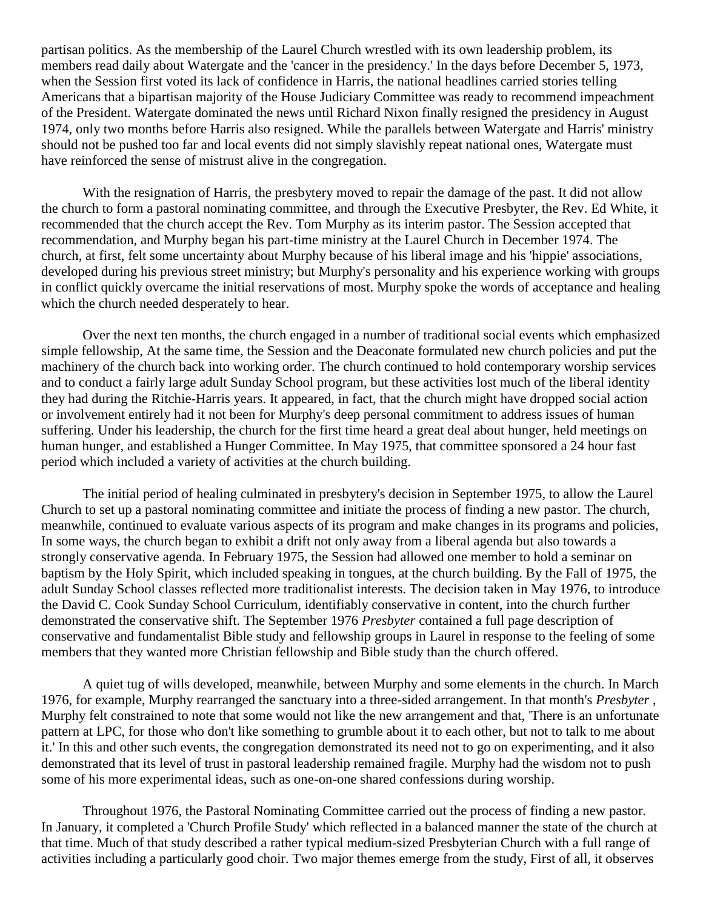partisan politics. As the membership of the Laurel Church wrestled with its own leadership problem, its members read daily about Watergate and the 'cancer in the presidency.' In the days before December 5, 1973, when the Session first voted its lack of confidence in Harris, the national headlines carried stories telling Americans that a bipartisan majority of the House Judiciary Committee was ready to recommend impeachment of the President. Watergate dominated the news until Richard Nixon finally resigned the presidency in August 1974, only two months before Harris also resigned. While the parallels between Watergate and Harris' ministry should not be pushed too far and local events did not simply slavishly repeat national ones, Watergate must have reinforced the sense of mistrust alive in the congregation.

With the resignation of Harris, the presbytery moved to repair the damage of the past. It did not allow the church to form a pastoral nominating committee, and through the Executive Presbyter, the Rev. Ed White, it recommended that the church accept the Rev. Tom Murphy as its interim pastor. The Session accepted that recommendation, and Murphy began his part-time ministry at the Laurel Church in December 1974. The church, at first, felt some uncertainty about Murphy because of his liberal image and his 'hippie' associations, developed during his previous street ministry; but Murphy's personality and his experience working with groups in conflict quickly overcame the initial reservations of most. Murphy spoke the words of acceptance and healing which the church needed desperately to hear.

Over the next ten months, the church engaged in a number of traditional social events which emphasized simple fellowship, At the same time, the Session and the Deaconate formulated new church policies and put the machinery of the church back into working order. The church continued to hold contemporary worship services and to conduct a fairly large adult Sunday School program, but these activities lost much of the liberal identity they had during the Ritchie-Harris years. It appeared, in fact, that the church might have dropped social action or involvement entirely had it not been for Murphy's deep personal commitment to address issues of human suffering. Under his leadership, the church for the first time heard a great deal about hunger, held meetings on human hunger, and established a Hunger Committee. In May 1975, that committee sponsored a 24 hour fast period which included a variety of activities at the church building.

The initial period of healing culminated in presbytery's decision in September 1975, to allow the Laurel Church to set up a pastoral nominating committee and initiate the process of finding a new pastor. The church, meanwhile, continued to evaluate various aspects of its program and make changes in its programs and policies, In some ways, the church began to exhibit a drift not only away from a liberal agenda but also towards a strongly conservative agenda. In February 1975, the Session had allowed one member to hold a seminar on baptism by the Holy Spirit, which included speaking in tongues, at the church building. By the Fall of 1975, the adult Sunday School classes reflected more traditionalist interests. The decision taken in May 1976, to introduce the David C. Cook Sunday School Curriculum, identifiably conservative in content, into the church further demonstrated the conservative shift. The September 1976 *Presbyter* contained a full page description of conservative and fundamentalist Bible study and fellowship groups in Laurel in response to the feeling of some members that they wanted more Christian fellowship and Bible study than the church offered.

A quiet tug of wills developed, meanwhile, between Murphy and some elements in the church. In March 1976, for example, Murphy rearranged the sanctuary into a three-sided arrangement. In that month's *Presbyter* , Murphy felt constrained to note that some would not like the new arrangement and that, 'There is an unfortunate pattern at LPC, for those who don't like something to grumble about it to each other, but not to talk to me about it.' In this and other such events, the congregation demonstrated its need not to go on experimenting, and it also demonstrated that its level of trust in pastoral leadership remained fragile. Murphy had the wisdom not to push some of his more experimental ideas, such as one-on-one shared confessions during worship.

Throughout 1976, the Pastoral Nominating Committee carried out the process of finding a new pastor. In January, it completed a 'Church Profile Study' which reflected in a balanced manner the state of the church at that time. Much of that study described a rather typical medium-sized Presbyterian Church with a full range of activities including a particularly good choir. Two major themes emerge from the study, First of all, it observes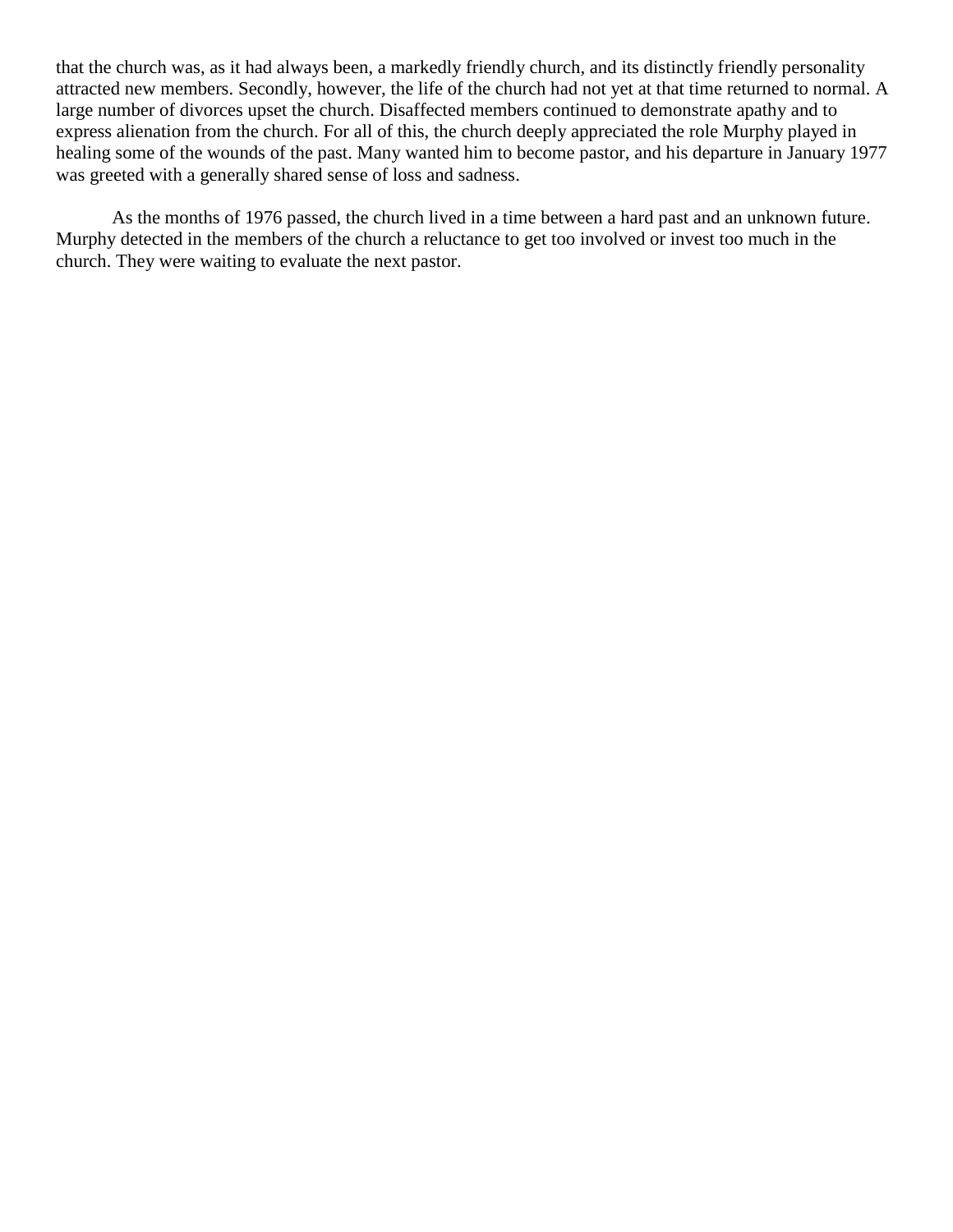that the church was, as it had always been, a markedly friendly church, and its distinctly friendly personality attracted new members. Secondly, however, the life of the church had not yet at that time returned to normal. A large number of divorces upset the church. Disaffected members continued to demonstrate apathy and to express alienation from the church. For all of this, the church deeply appreciated the role Murphy played in healing some of the wounds of the past. Many wanted him to become pastor, and his departure in January 1977 was greeted with a generally shared sense of loss and sadness.

As the months of 1976 passed, the church lived in a time between a hard past and an unknown future. Murphy detected in the members of the church a reluctance to get too involved or invest too much in the church. They were waiting to evaluate the next pastor.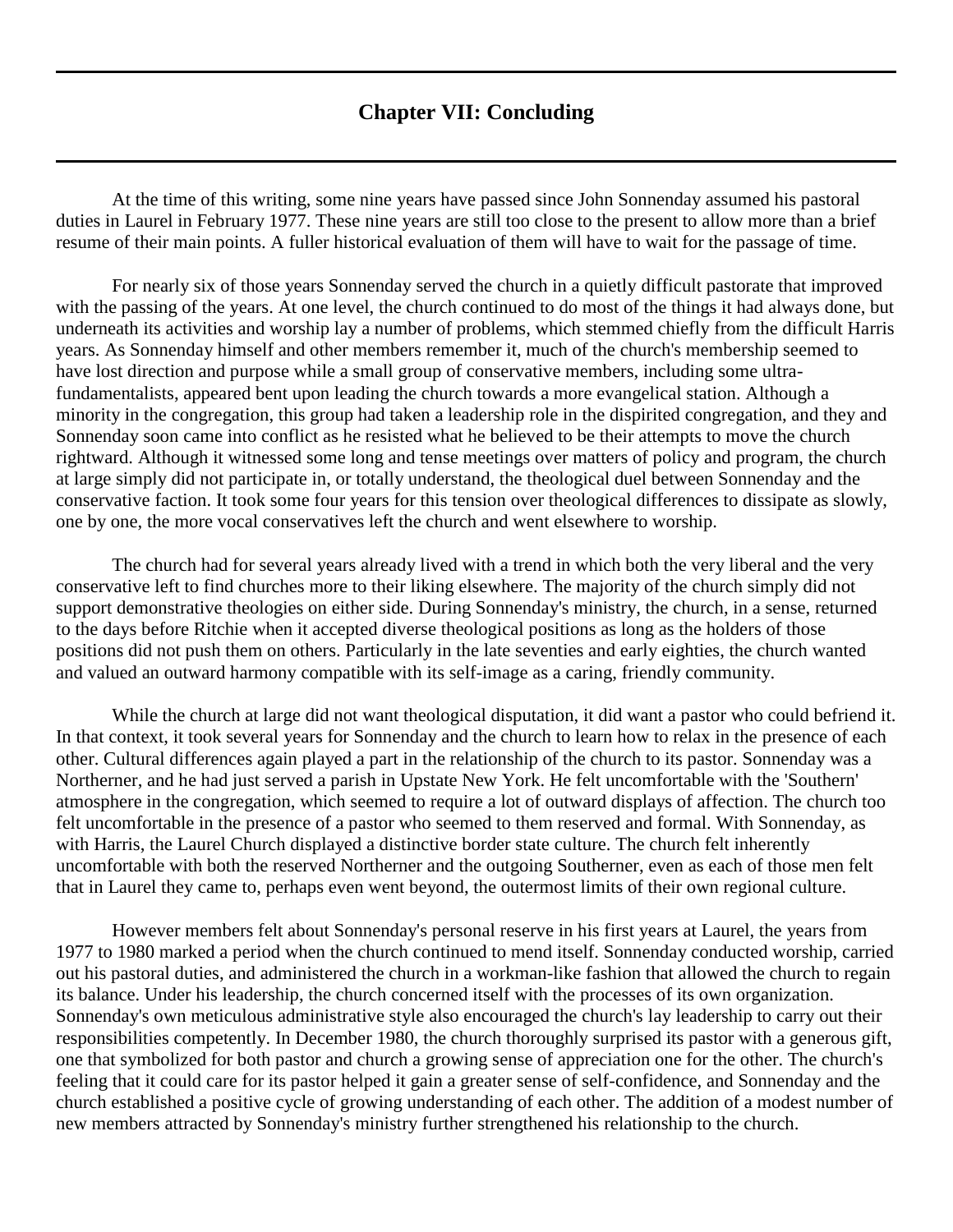# Chapter VII: Concluding

At the time of this writing, some nine years have passed since John Sonnenday assumed his pastoral duties in Laurel in February 1977. These nine years are still too close to the present to allow more than a brief resume of their main points. A fuller historical evaluation of them will have to wait for the passage of time.

For nearly six of those years Sonnenday served the church in a quietly difficult pastorate that improved with the passing of the years. At one level, the church continued to do most of the things it had always done, but underneath its activities and worship lay a number of problems, which stemmed chiefly from the difficult Harris years. As Sonnenday himself and other members remember it, much of the church's membership seemed to have lost direction and purpose while a small group of conservative members, including some ultra-fundamentalists, appeared bent upon leading the church towards a more evangelical station. Although a minority in the congregation, this group had taken a leadership role in the dispirited congregation, and they and Sonnenday soon came into conflict as he resisted what he believed to be their attempts to move the church rightward. Although it witnessed some long and tense meetings over matters of policy and program, the church at large simply did not participate in, or totally understand, the theological duel between Sonnenday and the conservative faction. It took some four years for this tension over theological differences to dissipate as slowly, one by one, the more vocal conservatives left the church and went elsewhere to worship.

The church had for several years already lived with a trend in which both the very liberal and the very conservative left to find churches more to their liking elsewhere. The majority of the church simply did not support demonstrative theologies on either side. During Sonnenday's ministry, the church, in a sense, returned to the days before Ritchie when it accepted diverse theological positions as long as the holders of those positions did not push them on others. Particularly in the late seventies and early eighties, the church wanted and valued an outward harmony compatible with its self-image as a caring, friendly community.

While the church at large did not want theological disputation, it did want a pastor who could befriend it. In that context, it took several years for Sonnenday and the church to learn how to relax in the presence of each other. Cultural differences again played a part in the relationship of the church to its pastor. Sonnenday was a Northerner, and he had just served a parish in Upstate New York. He felt uncomfortable with the 'Southern' atmosphere in the congregation, which seemed to require a lot of outward displays of affection. The church too felt uncomfortable in the presence of a pastor who seemed to them reserved and formal. With Sonnenday, as with Harris, the Laurel Church displayed a distinctive border state culture. The church felt inherently uncomfortable with both the reserved Northerner and the outgoing Southerner, even as each of those men felt that in Laurel they came to, perhaps even went beyond, the outermost limits of their own regional culture.

However members felt about Sonnenday's personal reserve in his first years at Laurel, the years from 1977 to 1980 marked a period when the church continued to mend itself. Sonnenday conducted worship, carried out his pastoral duties, and administered the church in a workman-like fashion that allowed the church to regain its balance. Under his leadership, the church concerned itself with the processes of its own organization. Sonnenday's own meticulous administrative style also encouraged the church's lay leadership to carry out their responsibilities competently. In December 1980, the church thoroughly surprised its pastor with a generous gift, one that symbolized for both pastor and church a growing sense of appreciation one for the other. The church's feeling that it could care for its pastor helped it gain a greater sense of self-confidence, and Sonnenday and the church established a positive cycle of growing understanding of each other. The addition of a modest number of new members attracted by Sonnenday's ministry further strengthened his relationship to the church.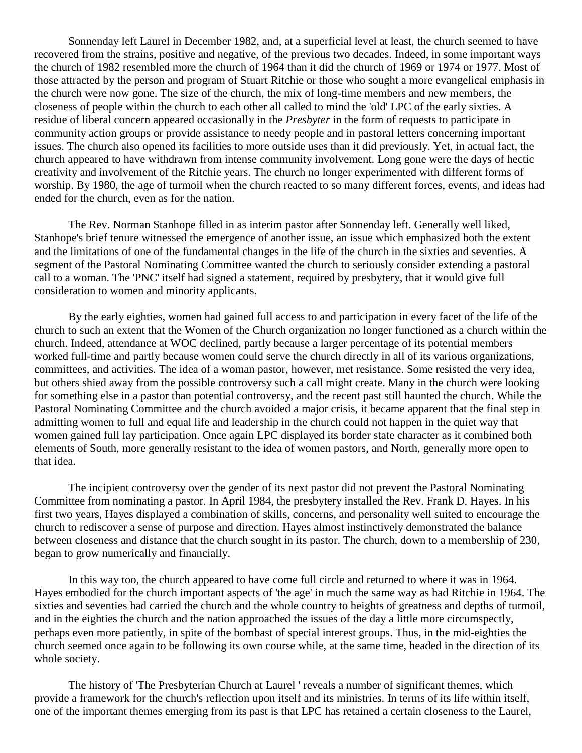Sonnenday left Laurel in December 1982, and, at a superficial level at least, the church seemed to have recovered from the strains, positive and negative, of the previous two decades. Indeed, in some important ways the church of 1982 resembled more the church of 1964 than it did the church of 1969 or 1974 or 1977. Most of those attracted by the person and program of Stuart Ritchie or those who sought a more evangelical emphasis in the church were now gone. The size of the church, the mix of long-time members and new members, the closeness of people within the church to each other all called to mind the 'old' LPC of the early sixties. A residue of liberal concern appeared occasionally in the *Presbyter* in the form of requests to participate in community action groups or provide assistance to needy people and in pastoral letters concerning important issues. The church also opened its facilities to more outside uses than it did previously. Yet, in actual fact, the church appeared to have withdrawn from intense community involvement. Long gone were the days of hectic creativity and involvement of the Ritchie years. The church no longer experimented with different forms of worship. By 1980, the age of turmoil when the church reacted to so many different forces, events, and ideas had ended for the church, even as for the nation.

The Rev. Norman Stanhope filled in as interim pastor after Sonnenday left. Generally well liked, Stanhope's brief tenure witnessed the emergence of another issue, an issue which emphasized both the extent and the limitations of one of the fundamental changes in the life of the church in the sixties and seventies. A segment of the Pastoral Nominating Committee wanted the church to seriously consider extending a pastoral call to a woman. The 'PNC' itself had signed a statement, required by presbytery, that it would give full consideration to women and minority applicants.

By the early eighties, women had gained full access to and participation in every facet of the life of the church to such an extent that the Women of the Church organization no longer functioned as a church within the church. Indeed, attendance at WOC declined, partly because a larger percentage of its potential members worked full-time and partly because women could serve the church directly in all of its various organizations, committees, and activities. The idea of a woman pastor, however, met resistance. Some resisted the very idea, but others shied away from the possible controversy such a call might create. Many in the church were looking for something else in a pastor than potential controversy, and the recent past still haunted the church. While the Pastoral Nominating Committee and the church avoided a major crisis, it became apparent that the final step in admitting women to full and equal life and leadership in the church could not happen in the quiet way that women gained full lay participation. Once again LPC displayed its border state character as it combined both elements of South, more generally resistant to the idea of women pastors, and North, generally more open to that idea.

The incipient controversy over the gender of its next pastor did not prevent the Pastoral Nominating Committee from nominating a pastor. In April 1984, the presbytery installed the Rev. Frank D. Hayes. In his first two years, Hayes displayed a combination of skills, concerns, and personality well suited to encourage the church to rediscover a sense of purpose and direction. Hayes almost instinctively demonstrated the balance between closeness and distance that the church sought in its pastor. The church, down to a membership of 230, began to grow numerically and financially.

In this way too, the church appeared to have come full circle and returned to where it was in 1964. Hayes embodied for the church important aspects of 'the age' in much the same way as had Ritchie in 1964. The sixties and seventies had carried the church and the whole country to heights of greatness and depths of turmoil, and in the eighties the church and the nation approached the issues of the day a little more circumspectly, perhaps even more patiently, in spite of the bombast of special interest groups. Thus, in the mid-eighties the church seemed once again to be following its own course while, at the same time, headed in the direction of its whole society.

The history of 'The Presbyterian Church at Laurel ' reveals a number of significant themes, which provide a framework for the church's reflection upon itself and its ministries. In terms of its life within itself, one of the important themes emerging from its past is that LPC has retained a certain closeness to the Laurel,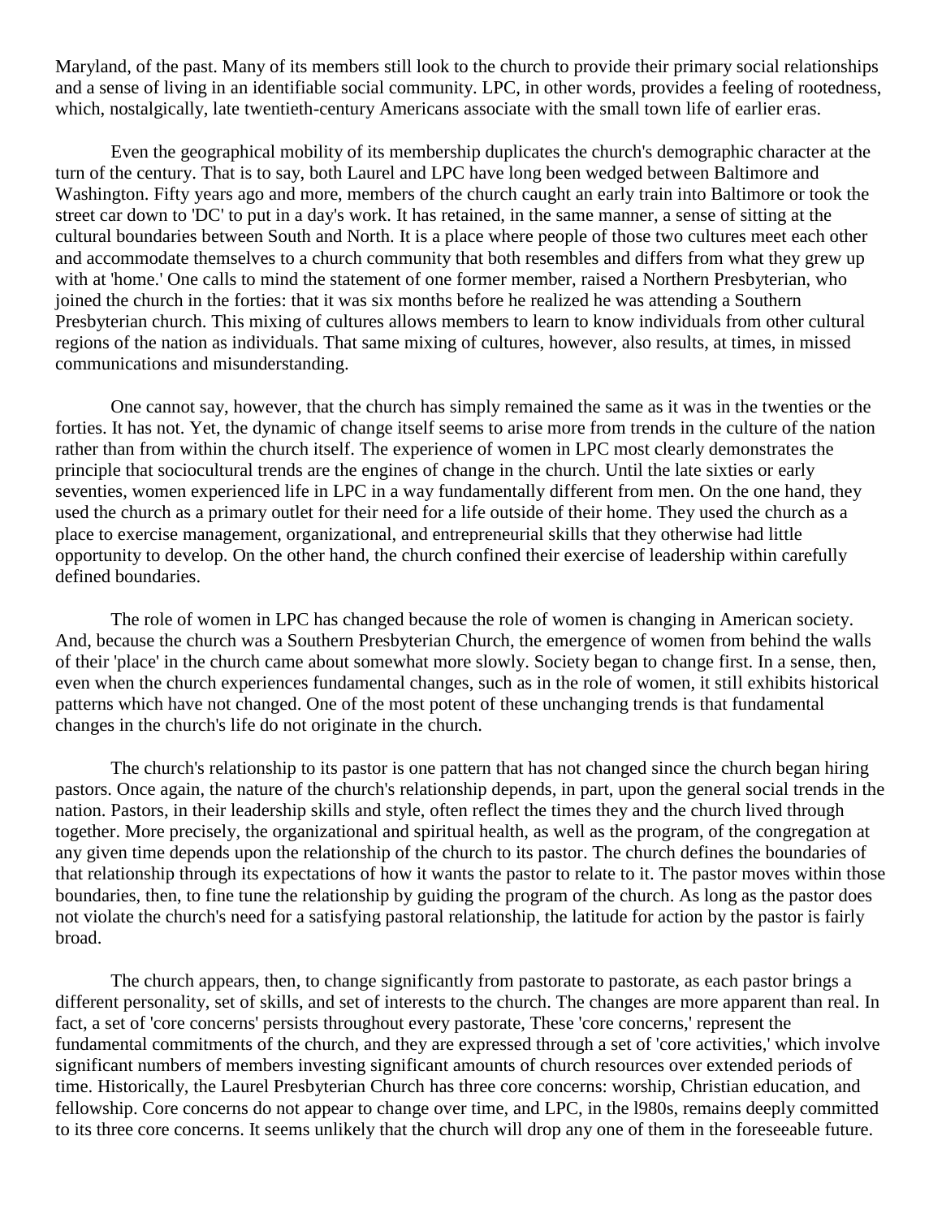Maryland, of the past. Many of its members still look to the church to provide their primary social relationships and a sense of living in an identifiable social community. LPC, in other words, provides a feeling of rootedness, which, nostalgically, late twentieth-century Americans associate with the small town life of earlier eras.

Even the geographical mobility of its membership duplicates the church's demographic character at the turn of the century. That is to say, both Laurel and LPC have long been wedged between Baltimore and Washington. Fifty years ago and more, members of the church caught an early train into Baltimore or took the street car down to 'DC' to put in a day's work. It has retained, in the same manner, a sense of sitting at the cultural boundaries between South and North. It is a place where people of those two cultures meet each other and accommodate themselves to a church community that both resembles and differs from what they grew up with at 'home.' One calls to mind the statement of one former member, raised a Northern Presbyterian, who joined the church in the forties: that it was six months before he realized he was attending a Southern Presbyterian church. This mixing of cultures allows members to learn to know individuals from other cultural regions of the nation as individuals. That same mixing of cultures, however, also results, at times, in missed communications and misunderstanding.

One cannot say, however, that the church has simply remained the same as it was in the twenties or the forties. It has not. Yet, the dynamic of change itself seems to arise more from trends in the culture of the nation rather than from within the church itself. The experience of women in LPC most clearly demonstrates the principle that sociocultural trends are the engines of change in the church. Until the late sixties or early seventies, women experienced life in LPC in a way fundamentally different from men. On the one hand, they used the church as a primary outlet for their need for a life outside of their home. They used the church as a place to exercise management, organizational, and entrepreneurial skills that they otherwise had little opportunity to develop. On the other hand, the church confined their exercise of leadership within carefully defined boundaries.

The role of women in LPC has changed because the role of women is changing in American society. And, because the church was a Southern Presbyterian Church, the emergence of women from behind the walls of their 'place' in the church came about somewhat more slowly. Society began to change first. In a sense, then, even when the church experiences fundamental changes, such as in the role of women, it still exhibits historical patterns which have not changed. One of the most potent of these unchanging trends is that fundamental changes in the church's life do not originate in the church.

The church's relationship to its pastor is one pattern that has not changed since the church began hiring pastors. Once again, the nature of the church's relationship depends, in part, upon the general social trends in the nation. Pastors, in their leadership skills and style, often reflect the times they and the church lived through together. More precisely, the organizational and spiritual health, as well as the program, of the congregation at any given time depends upon the relationship of the church to its pastor. The church defines the boundaries of that relationship through its expectations of how it wants the pastor to relate to it. The pastor moves within those boundaries, then, to fine tune the relationship by guiding the program of the church. As long as the pastor does not violate the church's need for a satisfying pastoral relationship, the latitude for action by the pastor is fairly broad.

The church appears, then, to change significantly from pastorate to pastorate, as each pastor brings a different personality, set of skills, and set of interests to the church. The changes are more apparent than real. In fact, a set of 'core concerns' persists throughout every pastorate, These 'core concerns,' represent the fundamental commitments of the church, and they are expressed through a set of 'core activities,' which involve significant numbers of members investing significant amounts of church resources over extended periods of time. Historically, the Laurel Presbyterian Church has three core concerns: worship, Christian education, and fellowship. Core concerns do not appear to change over time, and LPC, in the l980s, remains deeply committed to its three core concerns. It seems unlikely that the church will drop any one of them in the foreseeable future.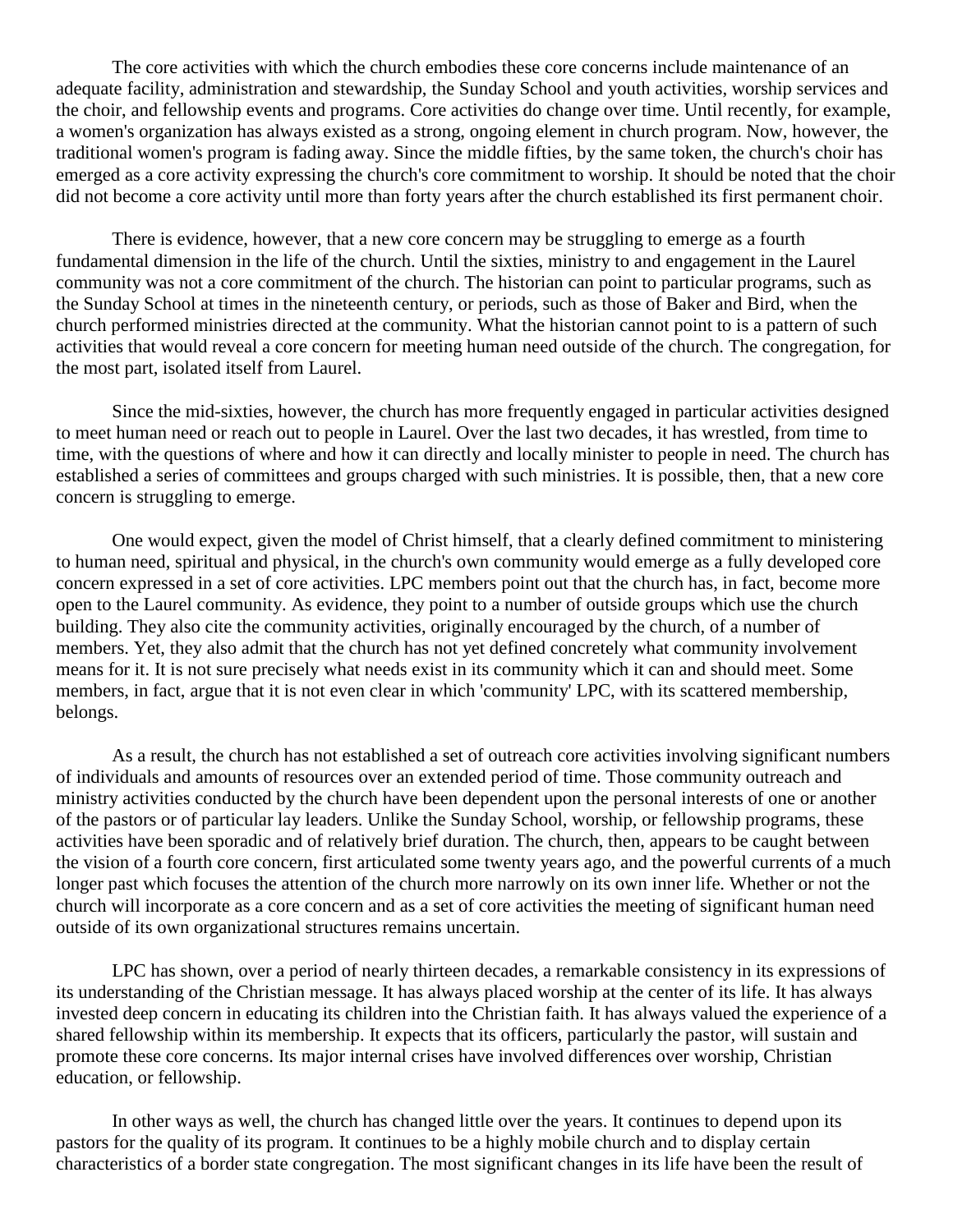The core activities with which the church embodies these core concerns include maintenance of an adequate facility, administration and stewardship, the Sunday School and youth activities, worship services and the choir, and fellowship events and programs. Core activities do change over time. Until recently, for example, a women's organization has always existed as a strong, ongoing element in church program. Now, however, the traditional women's program is fading away. Since the middle fifties, by the same token, the church's choir has emerged as a core activity expressing the church's core commitment to worship. It should be noted that the choir did not become a core activity until more than forty years after the church established its first permanent choir.

There is evidence, however, that a new core concern may be struggling to emerge as a fourth fundamental dimension in the life of the church. Until the sixties, ministry to and engagement in the Laurel community was not a core commitment of the church. The historian can point to particular programs, such as the Sunday School at times in the nineteenth century, or periods, such as those of Baker and Bird, when the church performed ministries directed at the community. What the historian cannot point to is a pattern of such activities that would reveal a core concern for meeting human need outside of the church. The congregation, for the most part, isolated itself from Laurel.

Since the mid-sixties, however, the church has more frequently engaged in particular activities designed to meet human need or reach out to people in Laurel. Over the last two decades, it has wrestled, from time to time, with the questions of where and how it can directly and locally minister to people in need. The church has established a series of committees and groups charged with such ministries. It is possible, then, that a new core concern is struggling to emerge.

One would expect, given the model of Christ himself, that a clearly defined commitment to ministering to human need, spiritual and physical, in the church's own community would emerge as a fully developed core concern expressed in a set of core activities. LPC members point out that the church has, in fact, become more open to the Laurel community. As evidence, they point to a number of outside groups which use the church building. They also cite the community activities, originally encouraged by the church, of a number of members. Yet, they also admit that the church has not yet defined concretely what community involvement means for it. It is not sure precisely what needs exist in its community which it can and should meet. Some members, in fact, argue that it is not even clear in which 'community' LPC, with its scattered membership, belongs.

As a result, the church has not established a set of outreach core activities involving significant numbers of individuals and amounts of resources over an extended period of time. Those community outreach and ministry activities conducted by the church have been dependent upon the personal interests of one or another of the pastors or of particular lay leaders. Unlike the Sunday School, worship, or fellowship programs, these activities have been sporadic and of relatively brief duration. The church, then, appears to be caught between the vision of a fourth core concern, first articulated some twenty years ago, and the powerful currents of a much longer past which focuses the attention of the church more narrowly on its own inner life. Whether or not the church will incorporate as a core concern and as a set of core activities the meeting of significant human need outside of its own organizational structures remains uncertain.

LPC has shown, over a period of nearly thirteen decades, a remarkable consistency in its expressions of its understanding of the Christian message. It has always placed worship at the center of its life. It has always invested deep concern in educating its children into the Christian faith. It has always valued the experience of a shared fellowship within its membership. It expects that its officers, particularly the pastor, will sustain and promote these core concerns. Its major internal crises have involved differences over worship, Christian education, or fellowship.

In other ways as well, the church has changed little over the years. It continues to depend upon its pastors for the quality of its program. It continues to be a highly mobile church and to display certain characteristics of a border state congregation. The most significant changes in its life have been the result of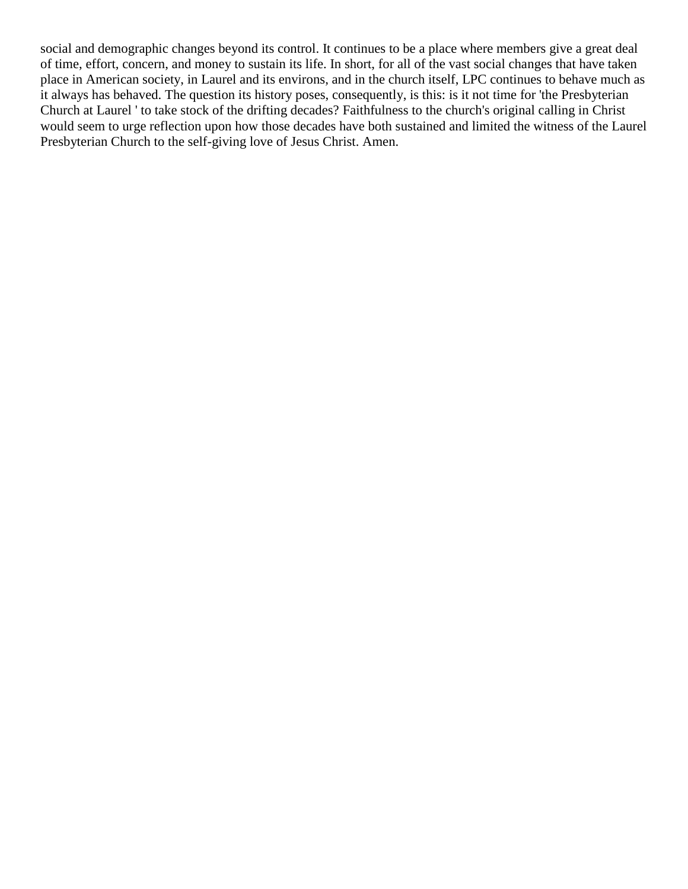social and demographic changes beyond its control. It continues to be a place where members give a great deal of time, effort, concern, and money to sustain its life. In short, for all of the vast social changes that have taken place in American society, in Laurel and its environs, and in the church itself, LPC continues to behave much as it always has behaved. The question its history poses, consequently, is this: is it not time for 'the Presbyterian Church at Laurel ' to take stock of the drifting decades? Faithfulness to the church's original calling in Christ would seem to urge reflection upon how those decades have both sustained and limited the witness of the Laurel Presbyterian Church to the self-giving love of Jesus Christ. Amen.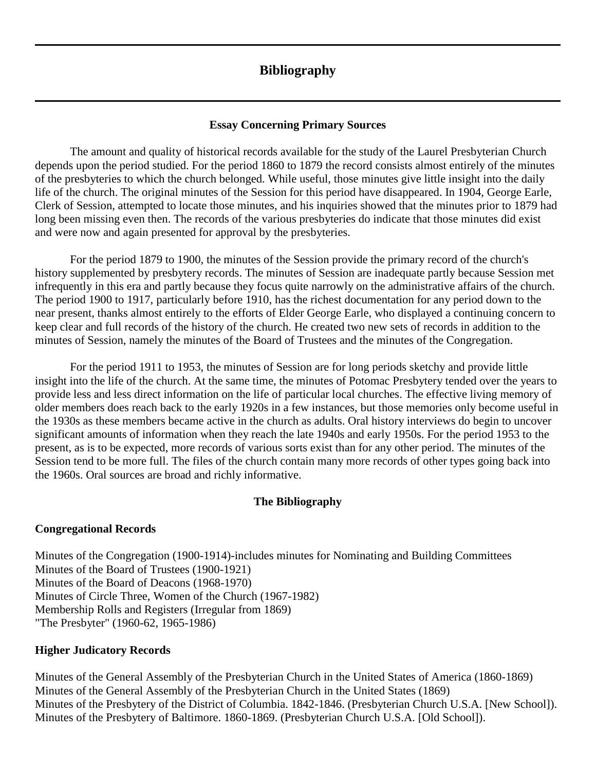# Bibliography

### Essay Concerning Primary Sources

The amount and quality of historical records available for the study of the Laurel Presbyterian Church depends upon the period studied. For the period 1860 to 1879 the record consists almost entirely of the minutes of the presbyteries to which the church belonged. While useful, those minutes give little insight into the daily life of the church. The original minutes of the Session for this period have disappeared. In 1904, George Earle, Clerk of Session, attempted to locate those minutes, and his inquiries showed that the minutes prior to 1879 had long been missing even then. The records of the various presbyteries do indicate that those minutes did exist and were now and again presented for approval by the presbyteries.

For the period 1879 to 1900, the minutes of the Session provide the primary record of the church's history supplemented by presbytery records. The minutes of Session are inadequate partly because Session met infrequently in this era and partly because they focus quite narrowly on the administrative affairs of the church. The period 1900 to 1917, particularly before 1910, has the richest documentation for any period down to the near present, thanks almost entirely to the efforts of Elder George Earle, who displayed a continuing concern to keep clear and full records of the history of the church. He created two new sets of records in addition to the minutes of Session, namely the minutes of the Board of Trustees and the minutes of the Congregation.

For the period 1911 to 1953, the minutes of Session are for long periods sketchy and provide little insight into the life of the church. At the same time, the minutes of Potomac Presbytery tended over the years to provide less and less direct information on the life of particular local churches. The effective living memory of older members does reach back to the early 1920s in a few instances, but those memories only become useful in the 1930s as these members became active in the church as adults. Oral history interviews do begin to uncover significant amounts of information when they reach the late 1940s and early 1950s. For the period 1953 to the present, as is to be expected, more records of various sorts exist than for any other period. The minutes of the Session tend to be more full. The files of the church contain many more records of other types going back into the 1960s. Oral sources are broad and richly informative.

### The Bibliography

**Congregational Records**

Minutes of the Congregation (1900-1914)-includes minutes for Nominating and Building Committees
Minutes of the Board of Trustees (1900-1921)
Minutes of the Board of Deacons (1968-1970)
Minutes of Circle Three, Women of the Church (1967-1982)
Membership Rolls and Registers (Irregular from 1869)
"The Presbyter" (1960-62, 1965-1986)

**Higher Judicatory Records**

Minutes of the General Assembly of the Presbyterian Church in the United States of America (1860-1869)
Minutes of the General Assembly of the Presbyterian Church in the United States (1869)
Minutes of the Presbytery of the District of Columbia. 1842-1846. (Presbyterian Church U.S.A. [New School]).
Minutes of the Presbytery of Baltimore. 1860-1869. (Presbyterian Church U.S.A. [Old School]).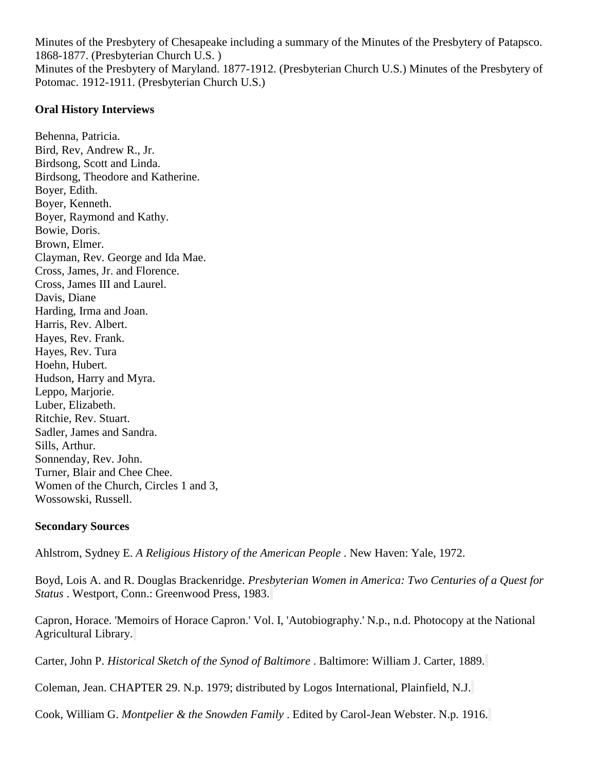Minutes of the Presbytery of Chesapeake including a summary of the Minutes of the Presbytery of Patapsco. 1868-1877. (Presbyterian Church U.S. )
Minutes of the Presbytery of Maryland. 1877-1912. (Presbyterian Church U.S.) Minutes of the Presbytery of Potomac. 1912-1911. (Presbyterian Church U.S.)

**Oral History Interviews**

Behenna, Patricia.
Bird, Rev, Andrew R., Jr.
Birdsong, Scott and Linda.
Birdsong, Theodore and Katherine.
Boyer, Edith.
Boyer, Kenneth.
Boyer, Raymond and Kathy.
Bowie, Doris.
Brown, Elmer.
Clayman, Rev. George and Ida Mae.
Cross, James, Jr. and Florence.
Cross, James III and Laurel.
Davis, Diane
Harding, Irma and Joan.
Harris, Rev. Albert.
Hayes, Rev. Frank.
Hayes, Rev. Tura
Hoehn, Hubert.
Hudson, Harry and Myra.
Leppo, Marjorie.
Luber, Elizabeth.
Ritchie, Rev. Stuart.
Sadler, James and Sandra.
Sills, Arthur.
Sonnenday, Rev. John.
Turner, Blair and Chee Chee.
Women of the Church, Circles 1 and 3,
Wossowski, Russell.

**Secondary Sources**

Ahlstrom, Sydney E. *A Religious History of the American People* . New Haven: Yale, 1972.

Boyd, Lois A. and R. Douglas Brackenridge. *Presbyterian Women in America: Two Centuries of a Quest for Status* . Westport, Conn.: Greenwood Press, 1983.

Capron, Horace. 'Memoirs of Horace Capron.' Vol. I, 'Autobiography.' N.p., n.d. Photocopy at the National Agricultural Library.

Carter, John P. *Historical Sketch of the Synod of Baltimore* . Baltimore: William J. Carter, 1889.

Coleman, Jean. CHAPTER 29. N.p. 1979; distributed by Logos International, Plainfield, N.J.

Cook, William G. *Montpelier & the Snowden Family* . Edited by Carol-Jean Webster. N.p. 1916.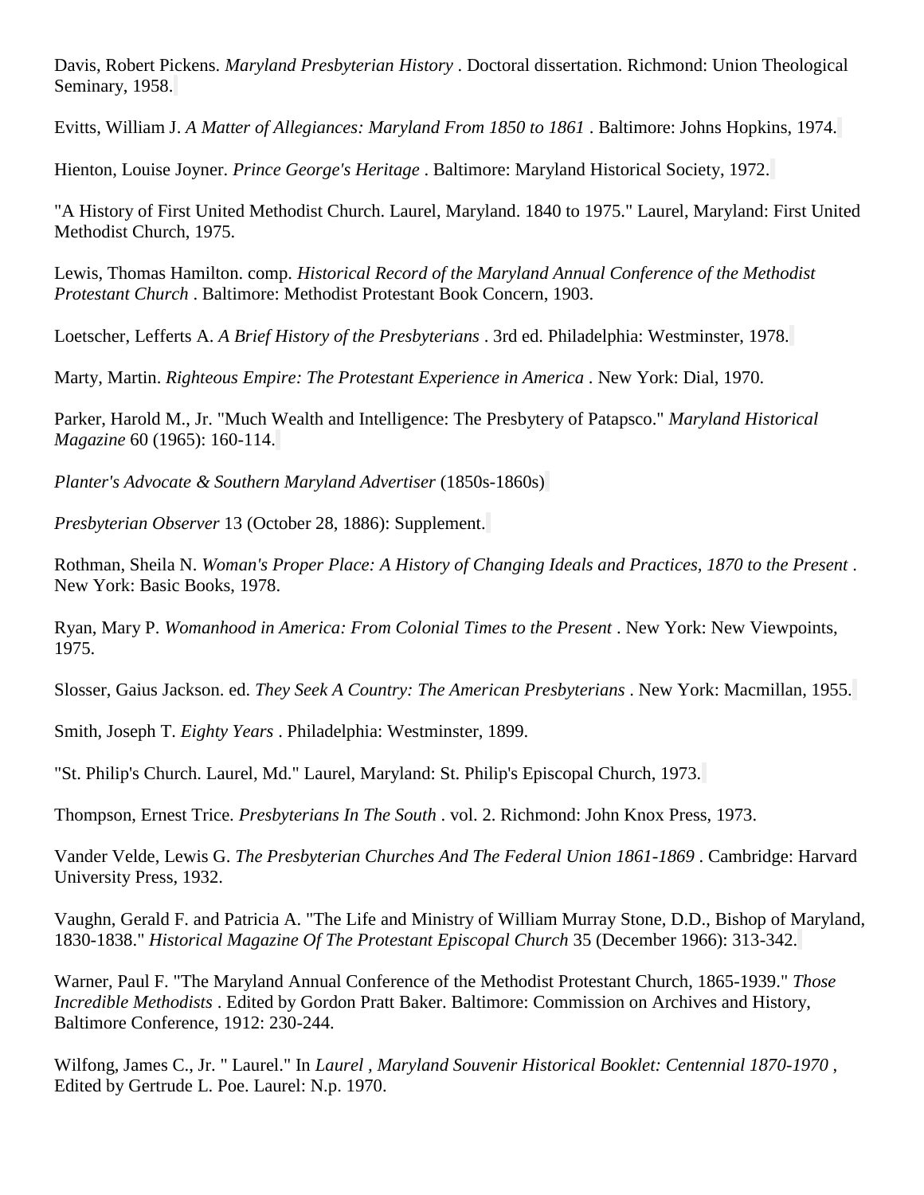Davis, Robert Pickens. *Maryland Presbyterian History* . Doctoral dissertation. Richmond: Union Theological Seminary, 1958.

Evitts, William J. *A Matter of Allegiances: Maryland From 1850 to 1861* . Baltimore: Johns Hopkins, 1974.

Hienton, Louise Joyner. *Prince George's Heritage* . Baltimore: Maryland Historical Society, 1972.

"A History of First United Methodist Church. Laurel, Maryland. 1840 to 1975." Laurel, Maryland: First United Methodist Church, 1975.

Lewis, Thomas Hamilton. comp. *Historical Record of the Maryland Annual Conference of the Methodist Protestant Church* . Baltimore: Methodist Protestant Book Concern, 1903.

Loetscher, Lefferts A. *A Brief History of the Presbyterians* . 3rd ed. Philadelphia: Westminster, 1978.

Marty, Martin. *Righteous Empire: The Protestant Experience in America* . New York: Dial, 1970.

Parker, Harold M., Jr. "Much Wealth and Intelligence: The Presbytery of Patapsco." *Maryland Historical Magazine* 60 (1965): 160-114.

*Planter's Advocate & Southern Maryland Advertiser* (1850s-1860s)

*Presbyterian Observer* 13 (October 28, 1886): Supplement.

Rothman, Sheila N. *Woman's Proper Place: A History of Changing Ideals and Practices, 1870 to the Present* . New York: Basic Books, 1978.

Ryan, Mary P. *Womanhood in America: From Colonial Times to the Present* . New York: New Viewpoints, 1975.

Slosser, Gaius Jackson. ed. *They Seek A Country: The American Presbyterians* . New York: Macmillan, 1955.

Smith, Joseph T. *Eighty Years* . Philadelphia: Westminster, 1899.

"St. Philip's Church. Laurel, Md." Laurel, Maryland: St. Philip's Episcopal Church, 1973.

Thompson, Ernest Trice. *Presbyterians In The South* . vol. 2. Richmond: John Knox Press, 1973.

Vander Velde, Lewis G. *The Presbyterian Churches And The Federal Union 1861-1869* . Cambridge: Harvard University Press, 1932.

Vaughn, Gerald F. and Patricia A. "The Life and Ministry of William Murray Stone, D.D., Bishop of Maryland, 1830-1838." *Historical Magazine Of The Protestant Episcopal Church* 35 (December 1966): 313-342.

Warner, Paul F. "The Maryland Annual Conference of the Methodist Protestant Church, 1865-1939." *Those Incredible Methodists* . Edited by Gordon Pratt Baker. Baltimore: Commission on Archives and History, Baltimore Conference, 1912: 230-244.

Wilfong, James C., Jr. " Laurel." In *Laurel* , *Maryland Souvenir Historical Booklet: Centennial 1870-1970* , Edited by Gertrude L. Poe. Laurel: N.p. 1970.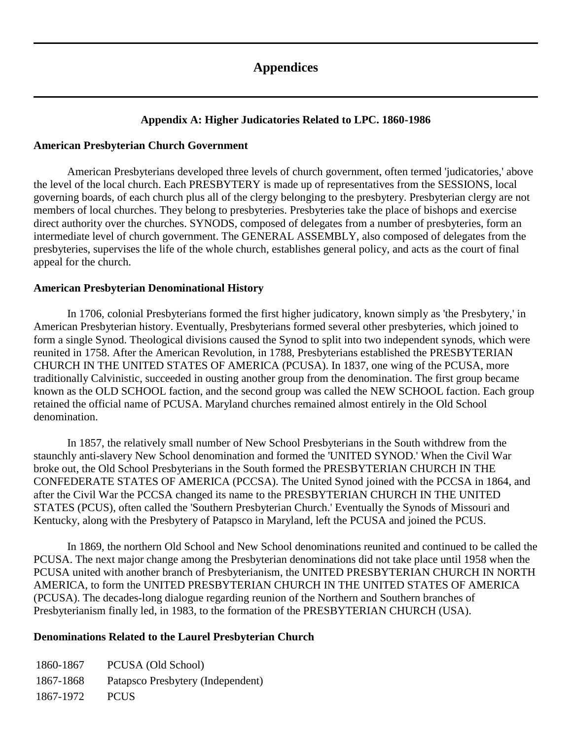# Appendices

## Appendix A: Higher Judicatories Related to LPC. 1860-1986

### American Presbyterian Church Government

American Presbyterians developed three levels of church government, often termed 'judicatories,' above the level of the local church. Each PRESBYTERY is made up of representatives from the SESSIONS, local governing boards, of each church plus all of the clergy belonging to the presbytery. Presbyterian clergy are not members of local churches. They belong to presbyteries. Presbyteries take the place of bishops and exercise direct authority over the churches. SYNODS, composed of delegates from a number of presbyteries, form an intermediate level of church government. The GENERAL ASSEMBLY, also composed of delegates from the presbyteries, supervises the life of the whole church, establishes general policy, and acts as the court of final appeal for the church.

### American Presbyterian Denominational History

In 1706, colonial Presbyterians formed the first higher judicatory, known simply as 'the Presbytery,' in American Presbyterian history. Eventually, Presbyterians formed several other presbyteries, which joined to form a single Synod. Theological divisions caused the Synod to split into two independent synods, which were reunited in 1758. After the American Revolution, in 1788, Presbyterians established the PRESBYTERIAN CHURCH IN THE UNITED STATES OF AMERICA (PCUSA). In 1837, one wing of the PCUSA, more traditionally Calvinistic, succeeded in ousting another group from the denomination. The first group became known as the OLD SCHOOL faction, and the second group was called the NEW SCHOOL faction. Each group retained the official name of PCUSA. Maryland churches remained almost entirely in the Old School denomination.

In 1857, the relatively small number of New School Presbyterians in the South withdrew from the staunchly anti-slavery New School denomination and formed the 'UNITED SYNOD.' When the Civil War broke out, the Old School Presbyterians in the South formed the PRESBYTERIAN CHURCH IN THE CONFEDERATE STATES OF AMERICA (PCCSA). The United Synod joined with the PCCSA in 1864, and after the Civil War the PCCSA changed its name to the PRESBYTERIAN CHURCH IN THE UNITED STATES (PCUS), often called the 'Southern Presbyterian Church.' Eventually the Synods of Missouri and Kentucky, along with the Presbytery of Patapsco in Maryland, left the PCUSA and joined the PCUS.

In 1869, the northern Old School and New School denominations reunited and continued to be called the PCUSA. The next major change among the Presbyterian denominations did not take place until 1958 when the PCUSA united with another branch of Presbyterianism, the UNITED PRESBYTERIAN CHURCH IN NORTH AMERICA, to form the UNITED PRESBYTERIAN CHURCH IN THE UNITED STATES OF AMERICA (PCUSA). The decades-long dialogue regarding reunion of the Northern and Southern branches of Presbyterianism finally led, in 1983, to the formation of the PRESBYTERIAN CHURCH (USA).

### Denominations Related to the Laurel Presbyterian Church

| | |
|---|---|
| 1860-1867 | PCUSA (Old School) |
| 1867-1868 | Patapsco Presbytery (Independent) |
| 1867-1972 | PCUS |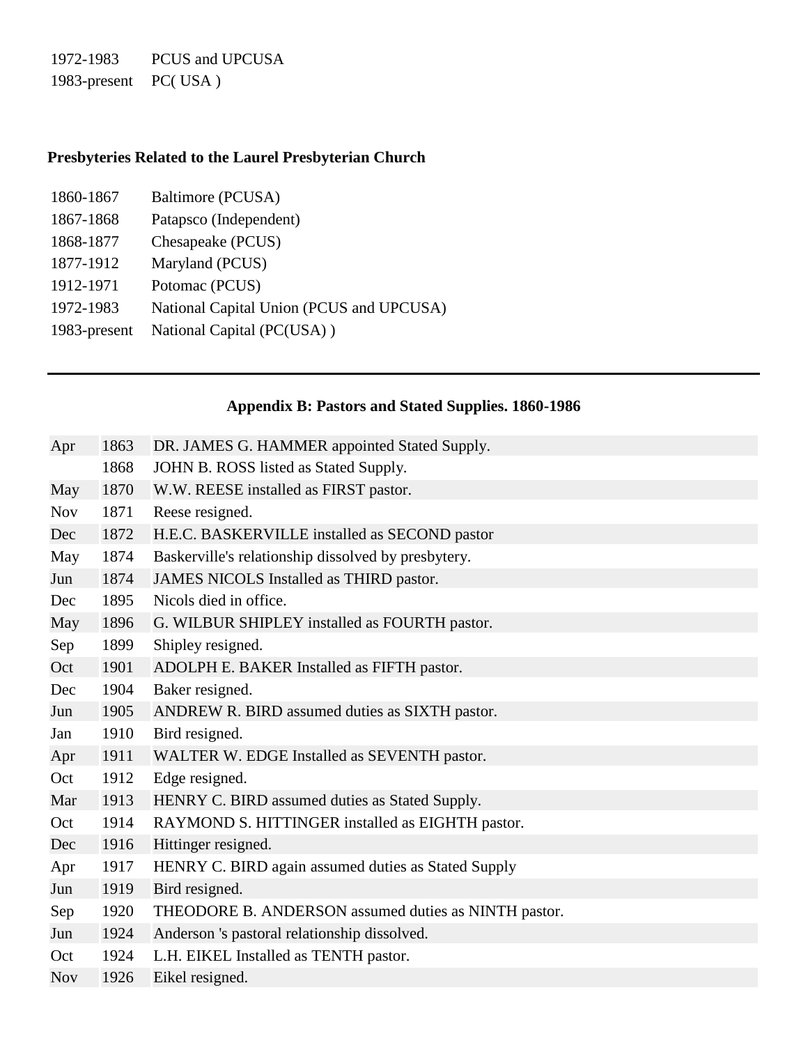| | |
|---|---|
| 1972-1983 | PCUS and UPCUSA |
| 1983-present | PC( USA ) |

**Presbyteries Related to the Laurel Presbyterian Church**

| | |
|---|---|
| 1860-1867 | Baltimore (PCUSA) |
| 1867-1868 | Patapsco (Independent) |
| 1868-1877 | Chesapeake (PCUS) |
| 1877-1912 | Maryland (PCUS) |
| 1912-1971 | Potomac (PCUS) |
| 1972-1983 | National Capital Union (PCUS and UPCUSA) |
| 1983-present | National Capital (PC(USA) ) |

---

## Appendix B: Pastors and Stated Supplies. 1860-1986

| | | |
|---|---|---|
| Apr | 1863 | DR. JAMES G. HAMMER appointed Stated Supply. |
| | 1868 | JOHN B. ROSS listed as Stated Supply. |
| May | 1870 | W.W. REESE installed as FIRST pastor. |
| Nov | 1871 | Reese resigned. |
| Dec | 1872 | H.E.C. BASKERVILLE installed as SECOND pastor |
| May | 1874 | Baskerville's relationship dissolved by presbytery. |
| Jun | 1874 | JAMES NICOLS Installed as THIRD pastor. |
| Dec | 1895 | Nicols died in office. |
| May | 1896 | G. WILBUR SHIPLEY installed as FOURTH pastor. |
| Sep | 1899 | Shipley resigned. |
| Oct | 1901 | ADOLPH E. BAKER Installed as FIFTH pastor. |
| Dec | 1904 | Baker resigned. |
| Jun | 1905 | ANDREW R. BIRD assumed duties as SIXTH pastor. |
| Jan | 1910 | Bird resigned. |
| Apr | 1911 | WALTER W. EDGE Installed as SEVENTH pastor. |
| Oct | 1912 | Edge resigned. |
| Mar | 1913 | HENRY C. BIRD assumed duties as Stated Supply. |
| Oct | 1914 | RAYMOND S. HITTINGER installed as EIGHTH pastor. |
| Dec | 1916 | Hittinger resigned. |
| Apr | 1917 | HENRY C. BIRD again assumed duties as Stated Supply |
| Jun | 1919 | Bird resigned. |
| Sep | 1920 | THEODORE B. ANDERSON assumed duties as NINTH pastor. |
| Jun | 1924 | Anderson 's pastoral relationship dissolved. |
| Oct | 1924 | L.H. EIKEL Installed as TENTH pastor. |
| Nov | 1926 | Eikel resigned. |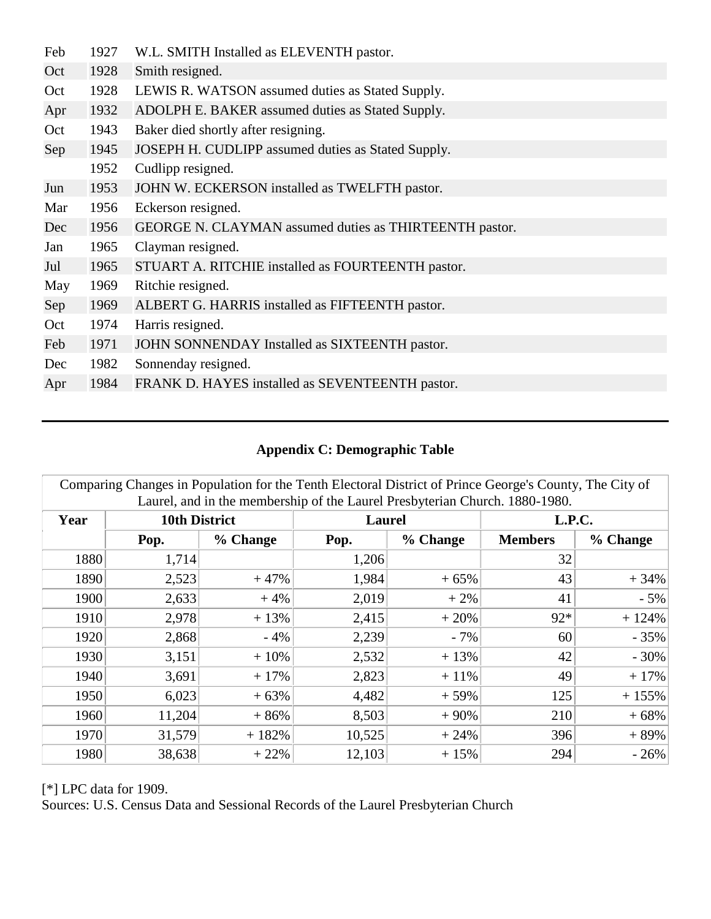| | | |
|---|---|---|
| Feb | 1927 | W.L. SMITH Installed as ELEVENTH pastor. |
| Oct | 1928 | Smith resigned. |
| Oct | 1928 | LEWIS R. WATSON assumed duties as Stated Supply. |
| Apr | 1932 | ADOLPH E. BAKER assumed duties as Stated Supply. |
| Oct | 1943 | Baker died shortly after resigning. |
| Sep | 1945 | JOSEPH H. CUDLIPP assumed duties as Stated Supply. |
| | 1952 | Cudlipp resigned. |
| Jun | 1953 | JOHN W. ECKERSON installed as TWELFTH pastor. |
| Mar | 1956 | Eckerson resigned. |
| Dec | 1956 | GEORGE N. CLAYMAN assumed duties as THIRTEENTH pastor. |
| Jan | 1965 | Clayman resigned. |
| Jul | 1965 | STUART A. RITCHIE installed as FOURTEENTH pastor. |
| May | 1969 | Ritchie resigned. |
| Sep | 1969 | ALBERT G. HARRIS installed as FIFTEENTH pastor. |
| Oct | 1974 | Harris resigned. |
| Feb | 1971 | JOHN SONNENDAY Installed as SIXTEENTH pastor. |
| Dec | 1982 | Sonnenday resigned. |
| Apr | 1984 | FRANK D. HAYES installed as SEVENTEENTH pastor. |

---

## Appendix C: Demographic Table

Comparing Changes in Population for the Tenth Electoral District of Prince George's County, The City of Laurel, and in the membership of the Laurel Presbyterian Church. 1880-1980.

| Year | 10th District | | Laurel | | L.P.C. | |
|---|---|---|---|---|---|---|
| | Pop. | % Change | Pop. | % Change | Members | % Change |
| 1880 | 1,714 | | 1,206 | | 32 | |
| 1890 | 2,523 | + 47% | 1,984 | + 65% | 43 | + 34% |
| 1900 | 2,633 | + 4% | 2,019 | + 2% | 41 | - 5% |
| 1910 | 2,978 | + 13% | 2,415 | + 20% | 92* | + 124% |
| 1920 | 2,868 | - 4% | 2,239 | - 7% | 60 | - 35% |
| 1930 | 3,151 | + 10% | 2,532 | + 13% | 42 | - 30% |
| 1940 | 3,691 | + 17% | 2,823 | + 11% | 49 | + 17% |
| 1950 | 6,023 | + 63% | 4,482 | + 59% | 125 | + 155% |
| 1960 | 11,204 | + 86% | 8,503 | + 90% | 210 | + 68% |
| 1970 | 31,579 | + 182% | 10,525 | + 24% | 396 | + 89% |
| 1980 | 38,638 | + 22% | 12,103 | + 15% | 294 | - 26% |

[*] LPC data for 1909.

Sources: U.S. Census Data and Sessional Records of the Laurel Presbyterian Church